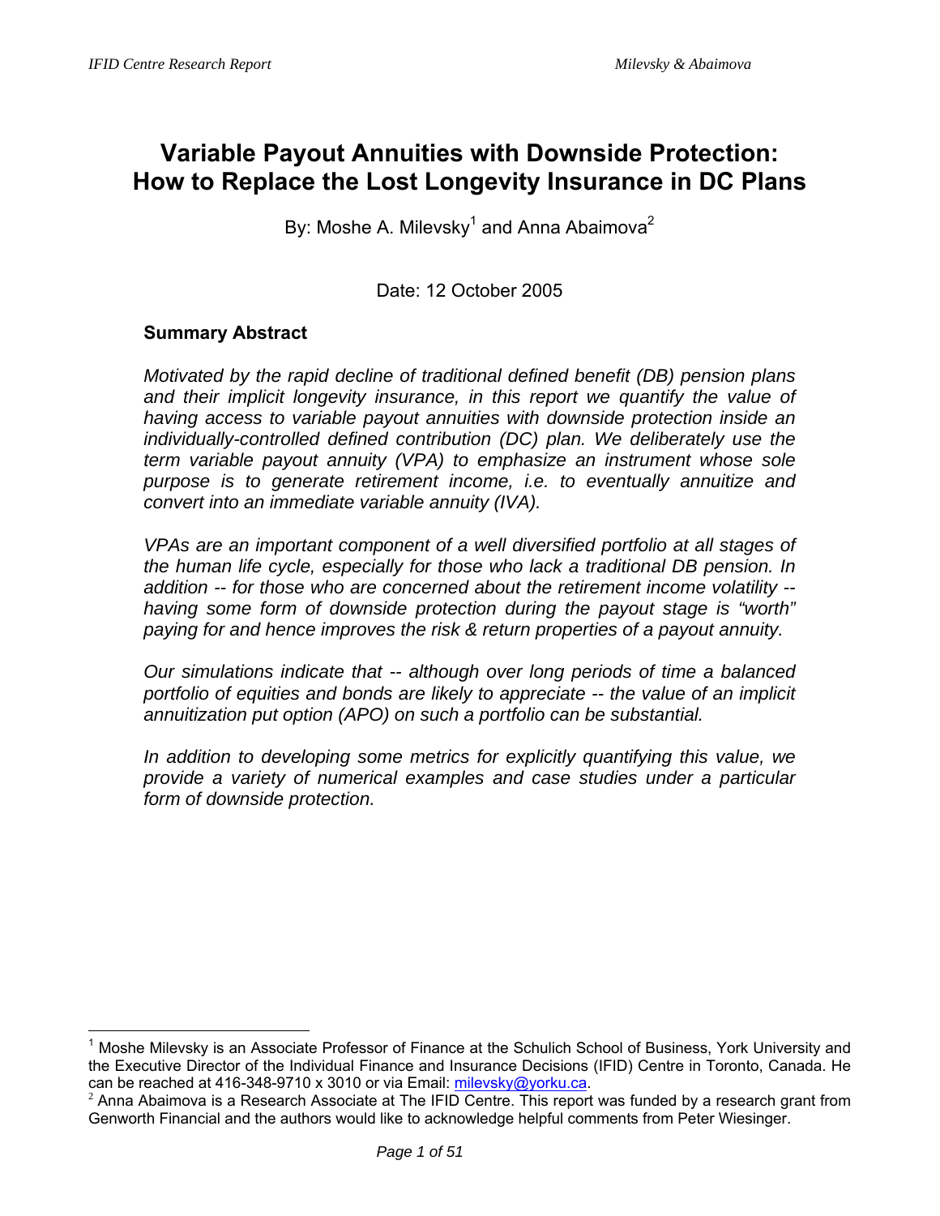# Variable Payout Annuities with Downside Protection: How to Replace the Lost Longevity Insurance in DC Plans

By: Moshe A. Milevsky[1] and Anna Abaimova[2]

Date: 12 October 2005

### Summary Abstract

*Motivated by the rapid decline of traditional defined benefit (DB) pension plans and their implicit longevity insurance, in this report we quantify the value of having access to variable payout annuities with downside protection inside an individually-controlled defined contribution (DC) plan. We deliberately use the term variable payout annuity (VPA) to emphasize an instrument whose sole purpose is to generate retirement income, i.e. to eventually annuitize and convert into an immediate variable annuity (IVA).*

*VPAs are an important component of a well diversified portfolio at all stages of the human life cycle, especially for those who lack a traditional DB pension. In addition -- for those who are concerned about the retirement income volatility -- having some form of downside protection during the payout stage is "worth" paying for and hence improves the risk & return properties of a payout annuity.*

*Our simulations indicate that -- although over long periods of time a balanced portfolio of equities and bonds are likely to appreciate -- the value of an implicit annuitization put option (APO) on such a portfolio can be substantial.*

*In addition to developing some metrics for explicitly quantifying this value, we provide a variety of numerical examples and case studies under a particular form of downside protection.*

---

[1] Moshe Milevsky is an Associate Professor of Finance at the Schulich School of Business, York University and the Executive Director of the Individual Finance and Insurance Decisions (IFID) Centre in Toronto, Canada. He can be reached at 416-348-9710 x 3010 or via Email: milevsky@yorku.ca.

[2] Anna Abaimova is a Research Associate at The IFID Centre. This report was funded by a research grant from Genworth Financial and the authors would like to acknowledge helpful comments from Peter Wiesinger.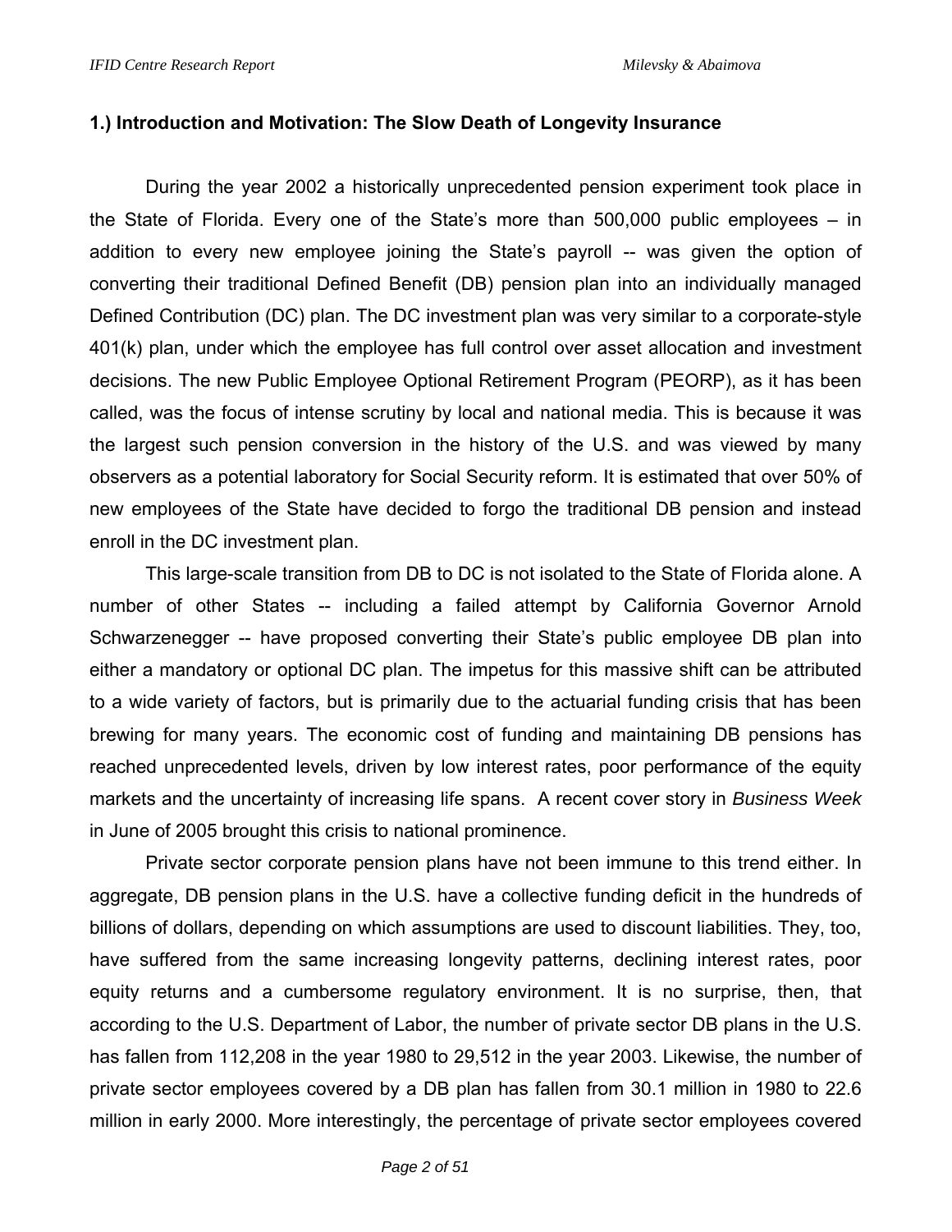## 1.) Introduction and Motivation: The Slow Death of Longevity Insurance

During the year 2002 a historically unprecedented pension experiment took place in the State of Florida. Every one of the State's more than 500,000 public employees – in addition to every new employee joining the State's payroll -- was given the option of converting their traditional Defined Benefit (DB) pension plan into an individually managed Defined Contribution (DC) plan. The DC investment plan was very similar to a corporate-style 401(k) plan, under which the employee has full control over asset allocation and investment decisions. The new Public Employee Optional Retirement Program (PEORP), as it has been called, was the focus of intense scrutiny by local and national media. This is because it was the largest such pension conversion in the history of the U.S. and was viewed by many observers as a potential laboratory for Social Security reform. It is estimated that over 50% of new employees of the State have decided to forgo the traditional DB pension and instead enroll in the DC investment plan.

This large-scale transition from DB to DC is not isolated to the State of Florida alone. A number of other States -- including a failed attempt by California Governor Arnold Schwarzenegger -- have proposed converting their State's public employee DB plan into either a mandatory or optional DC plan. The impetus for this massive shift can be attributed to a wide variety of factors, but is primarily due to the actuarial funding crisis that has been brewing for many years. The economic cost of funding and maintaining DB pensions has reached unprecedented levels, driven by low interest rates, poor performance of the equity markets and the uncertainty of increasing life spans. A recent cover story in *Business Week* in June of 2005 brought this crisis to national prominence.

Private sector corporate pension plans have not been immune to this trend either. In aggregate, DB pension plans in the U.S. have a collective funding deficit in the hundreds of billions of dollars, depending on which assumptions are used to discount liabilities. They, too, have suffered from the same increasing longevity patterns, declining interest rates, poor equity returns and a cumbersome regulatory environment. It is no surprise, then, that according to the U.S. Department of Labor, the number of private sector DB plans in the U.S. has fallen from 112,208 in the year 1980 to 29,512 in the year 2003. Likewise, the number of private sector employees covered by a DB plan has fallen from 30.1 million in 1980 to 22.6 million in early 2000. More interestingly, the percentage of private sector employees covered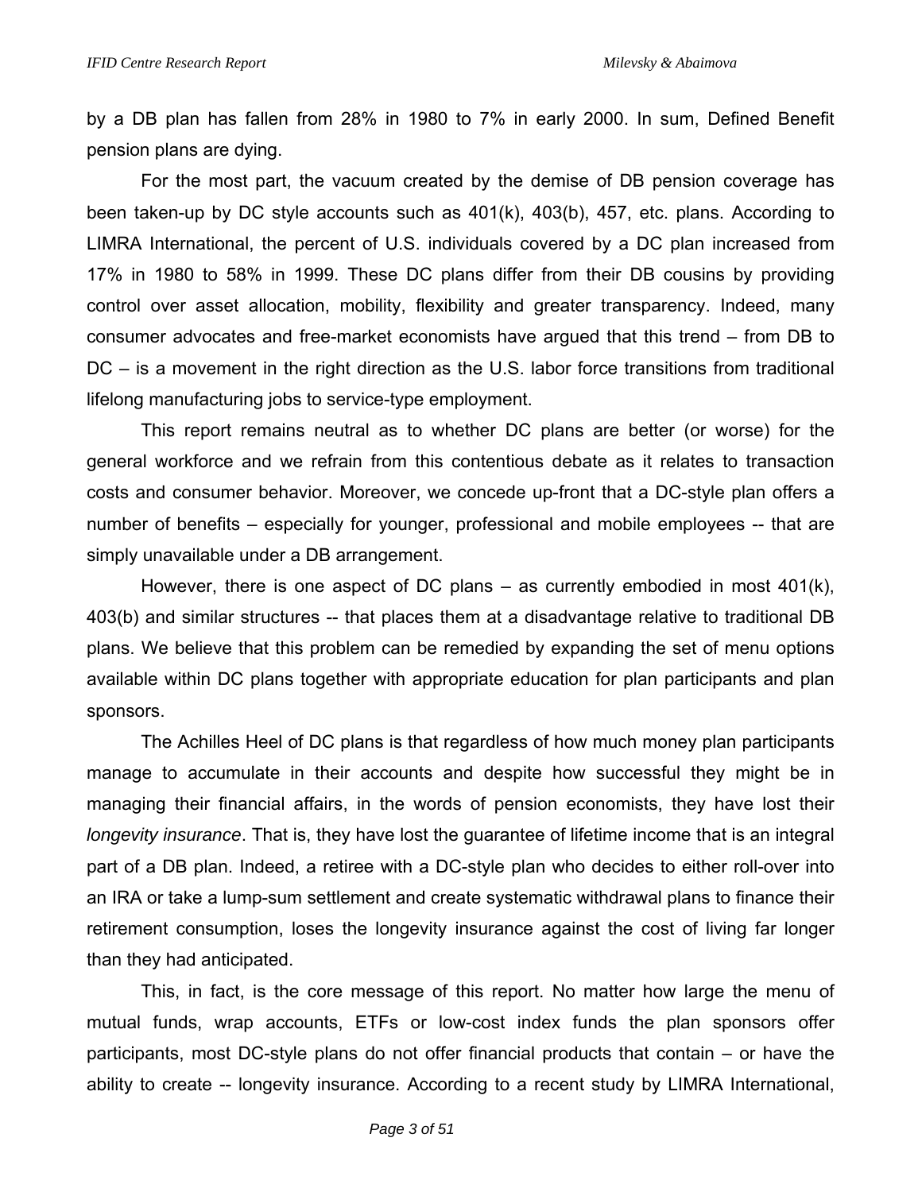by a DB plan has fallen from 28% in 1980 to 7% in early 2000. In sum, Defined Benefit pension plans are dying.

For the most part, the vacuum created by the demise of DB pension coverage has been taken-up by DC style accounts such as 401(k), 403(b), 457, etc. plans. According to LIMRA International, the percent of U.S. individuals covered by a DC plan increased from 17% in 1980 to 58% in 1999. These DC plans differ from their DB cousins by providing control over asset allocation, mobility, flexibility and greater transparency. Indeed, many consumer advocates and free-market economists have argued that this trend – from DB to DC – is a movement in the right direction as the U.S. labor force transitions from traditional lifelong manufacturing jobs to service-type employment.

This report remains neutral as to whether DC plans are better (or worse) for the general workforce and we refrain from this contentious debate as it relates to transaction costs and consumer behavior. Moreover, we concede up-front that a DC-style plan offers a number of benefits – especially for younger, professional and mobile employees -- that are simply unavailable under a DB arrangement.

However, there is one aspect of DC plans – as currently embodied in most 401(k), 403(b) and similar structures -- that places them at a disadvantage relative to traditional DB plans. We believe that this problem can be remedied by expanding the set of menu options available within DC plans together with appropriate education for plan participants and plan sponsors.

The Achilles Heel of DC plans is that regardless of how much money plan participants manage to accumulate in their accounts and despite how successful they might be in managing their financial affairs, in the words of pension economists, they have lost their *longevity insurance*. That is, they have lost the guarantee of lifetime income that is an integral part of a DB plan. Indeed, a retiree with a DC-style plan who decides to either roll-over into an IRA or take a lump-sum settlement and create systematic withdrawal plans to finance their retirement consumption, loses the longevity insurance against the cost of living far longer than they had anticipated.

This, in fact, is the core message of this report. No matter how large the menu of mutual funds, wrap accounts, ETFs or low-cost index funds the plan sponsors offer participants, most DC-style plans do not offer financial products that contain – or have the ability to create -- longevity insurance. According to a recent study by LIMRA International,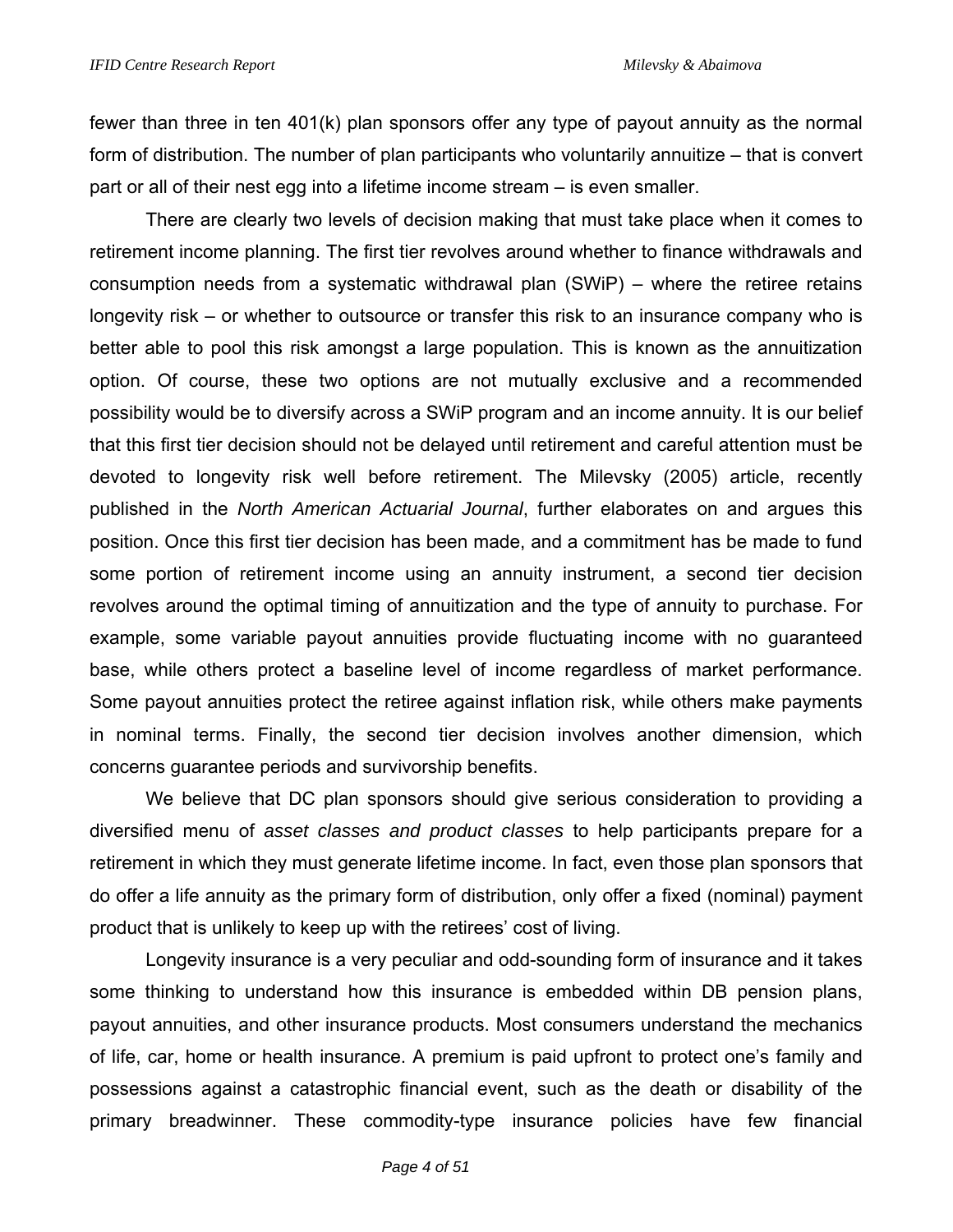fewer than three in ten 401(k) plan sponsors offer any type of payout annuity as the normal form of distribution. The number of plan participants who voluntarily annuitize – that is convert part or all of their nest egg into a lifetime income stream – is even smaller.

There are clearly two levels of decision making that must take place when it comes to retirement income planning. The first tier revolves around whether to finance withdrawals and consumption needs from a systematic withdrawal plan (SWiP) – where the retiree retains longevity risk – or whether to outsource or transfer this risk to an insurance company who is better able to pool this risk amongst a large population. This is known as the annuitization option. Of course, these two options are not mutually exclusive and a recommended possibility would be to diversify across a SWiP program and an income annuity. It is our belief that this first tier decision should not be delayed until retirement and careful attention must be devoted to longevity risk well before retirement. The Milevsky (2005) article, recently published in the *North American Actuarial Journal*, further elaborates on and argues this position. Once this first tier decision has been made, and a commitment has be made to fund some portion of retirement income using an annuity instrument, a second tier decision revolves around the optimal timing of annuitization and the type of annuity to purchase. For example, some variable payout annuities provide fluctuating income with no guaranteed base, while others protect a baseline level of income regardless of market performance. Some payout annuities protect the retiree against inflation risk, while others make payments in nominal terms. Finally, the second tier decision involves another dimension, which concerns guarantee periods and survivorship benefits.

We believe that DC plan sponsors should give serious consideration to providing a diversified menu of *asset classes and product classes* to help participants prepare for a retirement in which they must generate lifetime income. In fact, even those plan sponsors that do offer a life annuity as the primary form of distribution, only offer a fixed (nominal) payment product that is unlikely to keep up with the retirees' cost of living.

Longevity insurance is a very peculiar and odd-sounding form of insurance and it takes some thinking to understand how this insurance is embedded within DB pension plans, payout annuities, and other insurance products. Most consumers understand the mechanics of life, car, home or health insurance. A premium is paid upfront to protect one's family and possessions against a catastrophic financial event, such as the death or disability of the primary breadwinner. These commodity-type insurance policies have few financial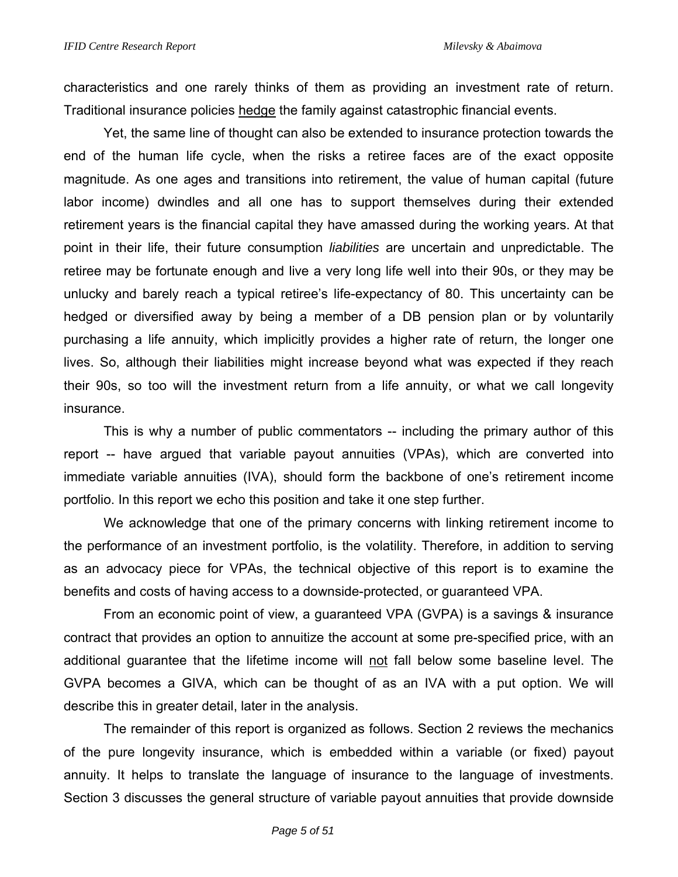characteristics and one rarely thinks of them as providing an investment rate of return. Traditional insurance policies <u>hedge</u> the family against catastrophic financial events.

Yet, the same line of thought can also be extended to insurance protection towards the end of the human life cycle, when the risks a retiree faces are of the exact opposite magnitude. As one ages and transitions into retirement, the value of human capital (future labor income) dwindles and all one has to support themselves during their extended retirement years is the financial capital they have amassed during the working years. At that point in their life, their future consumption *liabilities* are uncertain and unpredictable. The retiree may be fortunate enough and live a very long life well into their 90s, or they may be unlucky and barely reach a typical retiree's life-expectancy of 80. This uncertainty can be hedged or diversified away by being a member of a DB pension plan or by voluntarily purchasing a life annuity, which implicitly provides a higher rate of return, the longer one lives. So, although their liabilities might increase beyond what was expected if they reach their 90s, so too will the investment return from a life annuity, or what we call longevity insurance.

This is why a number of public commentators -- including the primary author of this report -- have argued that variable payout annuities (VPAs), which are converted into immediate variable annuities (IVA), should form the backbone of one's retirement income portfolio. In this report we echo this position and take it one step further.

We acknowledge that one of the primary concerns with linking retirement income to the performance of an investment portfolio, is the volatility. Therefore, in addition to serving as an advocacy piece for VPAs, the technical objective of this report is to examine the benefits and costs of having access to a downside-protected, or guaranteed VPA.

From an economic point of view, a guaranteed VPA (GVPA) is a savings & insurance contract that provides an option to annuitize the account at some pre-specified price, with an additional guarantee that the lifetime income will <u>not</u> fall below some baseline level. The GVPA becomes a GIVA, which can be thought of as an IVA with a put option. We will describe this in greater detail, later in the analysis.

The remainder of this report is organized as follows. Section 2 reviews the mechanics of the pure longevity insurance, which is embedded within a variable (or fixed) payout annuity. It helps to translate the language of insurance to the language of investments. Section 3 discusses the general structure of variable payout annuities that provide downside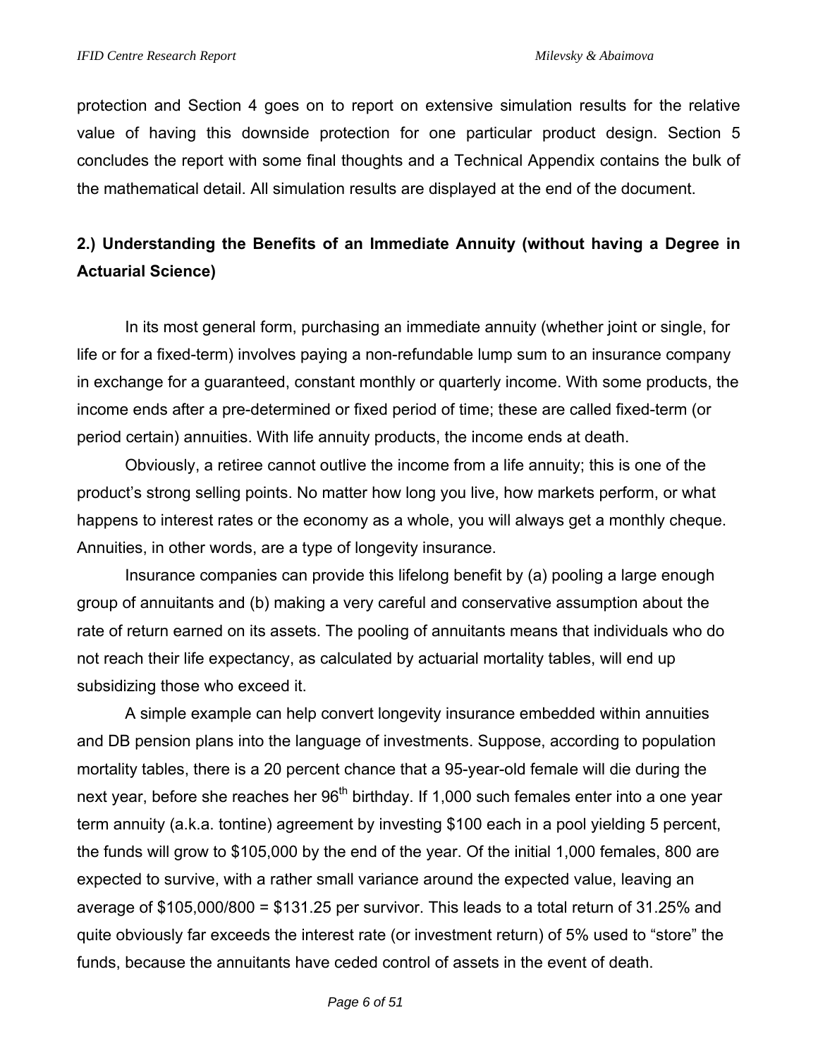protection and Section 4 goes on to report on extensive simulation results for the relative value of having this downside protection for one particular product design. Section 5 concludes the report with some final thoughts and a Technical Appendix contains the bulk of the mathematical detail. All simulation results are displayed at the end of the document.

## 2.) Understanding the Benefits of an Immediate Annuity (without having a Degree in Actuarial Science)

In its most general form, purchasing an immediate annuity (whether joint or single, for life or for a fixed-term) involves paying a non-refundable lump sum to an insurance company in exchange for a guaranteed, constant monthly or quarterly income. With some products, the income ends after a pre-determined or fixed period of time; these are called fixed-term (or period certain) annuities. With life annuity products, the income ends at death.

Obviously, a retiree cannot outlive the income from a life annuity; this is one of the product's strong selling points. No matter how long you live, how markets perform, or what happens to interest rates or the economy as a whole, you will always get a monthly cheque. Annuities, in other words, are a type of longevity insurance.

Insurance companies can provide this lifelong benefit by (a) pooling a large enough group of annuitants and (b) making a very careful and conservative assumption about the rate of return earned on its assets. The pooling of annuitants means that individuals who do not reach their life expectancy, as calculated by actuarial mortality tables, will end up subsidizing those who exceed it.

A simple example can help convert longevity insurance embedded within annuities and DB pension plans into the language of investments. Suppose, according to population mortality tables, there is a 20 percent chance that a 95-year-old female will die during the next year, before she reaches her 96$^{th}$ birthday. If 1,000 such females enter into a one year term annuity (a.k.a. tontine) agreement by investing $100 each in a pool yielding 5 percent, the funds will grow to $105,000 by the end of the year. Of the initial 1,000 females, 800 are expected to survive, with a rather small variance around the expected value, leaving an average of $105,000/800 = $131.25 per survivor. This leads to a total return of 31.25% and quite obviously far exceeds the interest rate (or investment return) of 5% used to "store" the funds, because the annuitants have ceded control of assets in the event of death.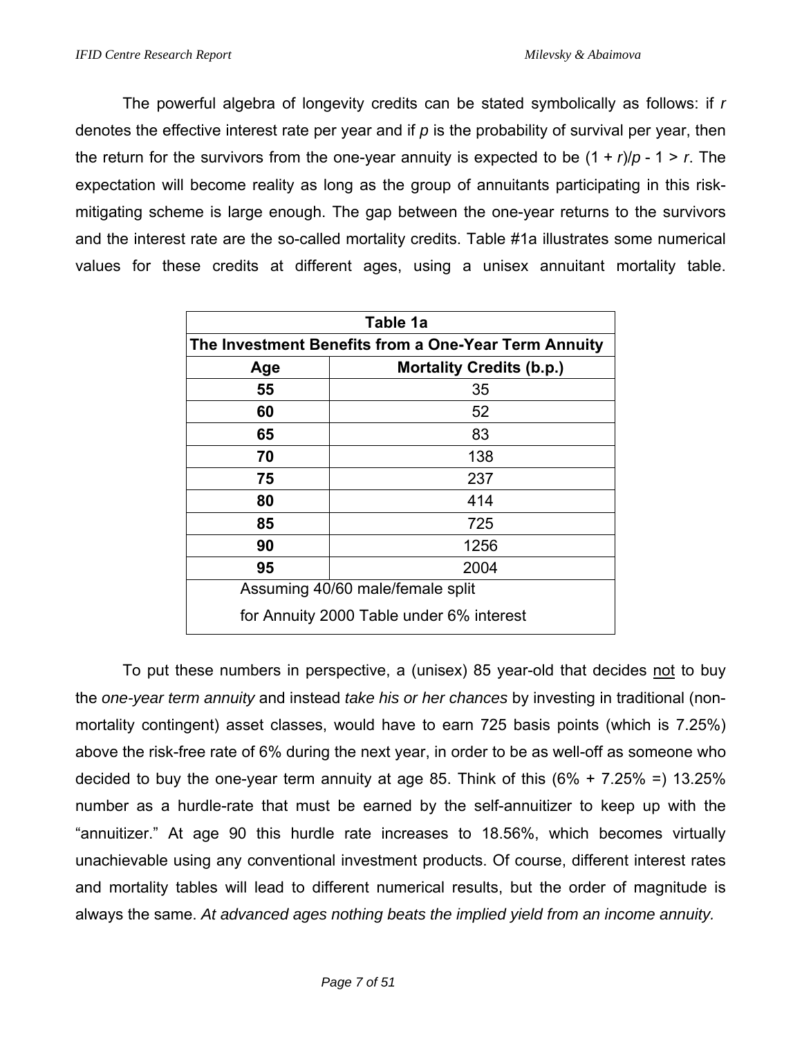The powerful algebra of longevity credits can be stated symbolically as follows: if $r$ denotes the effective interest rate per year and if $p$ is the probability of survival per year, then the return for the survivors from the one-year annuity is expected to be $(1 + r)/p - 1 > r$. The expectation will become reality as long as the group of annuitants participating in this risk-mitigating scheme is large enough. The gap between the one-year returns to the survivors and the interest rate are the so-called mortality credits. Table #1a illustrates some numerical values for these credits at different ages, using a unisex annuitant mortality table.

| **Table 1a** | |
|---|---|
| **The Investment Benefits from a One-Year Term Annuity** | |
| **Age** | **Mortality Credits (b.p.)** |
| **55** | 35 |
| **60** | 52 |
| **65** | 83 |
| **70** | 138 |
| **75** | 237 |
| **80** | 414 |
| **85** | 725 |
| **90** | 1256 |
| **95** | 2004 |
| Assuming 40/60 male/female split for Annuity 2000 Table under 6% interest | |

To put these numbers in perspective, a (unisex) 85 year-old that decides <u>not</u> to buy the *one-year term annuity* and instead *take his or her chances* by investing in traditional (non-mortality contingent) asset classes, would have to earn 725 basis points (which is 7.25%) above the risk-free rate of 6% during the next year, in order to be as well-off as someone who decided to buy the one-year term annuity at age 85. Think of this (6% + 7.25% =) 13.25% number as a hurdle-rate that must be earned by the self-annuitizer to keep up with the "annuitizer." At age 90 this hurdle rate increases to 18.56%, which becomes virtually unachievable using any conventional investment products. Of course, different interest rates and mortality tables will lead to different numerical results, but the order of magnitude is always the same. *At advanced ages nothing beats the implied yield from an income annuity.*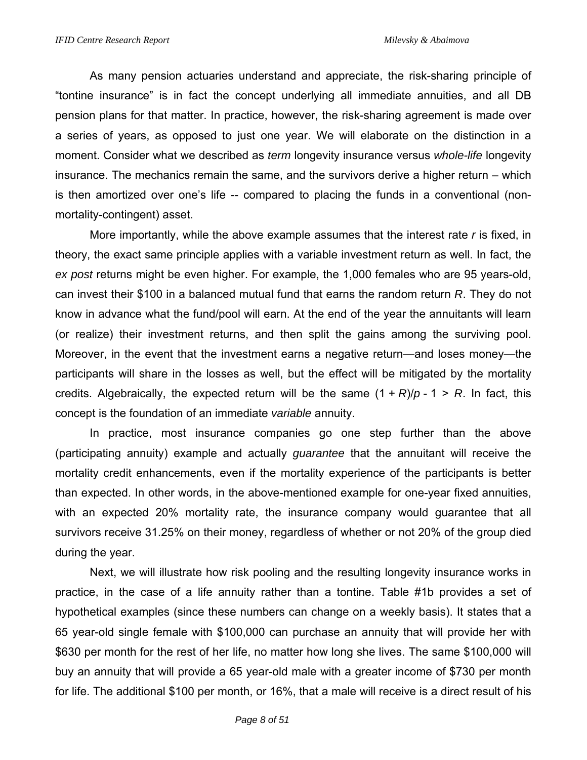As many pension actuaries understand and appreciate, the risk-sharing principle of "tontine insurance" is in fact the concept underlying all immediate annuities, and all DB pension plans for that matter. In practice, however, the risk-sharing agreement is made over a series of years, as opposed to just one year. We will elaborate on the distinction in a moment. Consider what we described as *term* longevity insurance versus *whole-life* longevity insurance. The mechanics remain the same, and the survivors derive a higher return – which is then amortized over one's life -- compared to placing the funds in a conventional (non-mortality-contingent) asset.

More importantly, while the above example assumes that the interest rate $r$ is fixed, in theory, the exact same principle applies with a variable investment return as well. In fact, the *ex post* returns might be even higher. For example, the 1,000 females who are 95 years-old, can invest their \$100 in a balanced mutual fund that earns the random return $R$. They do not know in advance what the fund/pool will earn. At the end of the year the annuitants will learn (or realize) their investment returns, and then split the gains among the surviving pool. Moreover, in the event that the investment earns a negative return—and loses money—the participants will share in the losses as well, but the effect will be mitigated by the mortality credits. Algebraically, the expected return will be the same $(1 + R)/p - 1 > R$. In fact, this concept is the foundation of an immediate *variable* annuity.

In practice, most insurance companies go one step further than the above (participating annuity) example and actually *guarantee* that the annuitant will receive the mortality credit enhancements, even if the mortality experience of the participants is better than expected. In other words, in the above-mentioned example for one-year fixed annuities, with an expected 20% mortality rate, the insurance company would guarantee that all survivors receive 31.25% on their money, regardless of whether or not 20% of the group died during the year.

Next, we will illustrate how risk pooling and the resulting longevity insurance works in practice, in the case of a life annuity rather than a tontine. Table #1b provides a set of hypothetical examples (since these numbers can change on a weekly basis). It states that a 65 year-old single female with \$100,000 can purchase an annuity that will provide her with \$630 per month for the rest of her life, no matter how long she lives. The same \$100,000 will buy an annuity that will provide a 65 year-old male with a greater income of \$730 per month for life. The additional \$100 per month, or 16%, that a male will receive is a direct result of his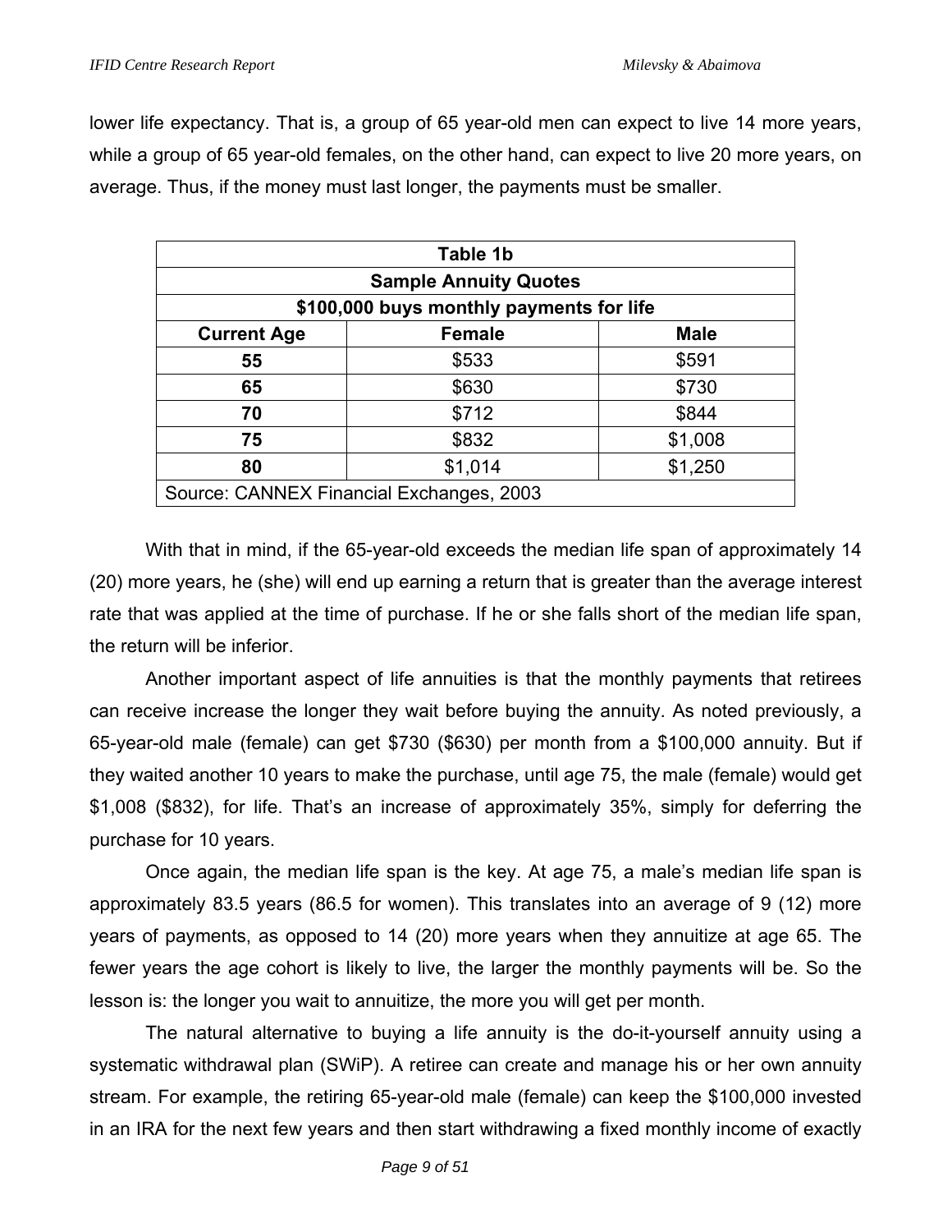lower life expectancy. That is, a group of 65 year-old men can expect to live 14 more years, while a group of 65 year-old females, on the other hand, can expect to live 20 more years, on average. Thus, if the money must last longer, the payments must be smaller.

| Table 1b | | |
|---|---|---|
| **Sample Annuity Quotes** | | |
| **$100,000 buys monthly payments for life** | | |
| **Current Age** | **Female** | **Male** |
| **55** | $533 | $591 |
| **65** | $630 | $730 |
| **70** | $712 | $844 |
| **75** | $832 | $1,008 |
| **80** | $1,014 | $1,250 |
| Source: CANNEX Financial Exchanges, 2003 | | |

With that in mind, if the 65-year-old exceeds the median life span of approximately 14 (20) more years, he (she) will end up earning a return that is greater than the average interest rate that was applied at the time of purchase. If he or she falls short of the median life span, the return will be inferior.

Another important aspect of life annuities is that the monthly payments that retirees can receive increase the longer they wait before buying the annuity. As noted previously, a 65-year-old male (female) can get $730 ($630) per month from a $100,000 annuity. But if they waited another 10 years to make the purchase, until age 75, the male (female) would get $1,008 ($832), for life. That's an increase of approximately 35%, simply for deferring the purchase for 10 years.

Once again, the median life span is the key. At age 75, a male's median life span is approximately 83.5 years (86.5 for women). This translates into an average of 9 (12) more years of payments, as opposed to 14 (20) more years when they annuitize at age 65. The fewer years the age cohort is likely to live, the larger the monthly payments will be. So the lesson is: the longer you wait to annuitize, the more you will get per month.

The natural alternative to buying a life annuity is the do-it-yourself annuity using a systematic withdrawal plan (SWiP). A retiree can create and manage his or her own annuity stream. For example, the retiring 65-year-old male (female) can keep the $100,000 invested in an IRA for the next few years and then start withdrawing a fixed monthly income of exactly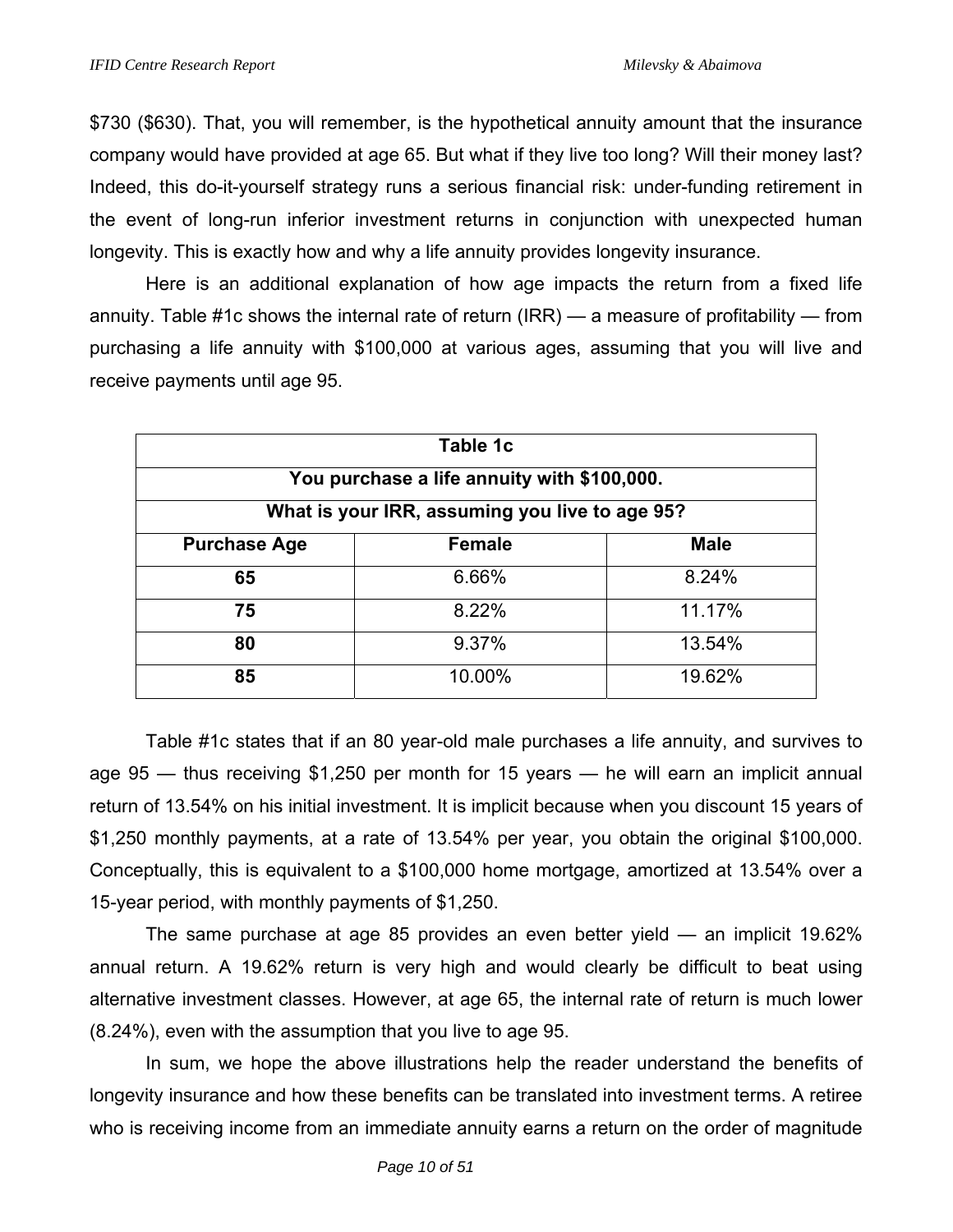$730 ($630). That, you will remember, is the hypothetical annuity amount that the insurance company would have provided at age 65. But what if they live too long? Will their money last? Indeed, this do-it-yourself strategy runs a serious financial risk: under-funding retirement in the event of long-run inferior investment returns in conjunction with unexpected human longevity. This is exactly how and why a life annuity provides longevity insurance.

Here is an additional explanation of how age impacts the return from a fixed life annuity. Table #1c shows the internal rate of return (IRR) — a measure of profitability — from purchasing a life annuity with $100,000 at various ages, assuming that you will live and receive payments until age 95.

| Table 1c<br>You purchase a life annuity with $100,000.<br>What is your IRR, assuming you live to age 95? | | |
|---|---|---|
| **Purchase Age** | **Female** | **Male** |
| **65** | 6.66% | 8.24% |
| **75** | 8.22% | 11.17% |
| **80** | 9.37% | 13.54% |
| **85** | 10.00% | 19.62% |

Table #1c states that if an 80 year-old male purchases a life annuity, and survives to age 95 — thus receiving $1,250 per month for 15 years — he will earn an implicit annual return of 13.54% on his initial investment. It is implicit because when you discount 15 years of $1,250 monthly payments, at a rate of 13.54% per year, you obtain the original $100,000. Conceptually, this is equivalent to a $100,000 home mortgage, amortized at 13.54% over a 15-year period, with monthly payments of $1,250.

The same purchase at age 85 provides an even better yield — an implicit 19.62% annual return. A 19.62% return is very high and would clearly be difficult to beat using alternative investment classes. However, at age 65, the internal rate of return is much lower (8.24%), even with the assumption that you live to age 95.

In sum, we hope the above illustrations help the reader understand the benefits of longevity insurance and how these benefits can be translated into investment terms. A retiree who is receiving income from an immediate annuity earns a return on the order of magnitude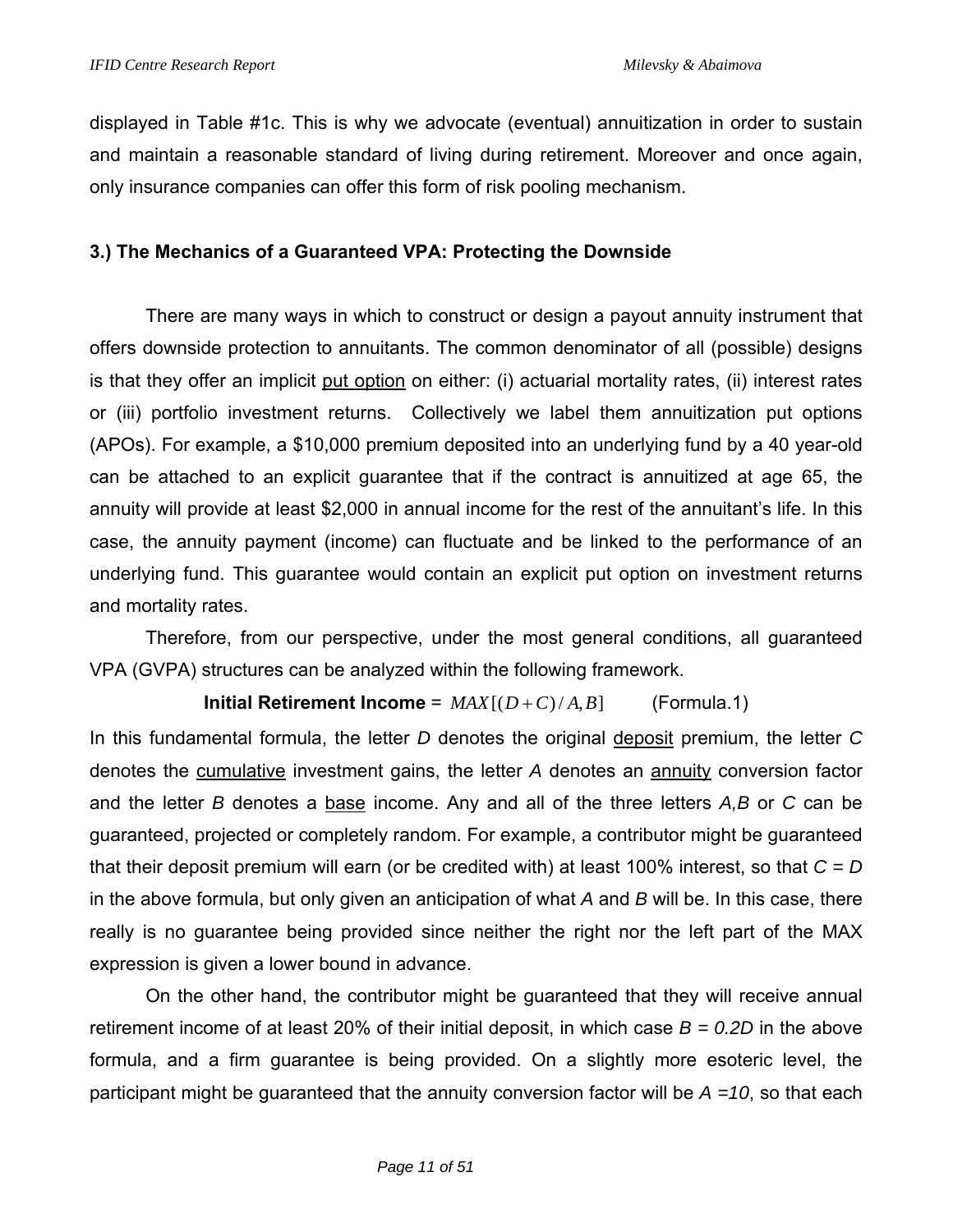displayed in Table #1c. This is why we advocate (eventual) annuitization in order to sustain and maintain a reasonable standard of living during retirement. Moreover and once again, only insurance companies can offer this form of risk pooling mechanism.

### 3.) The Mechanics of a Guaranteed VPA: Protecting the Downside

There are many ways in which to construct or design a payout annuity instrument that offers downside protection to annuitants. The common denominator of all (possible) designs is that they offer an implicit put option on either: (i) actuarial mortality rates, (ii) interest rates or (iii) portfolio investment returns. Collectively we label them annuitization put options (APOs). For example, a $10,000 premium deposited into an underlying fund by a 40 year-old can be attached to an explicit guarantee that if the contract is annuitized at age 65, the annuity will provide at least $2,000 in annual income for the rest of the annuitant's life. In this case, the annuity payment (income) can fluctuate and be linked to the performance of an underlying fund. This guarantee would contain an explicit put option on investment returns and mortality rates.

Therefore, from our perspective, under the most general conditions, all guaranteed VPA (GVPA) structures can be analyzed within the following framework.

$$\textbf{Initial Retirement Income} = MAX[(D+C)/A, B] \qquad \text{(Formula.1)}$$

In this fundamental formula, the letter *D* denotes the original deposit premium, the letter *C* denotes the cumulative investment gains, the letter *A* denotes an annuity conversion factor and the letter *B* denotes a base income. Any and all of the three letters *A,B* or *C* can be guaranteed, projected or completely random. For example, a contributor might be guaranteed that their deposit premium will earn (or be credited with) at least 100% interest, so that $C = D$ in the above formula, but only given an anticipation of what *A* and *B* will be. In this case, there really is no guarantee being provided since neither the right nor the left part of the MAX expression is given a lower bound in advance.

On the other hand, the contributor might be guaranteed that they will receive annual retirement income of at least 20% of their initial deposit, in which case $B = 0.2D$ in the above formula, and a firm guarantee is being provided. On a slightly more esoteric level, the participant might be guaranteed that the annuity conversion factor will be $A = 10$, so that each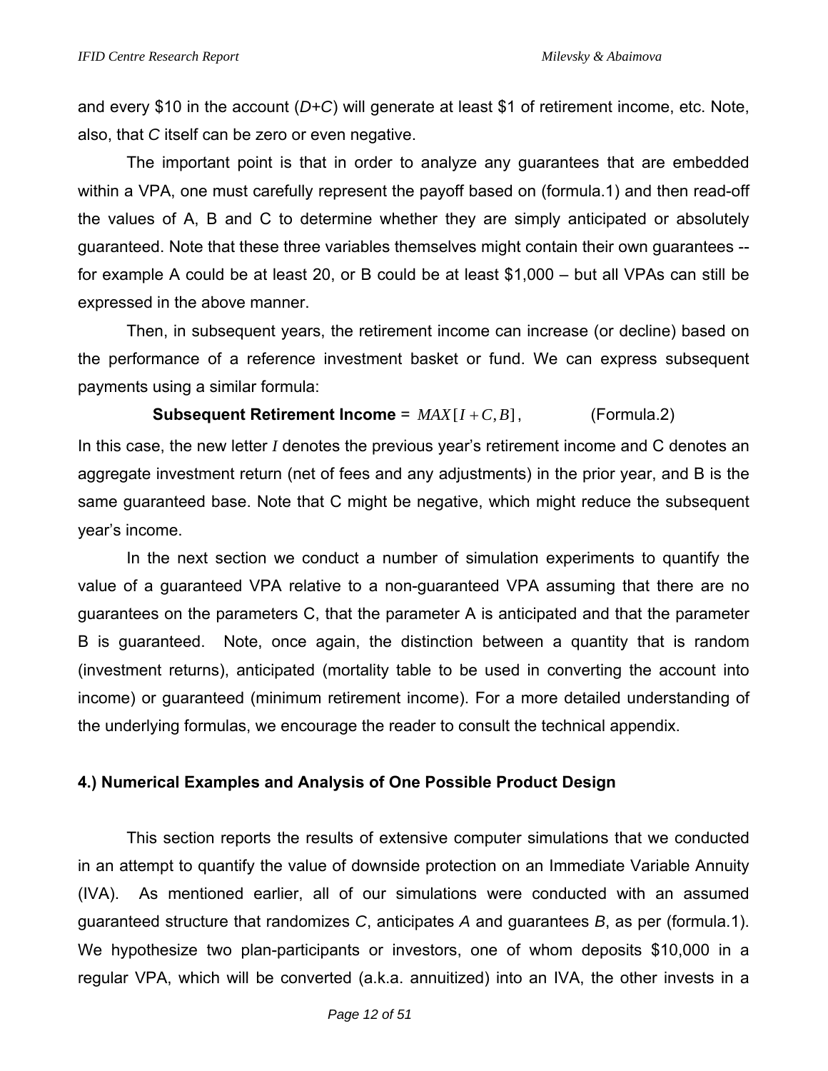and every \$10 in the account ($D$+$C$) will generate at least \$1 of retirement income, etc. Note, also, that $C$ itself can be zero or even negative.

The important point is that in order to analyze any guarantees that are embedded within a VPA, one must carefully represent the payoff based on (formula.1) and then read-off the values of A, B and C to determine whether they are simply anticipated or absolutely guaranteed. Note that these three variables themselves might contain their own guarantees -- for example A could be at least 20, or B could be at least \$1,000 – but all VPAs can still be expressed in the above manner.

Then, in subsequent years, the retirement income can increase (or decline) based on the performance of a reference investment basket or fund. We can express subsequent payments using a similar formula:

$$\textbf{Subsequent Retirement Income} = MAX[I + C, B], \qquad \text{(Formula.2)}$$

In this case, the new letter $I$ denotes the previous year's retirement income and C denotes an aggregate investment return (net of fees and any adjustments) in the prior year, and B is the same guaranteed base. Note that C might be negative, which might reduce the subsequent year's income.

In the next section we conduct a number of simulation experiments to quantify the value of a guaranteed VPA relative to a non-guaranteed VPA assuming that there are no guarantees on the parameters C, that the parameter A is anticipated and that the parameter B is guaranteed. Note, once again, the distinction between a quantity that is random (investment returns), anticipated (mortality table to be used in converting the account into income) or guaranteed (minimum retirement income). For a more detailed understanding of the underlying formulas, we encourage the reader to consult the technical appendix.

## 4.) Numerical Examples and Analysis of One Possible Product Design

This section reports the results of extensive computer simulations that we conducted in an attempt to quantify the value of downside protection on an Immediate Variable Annuity (IVA). As mentioned earlier, all of our simulations were conducted with an assumed guaranteed structure that randomizes $C$, anticipates $A$ and guarantees $B$, as per (formula.1). We hypothesize two plan-participants or investors, one of whom deposits \$10,000 in a regular VPA, which will be converted (a.k.a. annuitized) into an IVA, the other invests in a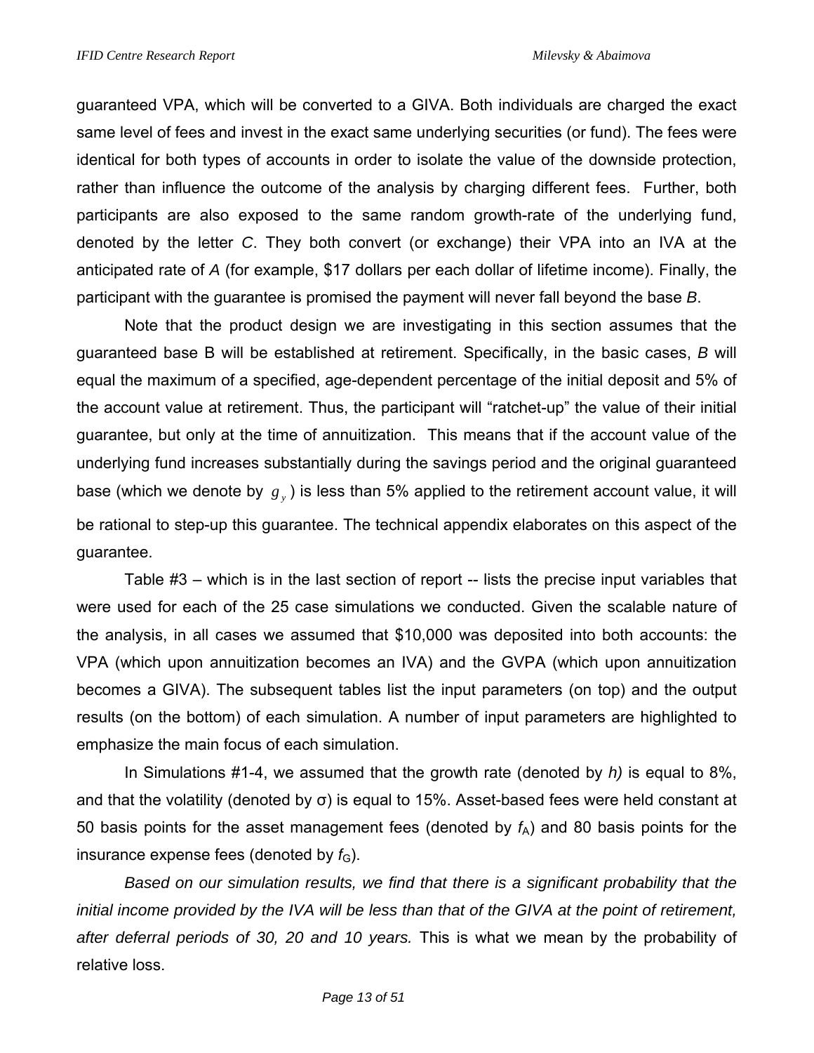guaranteed VPA, which will be converted to a GIVA. Both individuals are charged the exact same level of fees and invest in the exact same underlying securities (or fund). The fees were identical for both types of accounts in order to isolate the value of the downside protection, rather than influence the outcome of the analysis by charging different fees. Further, both participants are also exposed to the same random growth-rate of the underlying fund, denoted by the letter *C*. They both convert (or exchange) their VPA into an IVA at the anticipated rate of *A* (for example, \$17 dollars per each dollar of lifetime income). Finally, the participant with the guarantee is promised the payment will never fall beyond the base *B*.

Note that the product design we are investigating in this section assumes that the guaranteed base B will be established at retirement. Specifically, in the basic cases, *B* will equal the maximum of a specified, age-dependent percentage of the initial deposit and 5% of the account value at retirement. Thus, the participant will "ratchet-up" the value of their initial guarantee, but only at the time of annuitization. This means that if the account value of the underlying fund increases substantially during the savings period and the original guaranteed base (which we denote by $g_y$) is less than 5% applied to the retirement account value, it will be rational to step-up this guarantee. The technical appendix elaborates on this aspect of the guarantee.

Table #3 – which is in the last section of report -- lists the precise input variables that were used for each of the 25 case simulations we conducted. Given the scalable nature of the analysis, in all cases we assumed that \$10,000 was deposited into both accounts: the VPA (which upon annuitization becomes an IVA) and the GVPA (which upon annuitization becomes a GIVA). The subsequent tables list the input parameters (on top) and the output results (on the bottom) of each simulation. A number of input parameters are highlighted to emphasize the main focus of each simulation.

In Simulations #1-4, we assumed that the growth rate (denoted by *h)* is equal to 8%, and that the volatility (denoted by σ) is equal to 15%. Asset-based fees were held constant at 50 basis points for the asset management fees (denoted by $f_A$) and 80 basis points for the insurance expense fees (denoted by $f_G$).

*Based on our simulation results, we find that there is a significant probability that the initial income provided by the IVA will be less than that of the GIVA at the point of retirement, after deferral periods of 30, 20 and 10 years.* This is what we mean by the probability of relative loss.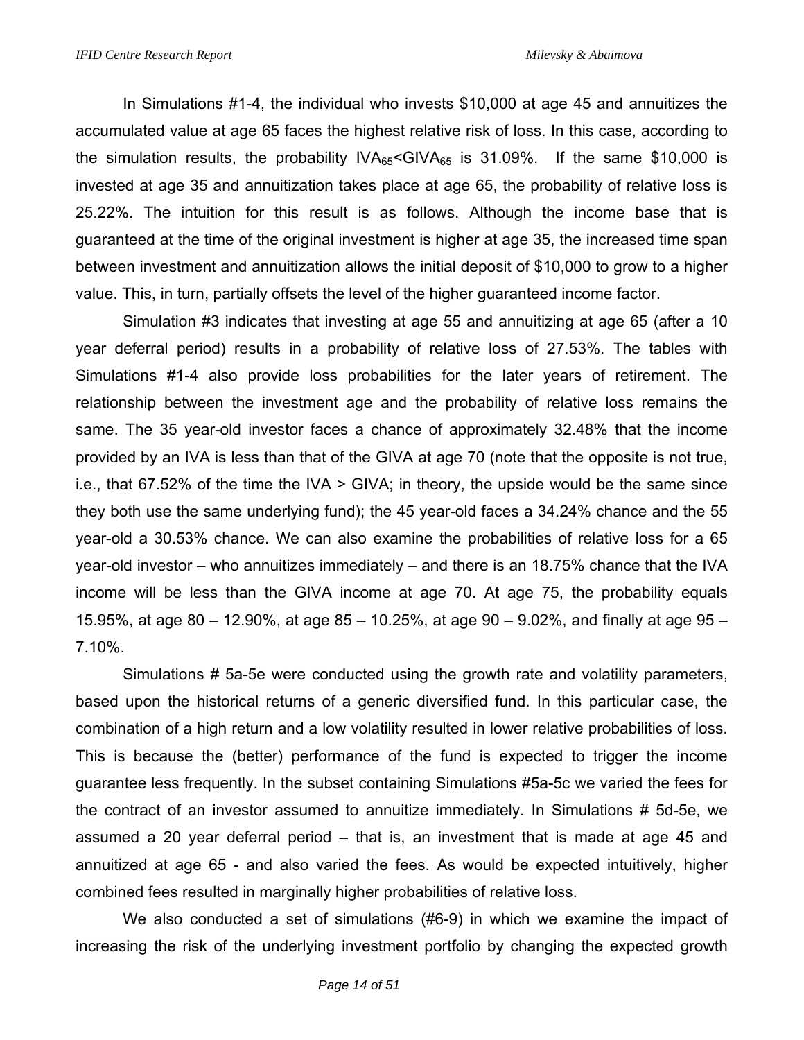In Simulations #1-4, the individual who invests \$10,000 at age 45 and annuitizes the accumulated value at age 65 faces the highest relative risk of loss. In this case, according to the simulation results, the probability $IVA_{65}<GIVA_{65}$ is 31.09%. If the same \$10,000 is invested at age 35 and annuitization takes place at age 65, the probability of relative loss is 25.22%. The intuition for this result is as follows. Although the income base that is guaranteed at the time of the original investment is higher at age 35, the increased time span between investment and annuitization allows the initial deposit of \$10,000 to grow to a higher value. This, in turn, partially offsets the level of the higher guaranteed income factor.

Simulation #3 indicates that investing at age 55 and annuitizing at age 65 (after a 10 year deferral period) results in a probability of relative loss of 27.53%. The tables with Simulations #1-4 also provide loss probabilities for the later years of retirement. The relationship between the investment age and the probability of relative loss remains the same. The 35 year-old investor faces a chance of approximately 32.48% that the income provided by an IVA is less than that of the GIVA at age 70 (note that the opposite is not true, i.e., that 67.52% of the time the IVA > GIVA; in theory, the upside would be the same since they both use the same underlying fund); the 45 year-old faces a 34.24% chance and the 55 year-old a 30.53% chance. We can also examine the probabilities of relative loss for a 65 year-old investor – who annuitizes immediately – and there is an 18.75% chance that the IVA income will be less than the GIVA income at age 70. At age 75, the probability equals 15.95%, at age 80 – 12.90%, at age 85 – 10.25%, at age 90 – 9.02%, and finally at age 95 – 7.10%.

Simulations # 5a-5e were conducted using the growth rate and volatility parameters, based upon the historical returns of a generic diversified fund. In this particular case, the combination of a high return and a low volatility resulted in lower relative probabilities of loss. This is because the (better) performance of the fund is expected to trigger the income guarantee less frequently. In the subset containing Simulations #5a-5c we varied the fees for the contract of an investor assumed to annuitize immediately. In Simulations # 5d-5e, we assumed a 20 year deferral period – that is, an investment that is made at age 45 and annuitized at age 65 - and also varied the fees. As would be expected intuitively, higher combined fees resulted in marginally higher probabilities of relative loss.

We also conducted a set of simulations (#6-9) in which we examine the impact of increasing the risk of the underlying investment portfolio by changing the expected growth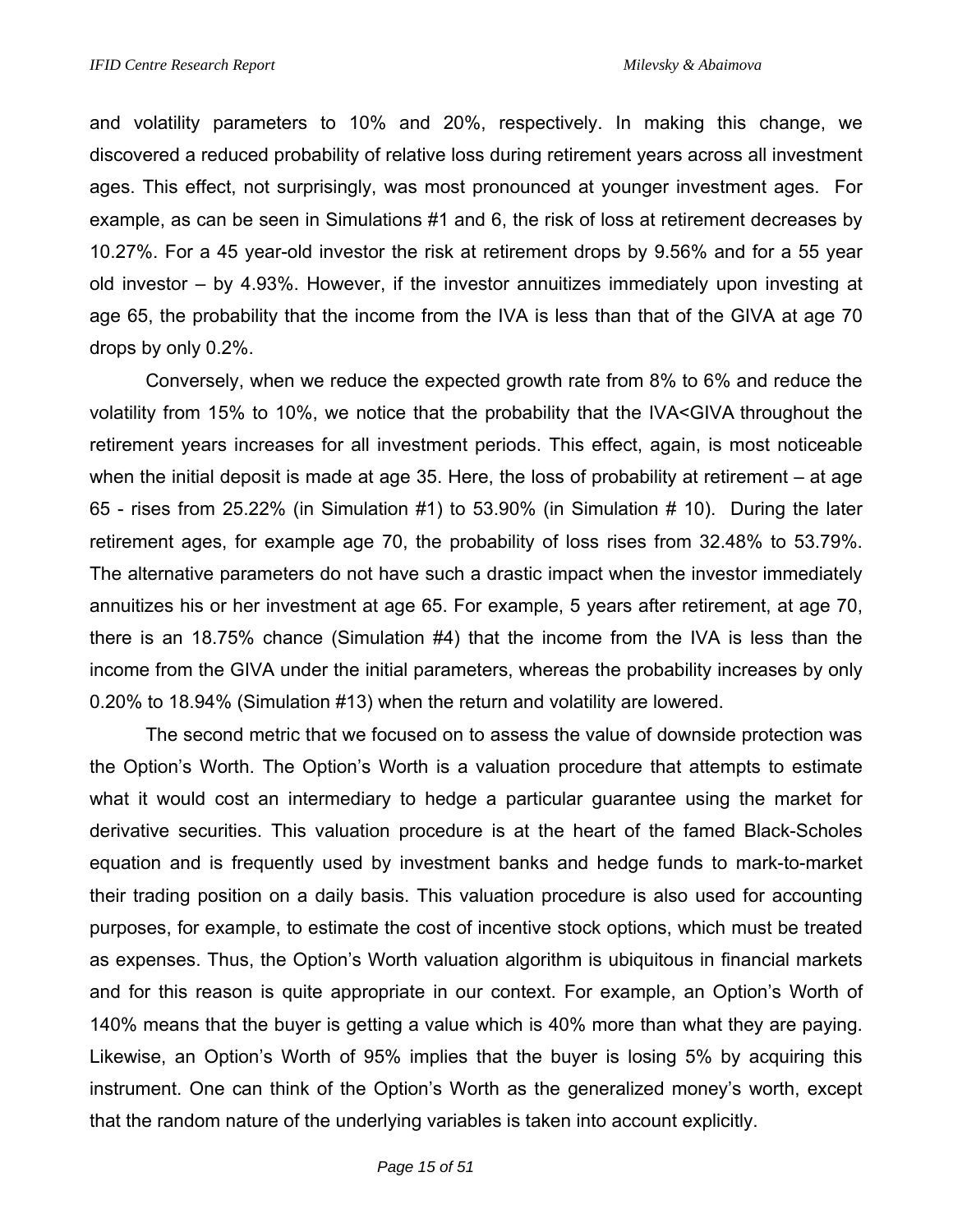and volatility parameters to 10% and 20%, respectively. In making this change, we discovered a reduced probability of relative loss during retirement years across all investment ages. This effect, not surprisingly, was most pronounced at younger investment ages. For example, as can be seen in Simulations #1 and 6, the risk of loss at retirement decreases by 10.27%. For a 45 year-old investor the risk at retirement drops by 9.56% and for a 55 year old investor – by 4.93%. However, if the investor annuitizes immediately upon investing at age 65, the probability that the income from the IVA is less than that of the GIVA at age 70 drops by only 0.2%.

Conversely, when we reduce the expected growth rate from 8% to 6% and reduce the volatility from 15% to 10%, we notice that the probability that the IVA<GIVA throughout the retirement years increases for all investment periods. This effect, again, is most noticeable when the initial deposit is made at age 35. Here, the loss of probability at retirement – at age 65 - rises from 25.22% (in Simulation #1) to 53.90% (in Simulation # 10). During the later retirement ages, for example age 70, the probability of loss rises from 32.48% to 53.79%. The alternative parameters do not have such a drastic impact when the investor immediately annuitizes his or her investment at age 65. For example, 5 years after retirement, at age 70, there is an 18.75% chance (Simulation #4) that the income from the IVA is less than the income from the GIVA under the initial parameters, whereas the probability increases by only 0.20% to 18.94% (Simulation #13) when the return and volatility are lowered.

The second metric that we focused on to assess the value of downside protection was the Option's Worth. The Option's Worth is a valuation procedure that attempts to estimate what it would cost an intermediary to hedge a particular guarantee using the market for derivative securities. This valuation procedure is at the heart of the famed Black-Scholes equation and is frequently used by investment banks and hedge funds to mark-to-market their trading position on a daily basis. This valuation procedure is also used for accounting purposes, for example, to estimate the cost of incentive stock options, which must be treated as expenses. Thus, the Option's Worth valuation algorithm is ubiquitous in financial markets and for this reason is quite appropriate in our context. For example, an Option's Worth of 140% means that the buyer is getting a value which is 40% more than what they are paying. Likewise, an Option's Worth of 95% implies that the buyer is losing 5% by acquiring this instrument. One can think of the Option's Worth as the generalized money's worth, except that the random nature of the underlying variables is taken into account explicitly.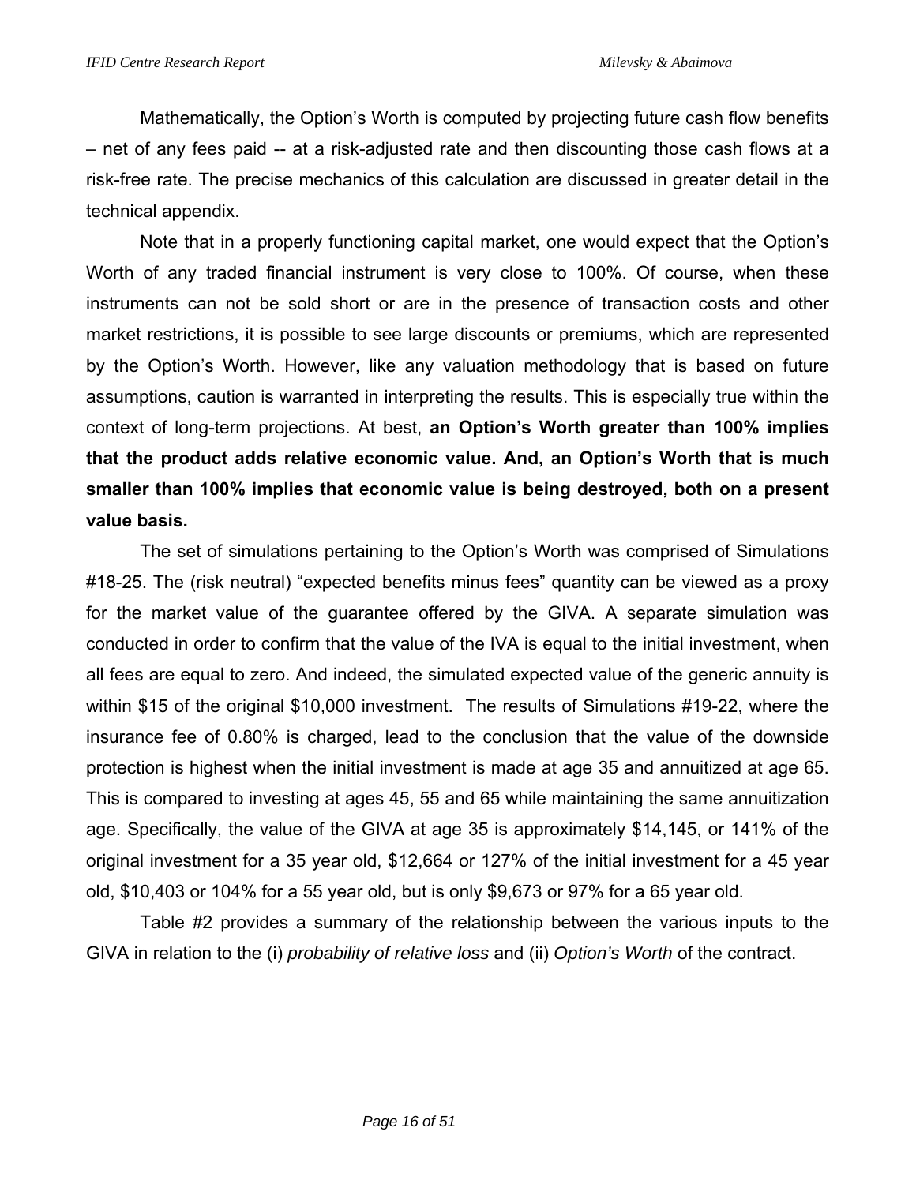Mathematically, the Option's Worth is computed by projecting future cash flow benefits – net of any fees paid -- at a risk-adjusted rate and then discounting those cash flows at a risk-free rate. The precise mechanics of this calculation are discussed in greater detail in the technical appendix.

Note that in a properly functioning capital market, one would expect that the Option's Worth of any traded financial instrument is very close to 100%. Of course, when these instruments can not be sold short or are in the presence of transaction costs and other market restrictions, it is possible to see large discounts or premiums, which are represented by the Option's Worth. However, like any valuation methodology that is based on future assumptions, caution is warranted in interpreting the results. This is especially true within the context of long-term projections. At best, **an Option's Worth greater than 100% implies that the product adds relative economic value. And, an Option's Worth that is much smaller than 100% implies that economic value is being destroyed, both on a present value basis.**

The set of simulations pertaining to the Option's Worth was comprised of Simulations #18-25. The (risk neutral) "expected benefits minus fees" quantity can be viewed as a proxy for the market value of the guarantee offered by the GIVA. A separate simulation was conducted in order to confirm that the value of the IVA is equal to the initial investment, when all fees are equal to zero. And indeed, the simulated expected value of the generic annuity is within $15 of the original $10,000 investment. The results of Simulations #19-22, where the insurance fee of 0.80% is charged, lead to the conclusion that the value of the downside protection is highest when the initial investment is made at age 35 and annuitized at age 65. This is compared to investing at ages 45, 55 and 65 while maintaining the same annuitization age. Specifically, the value of the GIVA at age 35 is approximately $14,145, or 141% of the original investment for a 35 year old, $12,664 or 127% of the initial investment for a 45 year old, $10,403 or 104% for a 55 year old, but is only $9,673 or 97% for a 65 year old.

Table #2 provides a summary of the relationship between the various inputs to the GIVA in relation to the (i) *probability of relative loss* and (ii) *Option's Worth* of the contract.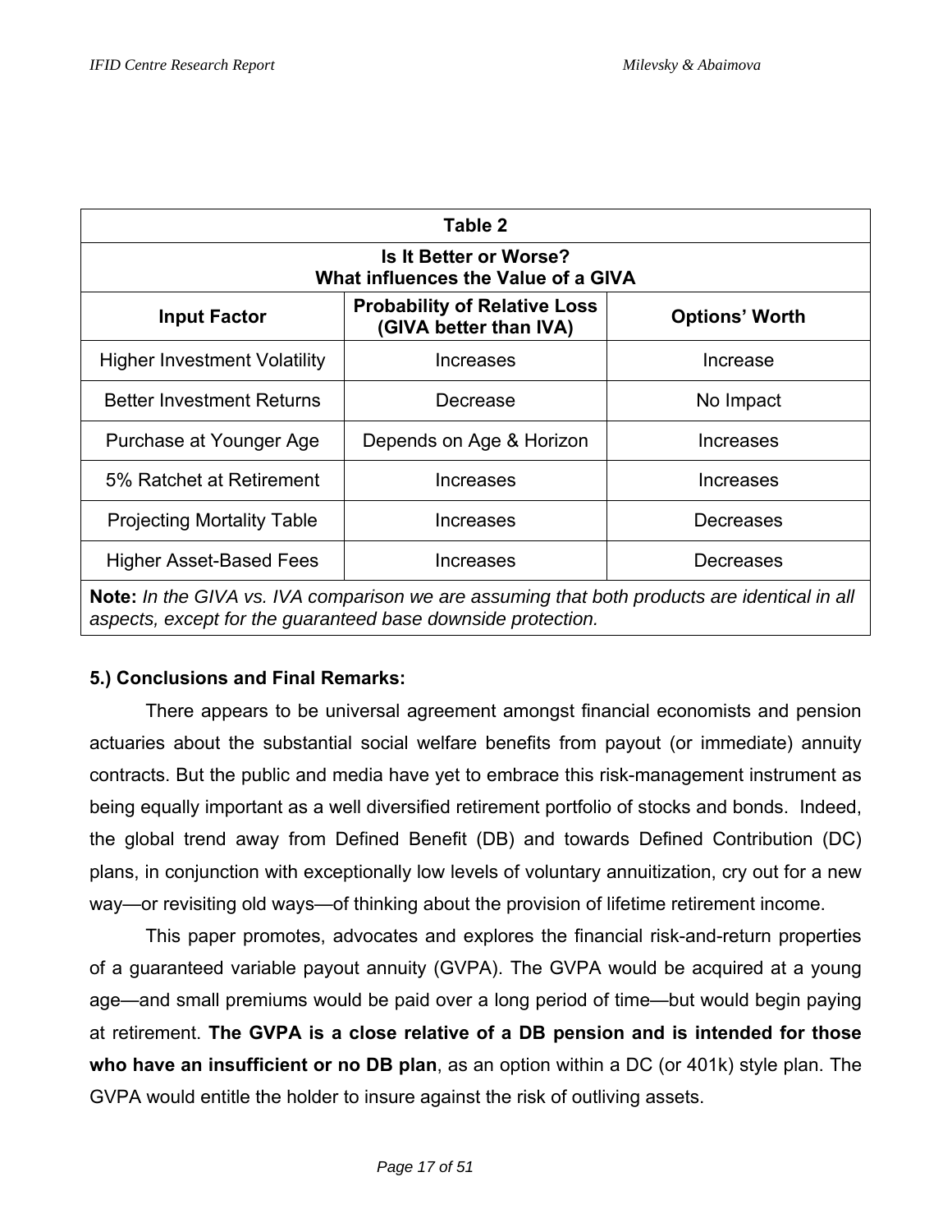| Table 2 | | |
|---|---|---|
| **Is It Better or Worse?**<br>**What influences the Value of a GIVA** | | |
| **Input Factor** | **Probability of Relative Loss (GIVA better than IVA)** | **Options' Worth** |
| Higher Investment Volatility | Increases | Increase |
| Better Investment Returns | Decrease | No Impact |
| Purchase at Younger Age | Depends on Age & Horizon | Increases |
| 5% Ratchet at Retirement | Increases | Increases |
| Projecting Mortality Table | Increases | Decreases |
| Higher Asset-Based Fees | Increases | Decreases |

**Note:** *In the GIVA vs. IVA comparison we are assuming that both products are identical in all aspects, except for the guaranteed base downside protection.*

## 5.) Conclusions and Final Remarks:

There appears to be universal agreement amongst financial economists and pension actuaries about the substantial social welfare benefits from payout (or immediate) annuity contracts. But the public and media have yet to embrace this risk-management instrument as being equally important as a well diversified retirement portfolio of stocks and bonds. Indeed, the global trend away from Defined Benefit (DB) and towards Defined Contribution (DC) plans, in conjunction with exceptionally low levels of voluntary annuitization, cry out for a new way—or revisiting old ways—of thinking about the provision of lifetime retirement income.

This paper promotes, advocates and explores the financial risk-and-return properties of a guaranteed variable payout annuity (GVPA). The GVPA would be acquired at a young age—and small premiums would be paid over a long period of time—but would begin paying at retirement. **The GVPA is a close relative of a DB pension and is intended for those who have an insufficient or no DB plan**, as an option within a DC (or 401k) style plan. The GVPA would entitle the holder to insure against the risk of outliving assets.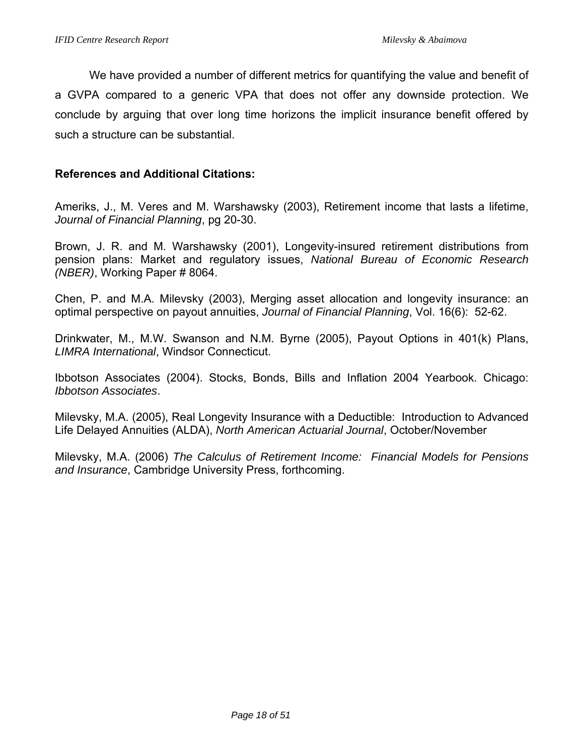We have provided a number of different metrics for quantifying the value and benefit of a GVPA compared to a generic VPA that does not offer any downside protection. We conclude by arguing that over long time horizons the implicit insurance benefit offered by such a structure can be substantial.

**References and Additional Citations:**

Ameriks, J., M. Veres and M. Warshawsky (2003), Retirement income that lasts a lifetime, *Journal of Financial Planning*, pg 20-30.

Brown, J. R. and M. Warshawsky (2001), Longevity-insured retirement distributions from pension plans: Market and regulatory issues, *National Bureau of Economic Research (NBER)*, Working Paper # 8064.

Chen, P. and M.A. Milevsky (2003), Merging asset allocation and longevity insurance: an optimal perspective on payout annuities, *Journal of Financial Planning*, Vol. 16(6): 52-62.

Drinkwater, M., M.W. Swanson and N.M. Byrne (2005), Payout Options in 401(k) Plans, *LIMRA International*, Windsor Connecticut.

Ibbotson Associates (2004). Stocks, Bonds, Bills and Inflation 2004 Yearbook. Chicago: *Ibbotson Associates*.

Milevsky, M.A. (2005), Real Longevity Insurance with a Deductible: Introduction to Advanced Life Delayed Annuities (ALDA), *North American Actuarial Journal*, October/November

Milevsky, M.A. (2006) *The Calculus of Retirement Income: Financial Models for Pensions and Insurance*, Cambridge University Press, forthcoming.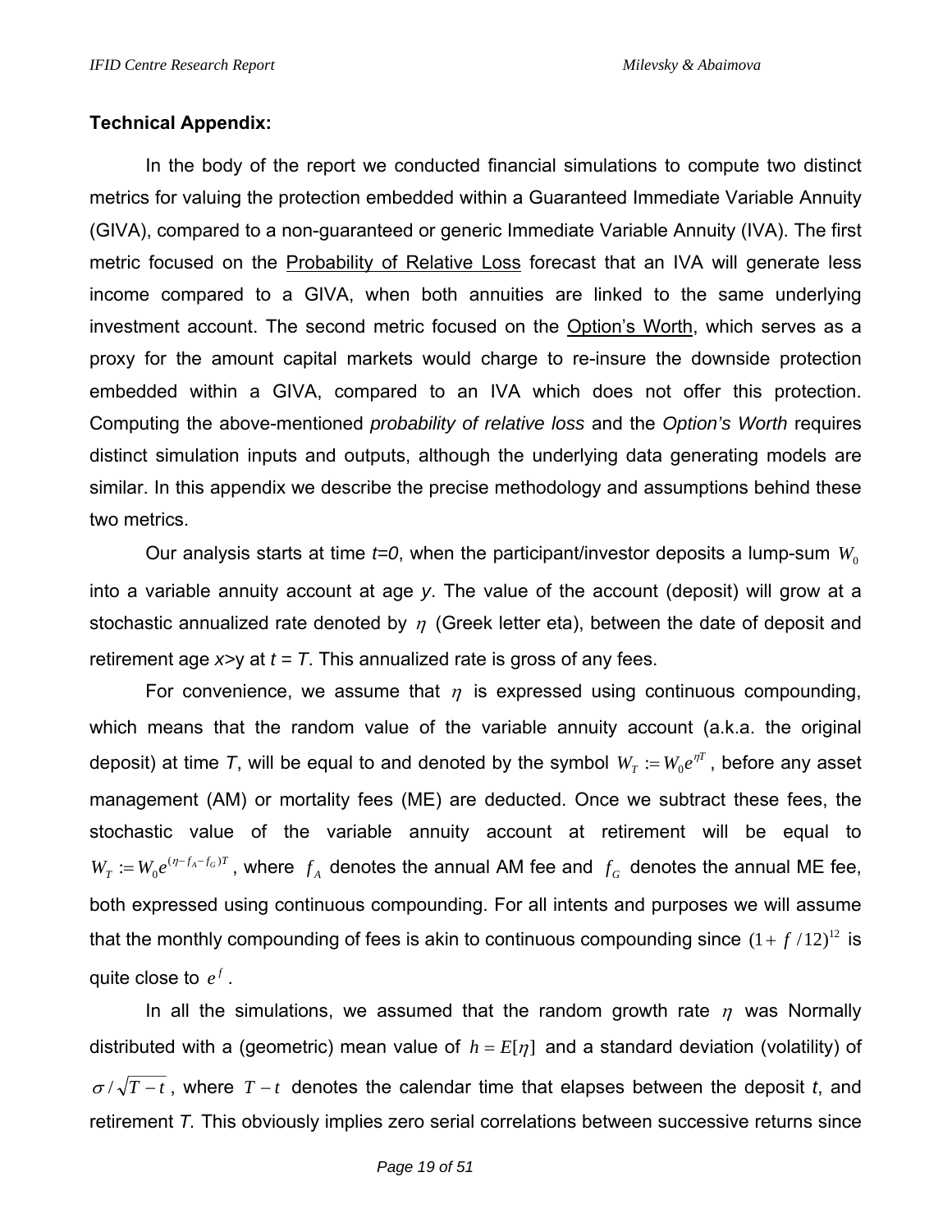**Technical Appendix:**

In the body of the report we conducted financial simulations to compute two distinct metrics for valuing the protection embedded within a Guaranteed Immediate Variable Annuity (GIVA), compared to a non-guaranteed or generic Immediate Variable Annuity (IVA). The first metric focused on the Probability of Relative Loss forecast that an IVA will generate less income compared to a GIVA, when both annuities are linked to the same underlying investment account. The second metric focused on the Option's Worth, which serves as a proxy for the amount capital markets would charge to re-insure the downside protection embedded within a GIVA, compared to an IVA which does not offer this protection. Computing the above-mentioned *probability of relative loss* and the *Option's Worth* requires distinct simulation inputs and outputs, although the underlying data generating models are similar. In this appendix we describe the precise methodology and assumptions behind these two metrics.

Our analysis starts at time *t=0*, when the participant/investor deposits a lump-sum $W_0$ into a variable annuity account at age *y*. The value of the account (deposit) will grow at a stochastic annualized rate denoted by $\eta$ (Greek letter eta), between the date of deposit and retirement age *x*>y at *t* = *T*. This annualized rate is gross of any fees.

For convenience, we assume that $\eta$ is expressed using continuous compounding, which means that the random value of the variable annuity account (a.k.a. the original deposit) at time *T*, will be equal to and denoted by the symbol $W_T := W_0 e^{\eta T}$, before any asset management (AM) or mortality fees (ME) are deducted. Once we subtract these fees, the stochastic value of the variable annuity account at retirement will be equal to $W_T := W_0 e^{(\eta - f_A - f_G)T}$, where $f_A$ denotes the annual AM fee and $f_G$ denotes the annual ME fee, both expressed using continuous compounding. For all intents and purposes we will assume that the monthly compounding of fees is akin to continuous compounding since $(1 + f/12)^{12}$ is quite close to $e^f$.

In all the simulations, we assumed that the random growth rate $\eta$ was Normally distributed with a (geometric) mean value of $h = E[\eta]$ and a standard deviation (volatility) of $\sigma / \sqrt{T-t}$, where $T-t$ denotes the calendar time that elapses between the deposit *t*, and retirement *T*. This obviously implies zero serial correlations between successive returns since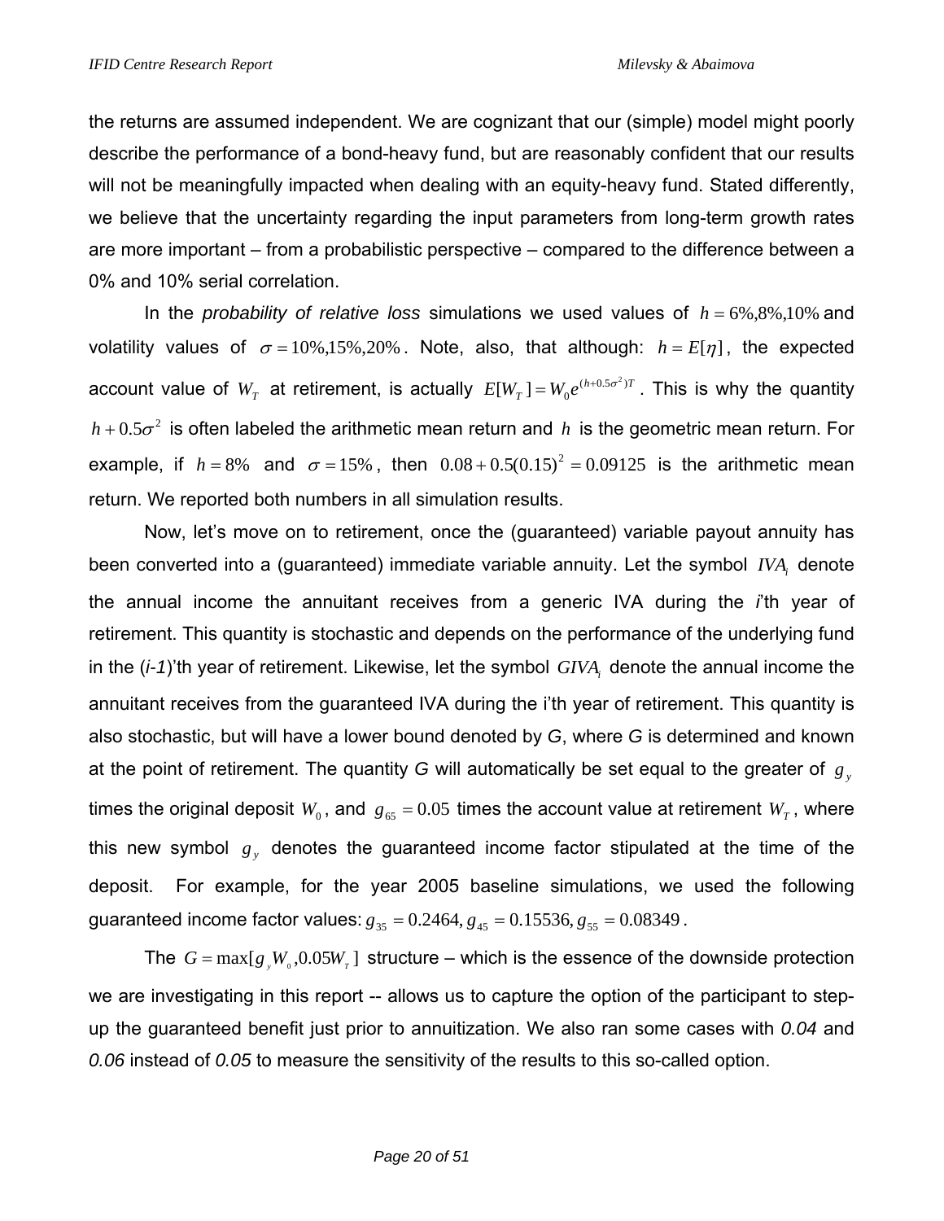the returns are assumed independent. We are cognizant that our (simple) model might poorly describe the performance of a bond-heavy fund, but are reasonably confident that our results will not be meaningfully impacted when dealing with an equity-heavy fund. Stated differently, we believe that the uncertainty regarding the input parameters from long-term growth rates are more important – from a probabilistic perspective – compared to the difference between a 0% and 10% serial correlation.

In the *probability of relative loss* simulations we used values of $h = 6\%, 8\%, 10\%$ and volatility values of $\sigma = 10\%, 15\%, 20\%$. Note, also, that although: $h = E[\eta]$, the expected account value of $W_T$ at retirement, is actually $E[W_T] = W_0 e^{(h+0.5\sigma^2)T}$. This is why the quantity $h + 0.5\sigma^2$ is often labeled the arithmetic mean return and $h$ is the geometric mean return. For example, if $h = 8\%$ and $\sigma = 15\%$, then $0.08 + 0.5(0.15)^2 = 0.09125$ is the arithmetic mean return. We reported both numbers in all simulation results.

Now, let's move on to retirement, once the (guaranteed) variable payout annuity has been converted into a (guaranteed) immediate variable annuity. Let the symbol $IVA_i$ denote the annual income the annuitant receives from a generic IVA during the *i*'th year of retirement. This quantity is stochastic and depends on the performance of the underlying fund in the (*i-1*)'th year of retirement. Likewise, let the symbol $GIVA_i$ denote the annual income the annuitant receives from the guaranteed IVA during the i'th year of retirement. This quantity is also stochastic, but will have a lower bound denoted by *G*, where *G* is determined and known at the point of retirement. The quantity *G* will automatically be set equal to the greater of $g_y$ times the original deposit $W_0$, and $g_{65} = 0.05$ times the account value at retirement $W_T$, where this new symbol $g_y$ denotes the guaranteed income factor stipulated at the time of the deposit. For example, for the year 2005 baseline simulations, we used the following guaranteed income factor values: $g_{35} = 0.2464, g_{45} = 0.15536, g_{55} = 0.08349$.

The $G = \max[g_y W_0, 0.05 W_T]$ structure – which is the essence of the downside protection we are investigating in this report -- allows us to capture the option of the participant to step-up the guaranteed benefit just prior to annuitization. We also ran some cases with *0.04* and *0.06* instead of *0.05* to measure the sensitivity of the results to this so-called option.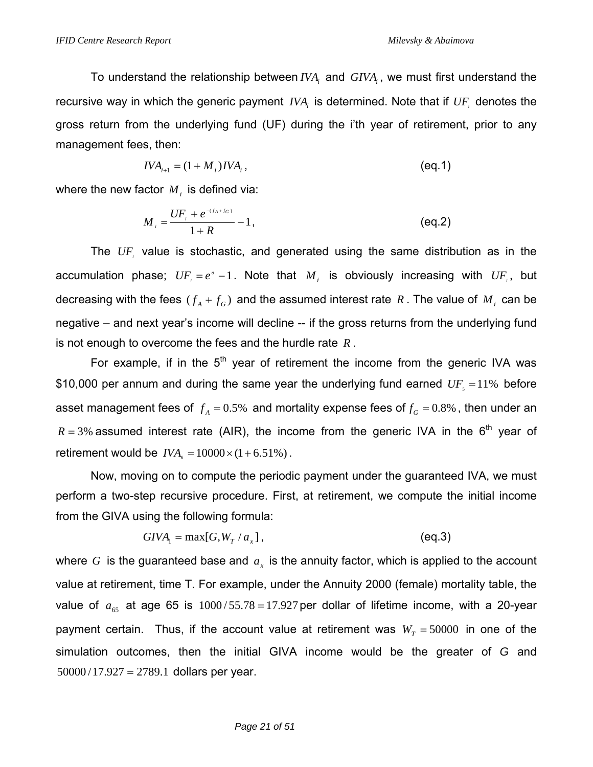To understand the relationship between $IVA_i$ and $GIVA_i$, we must first understand the recursive way in which the generic payment $IVA_i$ is determined. Note that if $UF_i$ denotes the gross return from the underlying fund (UF) during the i'th year of retirement, prior to any management fees, then:

$$IVA_{i+1} = (1 + M_i) IVA_i , \qquad \text{(eq.1)}$$

where the new factor $M_i$ is defined via:

$$M_i = \frac{UF_i + e^{-(f_A + f_G)}}{1 + R} - 1 , \qquad \text{(eq.2)}$$

The $UF_i$ value is stochastic, and generated using the same distribution as in the accumulation phase; $UF_i = e^{\eta} - 1$. Note that $M_i$ is obviously increasing with $UF_i$, but decreasing with the fees ($f_A + f_G$) and the assumed interest rate $R$. The value of $M_i$ can be negative – and next year's income will decline -- if the gross returns from the underlying fund is not enough to overcome the fees and the hurdle rate $R$.

For example, if in the 5th year of retirement the income from the generic IVA was \$10,000 per annum and during the same year the underlying fund earned $UF_5 = 11\%$ before asset management fees of $f_A = 0.5\%$ and mortality expense fees of $f_G = 0.8\%$, then under an $R = 3\%$ assumed interest rate (AIR), the income from the generic IVA in the 6th year of retirement would be $IVA_6 = 10000 \times (1 + 6.51\%)$.

Now, moving on to compute the periodic payment under the guaranteed IVA, we must perform a two-step recursive procedure. First, at retirement, we compute the initial income from the GIVA using the following formula:

$$GIVA_1 = \max[G, W_T / a_x] , \qquad \text{(eq.3)}$$

where $G$ is the guaranteed base and $a_x$ is the annuity factor, which is applied to the account value at retirement, time T. For example, under the Annuity 2000 (female) mortality table, the value of $a_{65}$ at age 65 is $1000/55.78 = 17.927$ per dollar of lifetime income, with a 20-year payment certain. Thus, if the account value at retirement was $W_T = 50000$ in one of the simulation outcomes, then the initial GIVA income would be the greater of $G$ and $50000/17.927 = 2789.1$ dollars per year.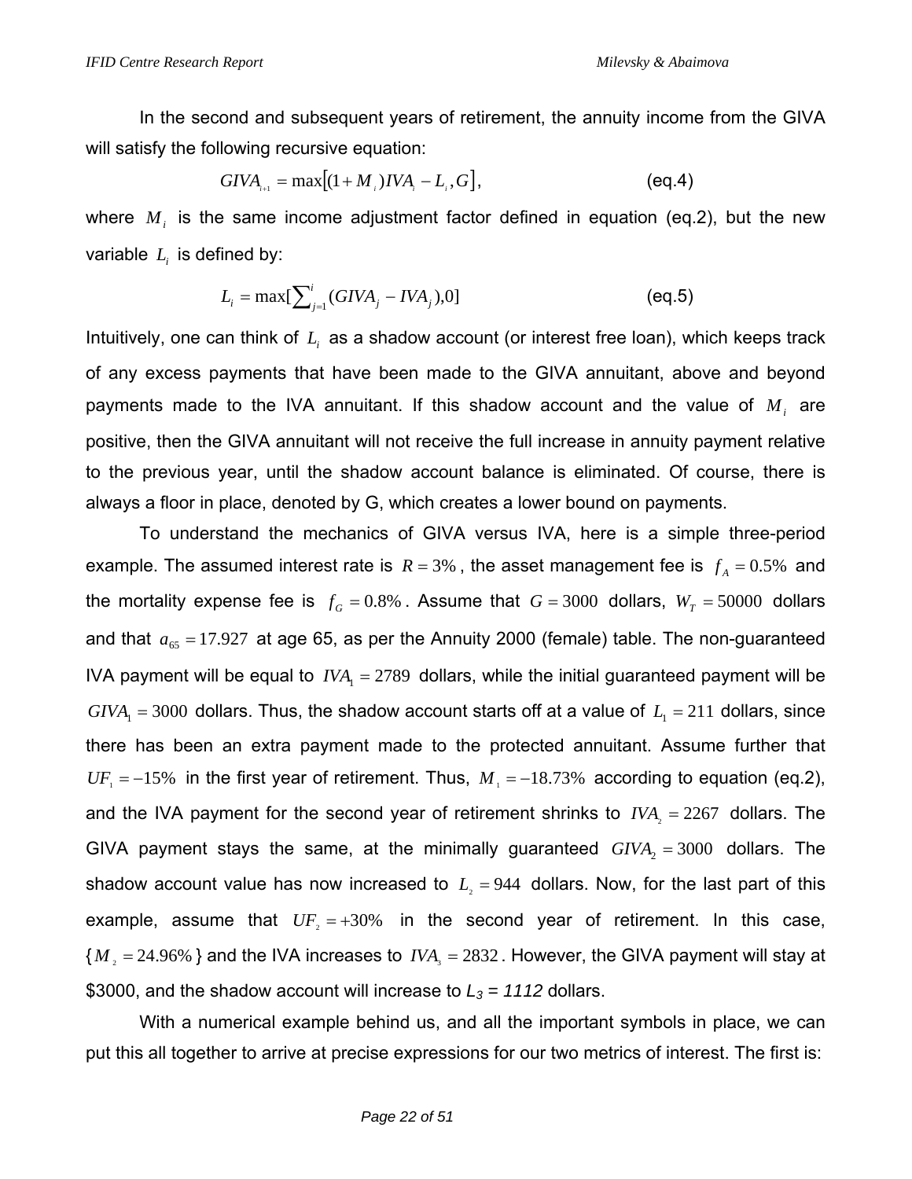In the second and subsequent years of retirement, the annuity income from the GIVA will satisfy the following recursive equation:

$$GIVA_{i+1} = \max\left[(1+M_i)IVA_i - L_i, G\right], \qquad \text{(eq.4)}$$

where $M_i$ is the same income adjustment factor defined in equation (eq.2), but the new variable $L_i$ is defined by:

$$L_i = \max\left[\sum_{j=1}^{i}(GIVA_j - IVA_j), 0\right] \qquad \text{(eq.5)}$$

Intuitively, one can think of $L_i$ as a shadow account (or interest free loan), which keeps track of any excess payments that have been made to the GIVA annuitant, above and beyond payments made to the IVA annuitant. If this shadow account and the value of $M_i$ are positive, then the GIVA annuitant will not receive the full increase in annuity payment relative to the previous year, until the shadow account balance is eliminated. Of course, there is always a floor in place, denoted by G, which creates a lower bound on payments.

To understand the mechanics of GIVA versus IVA, here is a simple three-period example. The assumed interest rate is $R = 3\%$, the asset management fee is $f_A = 0.5\%$ and the mortality expense fee is $f_G = 0.8\%$. Assume that $G = 3000$ dollars, $W_T = 50000$ dollars and that $a_{65} = 17.927$ at age 65, as per the Annuity 2000 (female) table. The non-guaranteed IVA payment will be equal to $IVA_1 = 2789$ dollars, while the initial guaranteed payment will be $GIVA_1 = 3000$ dollars. Thus, the shadow account starts off at a value of $L_1 = 211$ dollars, since there has been an extra payment made to the protected annuitant. Assume further that $UF_1 = -15\%$ in the first year of retirement. Thus, $M_1 = -18.73\%$ according to equation (eq.2), and the IVA payment for the second year of retirement shrinks to $IVA_2 = 2267$ dollars. The GIVA payment stays the same, at the minimally guaranteed $GIVA_2 = 3000$ dollars. The shadow account value has now increased to $L_2 = 944$ dollars. Now, for the last part of this example, assume that $UF_2 = +30\%$ in the second year of retirement. In this case, {$M_2 = 24.96\%$} and the IVA increases to $IVA_3 = 2832$. However, the GIVA payment will stay at \$3000, and the shadow account will increase to $L_3 = 1112$ dollars.

With a numerical example behind us, and all the important symbols in place, we can put this all together to arrive at precise expressions for our two metrics of interest. The first is: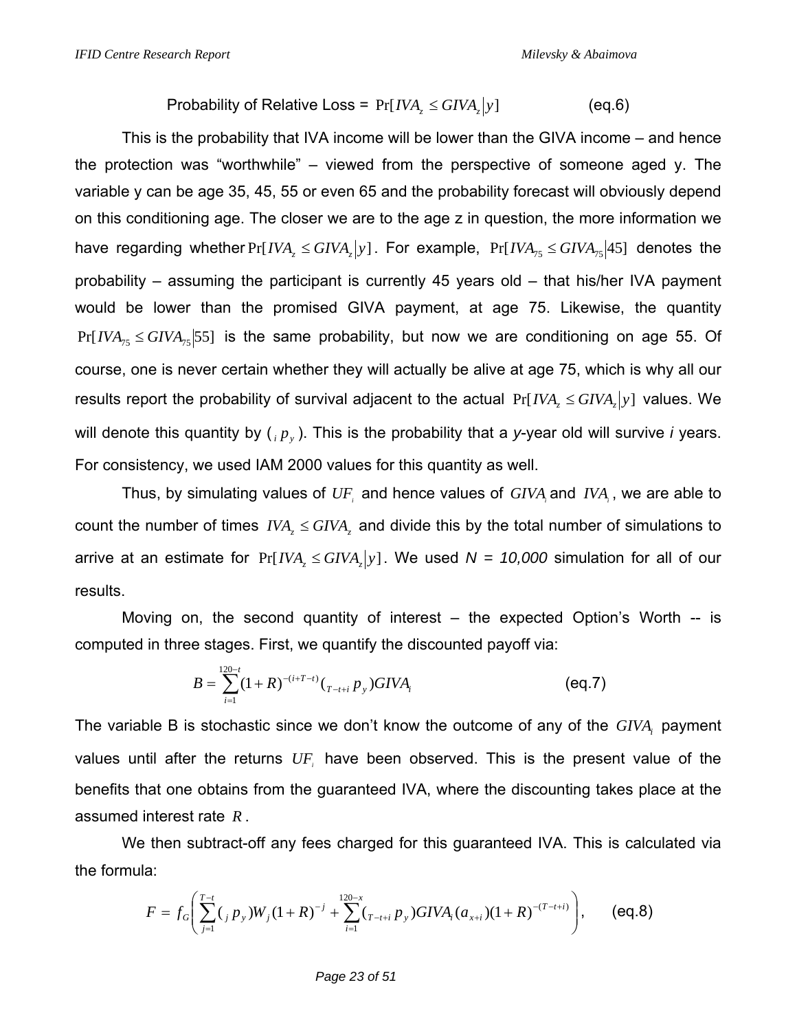Probability of Relative Loss = $\Pr[IVA_z \leq GIVA_z | y]$ (eq.6)

This is the probability that IVA income will be lower than the GIVA income – and hence the protection was "worthwhile" – viewed from the perspective of someone aged y. The variable y can be age 35, 45, 55 or even 65 and the probability forecast will obviously depend on this conditioning age. The closer we are to the age z in question, the more information we have regarding whether $\Pr[IVA_z \leq GIVA_z | y]$. For example, $\Pr[IVA_{75} \leq GIVA_{75} | 45]$ denotes the probability – assuming the participant is currently 45 years old – that his/her IVA payment would be lower than the promised GIVA payment, at age 75. Likewise, the quantity $\Pr[IVA_{75} \leq GIVA_{75} | 55]$ is the same probability, but now we are conditioning on age 55. Of course, one is never certain whether they will actually be alive at age 75, which is why all our results report the probability of survival adjacent to the actual $\Pr[IVA_z \leq GIVA_z | y]$ values. We will denote this quantity by ( ${}_i p_y$ ). This is the probability that a *y*-year old will survive *i* years. For consistency, we used IAM 2000 values for this quantity as well.

Thus, by simulating values of $UF_i$ and hence values of $GIVA_i$ and $IVA_i$, we are able to count the number of times $IVA_z \leq GIVA_z$ and divide this by the total number of simulations to arrive at an estimate for $\Pr[IVA_z \leq GIVA_z | y]$. We used *N = 10,000* simulation for all of our results.

Moving on, the second quantity of interest – the expected Option's Worth -- is computed in three stages. First, we quantify the discounted payoff via:

$$B = \sum_{i=1}^{120-t} (1+R)^{-(i+T-t)} ({}_{T-t+i} p_y) GIVA_i \qquad \text{(eq.7)}$$

The variable B is stochastic since we don't know the outcome of any of the $GIVA_i$ payment values until after the returns $UF_i$ have been observed. This is the present value of the benefits that one obtains from the guaranteed IVA, where the discounting takes place at the assumed interest rate $R$.

We then subtract-off any fees charged for this guaranteed IVA. This is calculated via the formula:

$$F = f_G \left( \sum_{j=1}^{T-t} ({}_j p_y) W_j (1+R)^{-j} + \sum_{i=1}^{120-x} ({}_{T-t+i} p_y) GIVA_i (a_{x+i}) (1+R)^{-(T-t+i)} \right), \qquad \text{(eq.8)}$$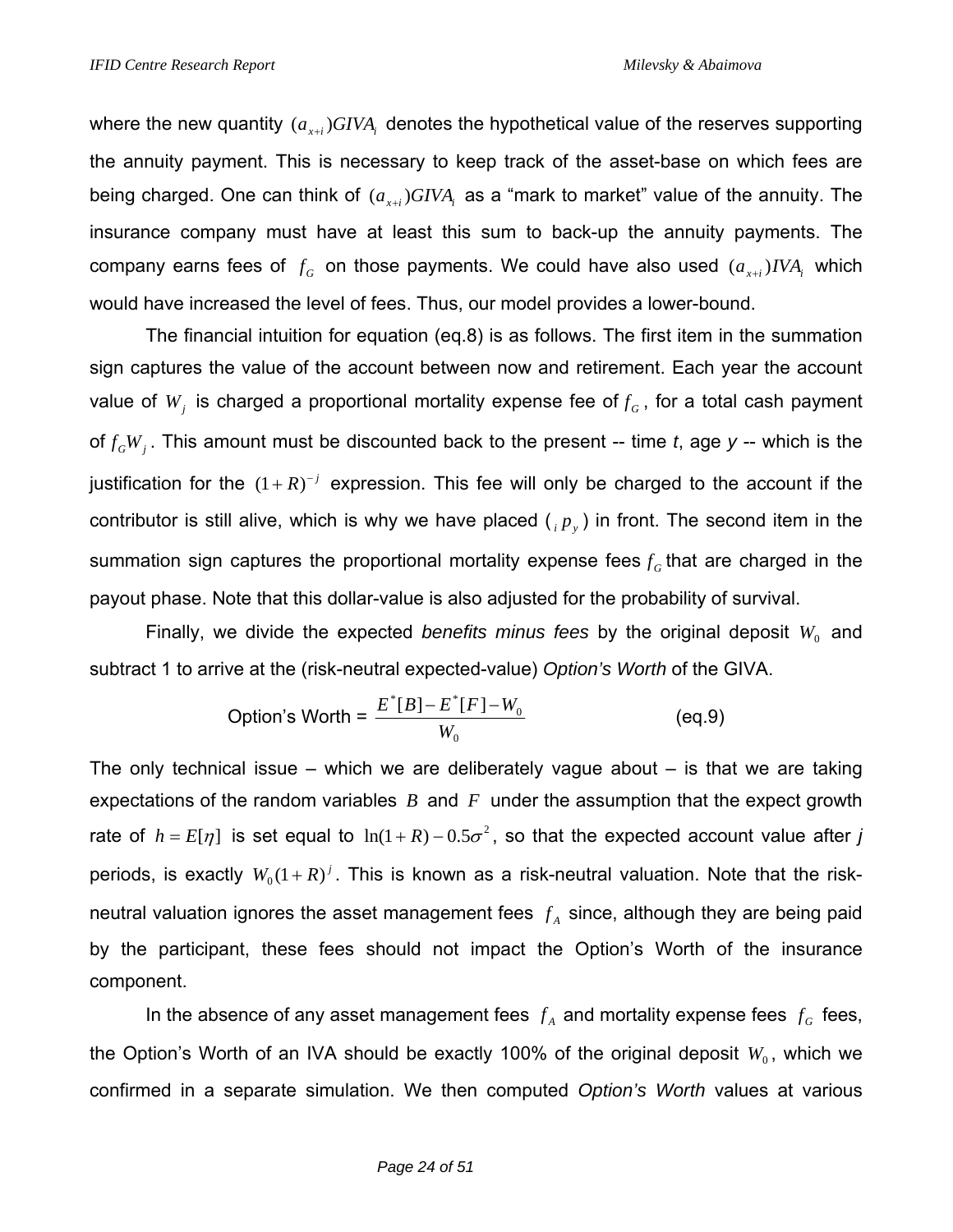where the new quantity $(a_{x+i})GIVA_i$ denotes the hypothetical value of the reserves supporting the annuity payment. This is necessary to keep track of the asset-base on which fees are being charged. One can think of $(a_{x+i})GIVA_i$ as a "mark to market" value of the annuity. The insurance company must have at least this sum to back-up the annuity payments. The company earns fees of $f_G$ on those payments. We could have also used $(a_{x+i})IVA_i$ which would have increased the level of fees. Thus, our model provides a lower-bound.

The financial intuition for equation (eq.8) is as follows. The first item in the summation sign captures the value of the account between now and retirement. Each year the account value of $W_j$ is charged a proportional mortality expense fee of $f_G$, for a total cash payment of $f_G W_j$. This amount must be discounted back to the present -- time *t*, age *y* -- which is the justification for the $(1+R)^{-j}$ expression. This fee will only be charged to the account if the contributor is still alive, which is why we have placed ($_i p_y$) in front. The second item in the summation sign captures the proportional mortality expense fees $f_G$ that are charged in the payout phase. Note that this dollar-value is also adjusted for the probability of survival.

Finally, we divide the expected *benefits minus fees* by the original deposit $W_0$ and subtract 1 to arrive at the (risk-neutral expected-value) *Option's Worth* of the GIVA.

$$\text{Option's Worth} = \frac{E^*[B] - E^*[F] - W_0}{W_0} \qquad \text{(eq.9)}$$

The only technical issue – which we are deliberately vague about – is that we are taking expectations of the random variables $B$ and $F$ under the assumption that the expect growth rate of $h = E[\eta]$ is set equal to $\ln(1+R) - 0.5\sigma^2$, so that the expected account value after *j* periods, is exactly $W_0(1+R)^j$. This is known as a risk-neutral valuation. Note that the risk-neutral valuation ignores the asset management fees $f_A$ since, although they are being paid by the participant, these fees should not impact the Option's Worth of the insurance component.

In the absence of any asset management fees $f_A$ and mortality expense fees $f_G$ fees, the Option's Worth of an IVA should be exactly 100% of the original deposit $W_0$, which we confirmed in a separate simulation. We then computed *Option's Worth* values at various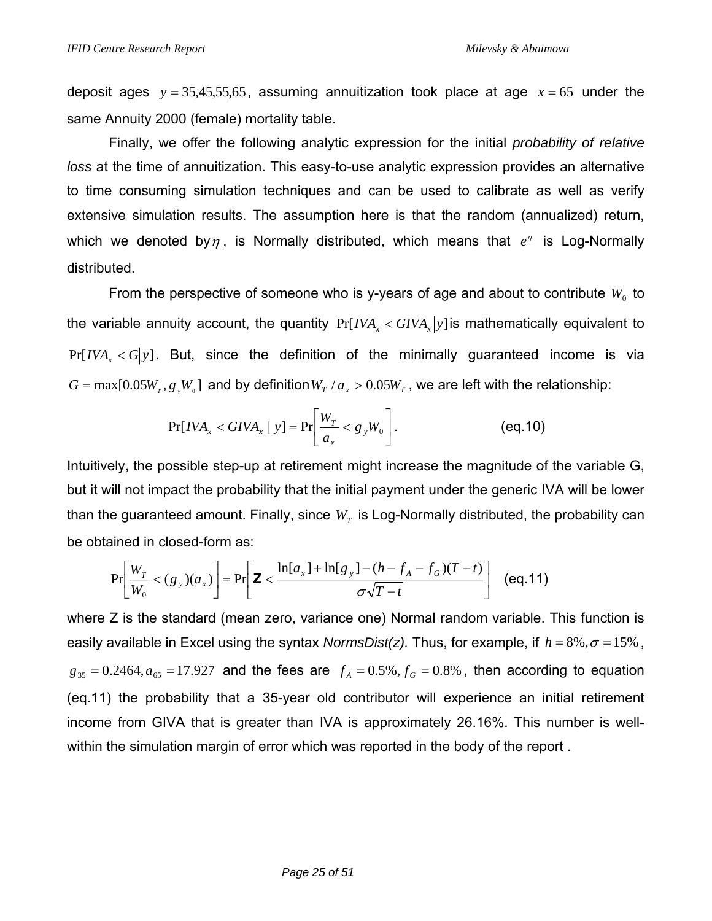deposit ages $y = 35{,}45{,}55{,}65$, assuming annuitization took place at age $x = 65$ under the same Annuity 2000 (female) mortality table.

Finally, we offer the following analytic expression for the initial *probability of relative loss* at the time of annuitization. This easy-to-use analytic expression provides an alternative to time consuming simulation techniques and can be used to calibrate as well as verify extensive simulation results. The assumption here is that the random (annualized) return, which we denoted by $\eta$, is Normally distributed, which means that $e^{\eta}$ is Log-Normally distributed.

From the perspective of someone who is y-years of age and about to contribute $W_0$ to the variable annuity account, the quantity $\Pr[IVA_x < GIVA_x | y]$ is mathematically equivalent to $\Pr[IVA_x < G | y]$. But, since the definition of the minimally guaranteed income is via $G = \max[0.05W_T, g_y W_0]$ and by definition $W_T / a_x > 0.05W_T$, we are left with the relationship:

$$\Pr[IVA_x < GIVA_x \mid y] = \Pr\left[\frac{W_T}{a_x} < g_y W_0\right]. \qquad \text{(eq.10)}$$

Intuitively, the possible step-up at retirement might increase the magnitude of the variable G, but it will not impact the probability that the initial payment under the generic IVA will be lower than the guaranteed amount. Finally, since $W_T$ is Log-Normally distributed, the probability can be obtained in closed-form as:

$$\Pr\left[\frac{W_T}{W_0} < (g_y)(a_x)\right] = \Pr\left[\mathbf{Z} < \frac{\ln[a_x] + \ln[g_y] - (h - f_A - f_G)(T - t)}{\sigma\sqrt{T - t}}\right] \qquad \text{(eq.11)}$$

where Z is the standard (mean zero, variance one) Normal random variable. This function is easily available in Excel using the syntax *NormsDist(z).* Thus, for example, if $h = 8\%, \sigma = 15\%$, $g_{35} = 0.2464, a_{65} = 17.927$ and the fees are $f_A = 0.5\%, f_G = 0.8\%$, then according to equation (eq.11) the probability that a 35-year old contributor will experience an initial retirement income from GIVA that is greater than IVA is approximately 26.16%. This number is well-within the simulation margin of error which was reported in the body of the report .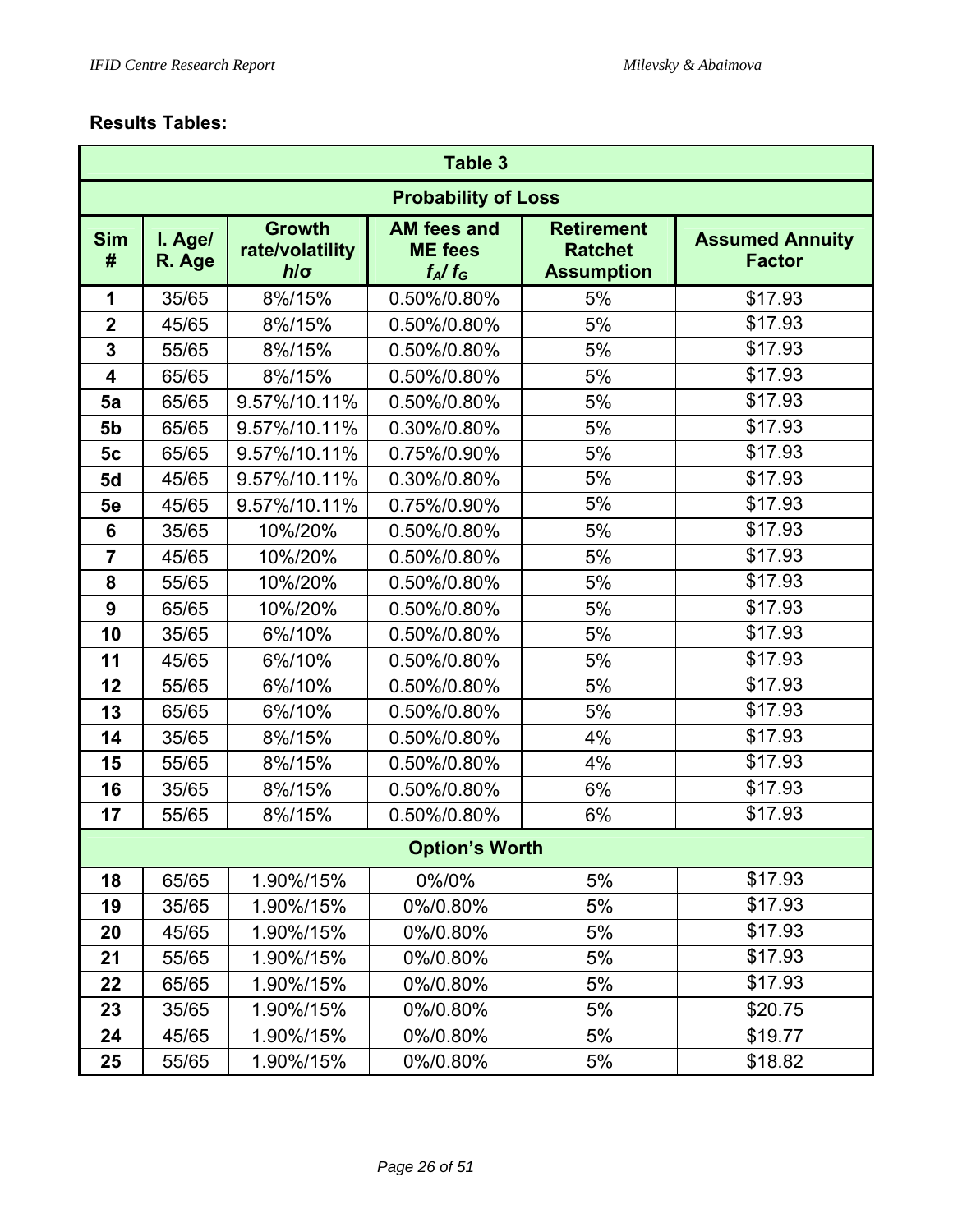**Results Tables:**

| Table 3 | | | | | |
|---|---|---|---|---|---|
| **Probability of Loss** | | | | | |
| **Sim #** | **I. Age/ R. Age** | **Growth rate/volatility $h/\sigma$** | **AM fees and ME fees $f_A / f_G$** | **Retirement Ratchet Assumption** | **Assumed Annuity Factor** |
| **1** | 35/65 | 8%/15% | 0.50%/0.80% | 5% | $17.93 |
| **2** | 45/65 | 8%/15% | 0.50%/0.80% | 5% | $17.93 |
| **3** | 55/65 | 8%/15% | 0.50%/0.80% | 5% | $17.93 |
| **4** | 65/65 | 8%/15% | 0.50%/0.80% | 5% | $17.93 |
| **5a** | 65/65 | 9.57%/10.11% | 0.50%/0.80% | 5% | $17.93 |
| **5b** | 65/65 | 9.57%/10.11% | 0.30%/0.80% | 5% | $17.93 |
| **5c** | 65/65 | 9.57%/10.11% | 0.75%/0.90% | 5% | $17.93 |
| **5d** | 45/65 | 9.57%/10.11% | 0.30%/0.80% | 5% | $17.93 |
| **5e** | 45/65 | 9.57%/10.11% | 0.75%/0.90% | 5% | $17.93 |
| **6** | 35/65 | 10%/20% | 0.50%/0.80% | 5% | $17.93 |
| **7** | 45/65 | 10%/20% | 0.50%/0.80% | 5% | $17.93 |
| **8** | 55/65 | 10%/20% | 0.50%/0.80% | 5% | $17.93 |
| **9** | 65/65 | 10%/20% | 0.50%/0.80% | 5% | $17.93 |
| **10** | 35/65 | 6%/10% | 0.50%/0.80% | 5% | $17.93 |
| **11** | 45/65 | 6%/10% | 0.50%/0.80% | 5% | $17.93 |
| **12** | 55/65 | 6%/10% | 0.50%/0.80% | 5% | $17.93 |
| **13** | 65/65 | 6%/10% | 0.50%/0.80% | 5% | $17.93 |
| **14** | 35/65 | 8%/15% | 0.50%/0.80% | 4% | $17.93 |
| **15** | 55/65 | 8%/15% | 0.50%/0.80% | 4% | $17.93 |
| **16** | 35/65 | 8%/15% | 0.50%/0.80% | 6% | $17.93 |
| **17** | 55/65 | 8%/15% | 0.50%/0.80% | 6% | $17.93 |
| **Option's Worth** | | | | | |
| **18** | 65/65 | 1.90%/15% | 0%/0% | 5% | $17.93 |
| **19** | 35/65 | 1.90%/15% | 0%/0.80% | 5% | $17.93 |
| **20** | 45/65 | 1.90%/15% | 0%/0.80% | 5% | $17.93 |
| **21** | 55/65 | 1.90%/15% | 0%/0.80% | 5% | $17.93 |
| **22** | 65/65 | 1.90%/15% | 0%/0.80% | 5% | $17.93 |
| **23** | 35/65 | 1.90%/15% | 0%/0.80% | 5% | $20.75 |
| **24** | 45/65 | 1.90%/15% | 0%/0.80% | 5% | $19.77 |
| **25** | 55/65 | 1.90%/15% | 0%/0.80% | 5% | $18.82 |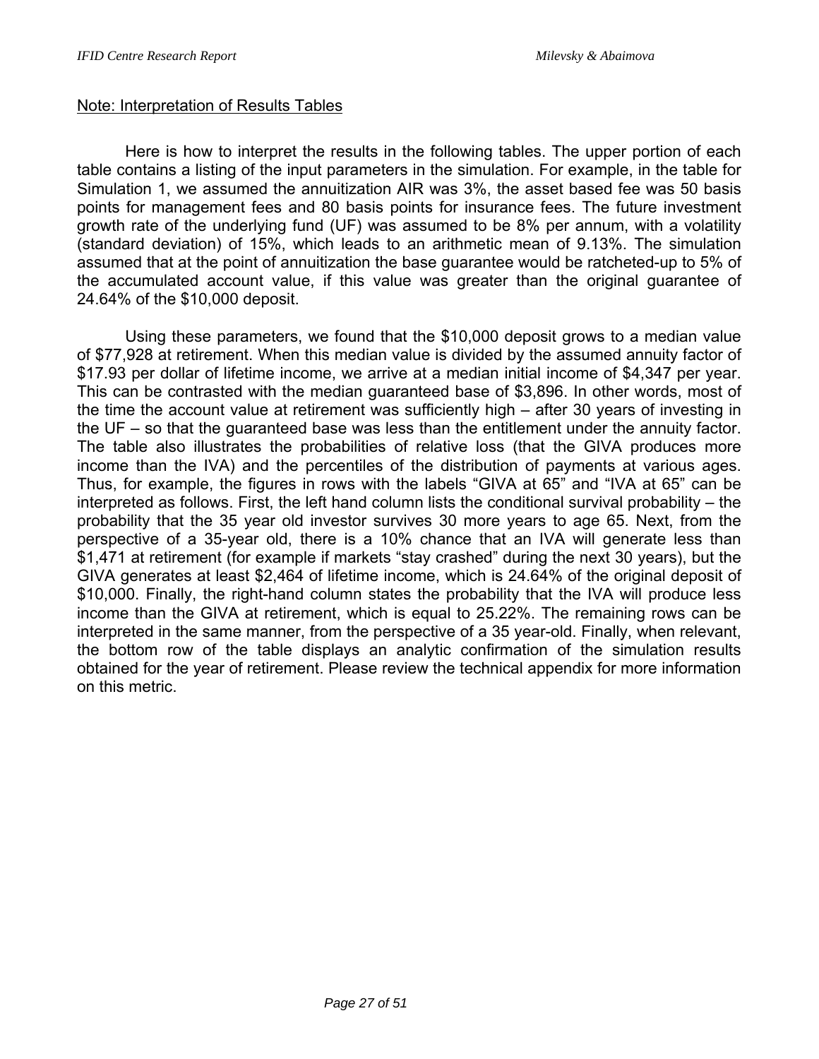Note: Interpretation of Results Tables

Here is how to interpret the results in the following tables. The upper portion of each table contains a listing of the input parameters in the simulation. For example, in the table for Simulation 1, we assumed the annuitization AIR was 3%, the asset based fee was 50 basis points for management fees and 80 basis points for insurance fees. The future investment growth rate of the underlying fund (UF) was assumed to be 8% per annum, with a volatility (standard deviation) of 15%, which leads to an arithmetic mean of 9.13%. The simulation assumed that at the point of annuitization the base guarantee would be ratcheted-up to 5% of the accumulated account value, if this value was greater than the original guarantee of 24.64% of the $10,000 deposit.

Using these parameters, we found that the $10,000 deposit grows to a median value of $77,928 at retirement. When this median value is divided by the assumed annuity factor of $17.93 per dollar of lifetime income, we arrive at a median initial income of $4,347 per year. This can be contrasted with the median guaranteed base of $3,896. In other words, most of the time the account value at retirement was sufficiently high – after 30 years of investing in the UF – so that the guaranteed base was less than the entitlement under the annuity factor. The table also illustrates the probabilities of relative loss (that the GIVA produces more income than the IVA) and the percentiles of the distribution of payments at various ages. Thus, for example, the figures in rows with the labels "GIVA at 65" and "IVA at 65" can be interpreted as follows. First, the left hand column lists the conditional survival probability – the probability that the 35 year old investor survives 30 more years to age 65. Next, from the perspective of a 35-year old, there is a 10% chance that an IVA will generate less than $1,471 at retirement (for example if markets "stay crashed" during the next 30 years), but the GIVA generates at least $2,464 of lifetime income, which is 24.64% of the original deposit of $10,000. Finally, the right-hand column states the probability that the IVA will produce less income than the GIVA at retirement, which is equal to 25.22%. The remaining rows can be interpreted in the same manner, from the perspective of a 35 year-old. Finally, when relevant, the bottom row of the table displays an analytic confirmation of the simulation results obtained for the year of retirement. Please review the technical appendix for more information on this metric.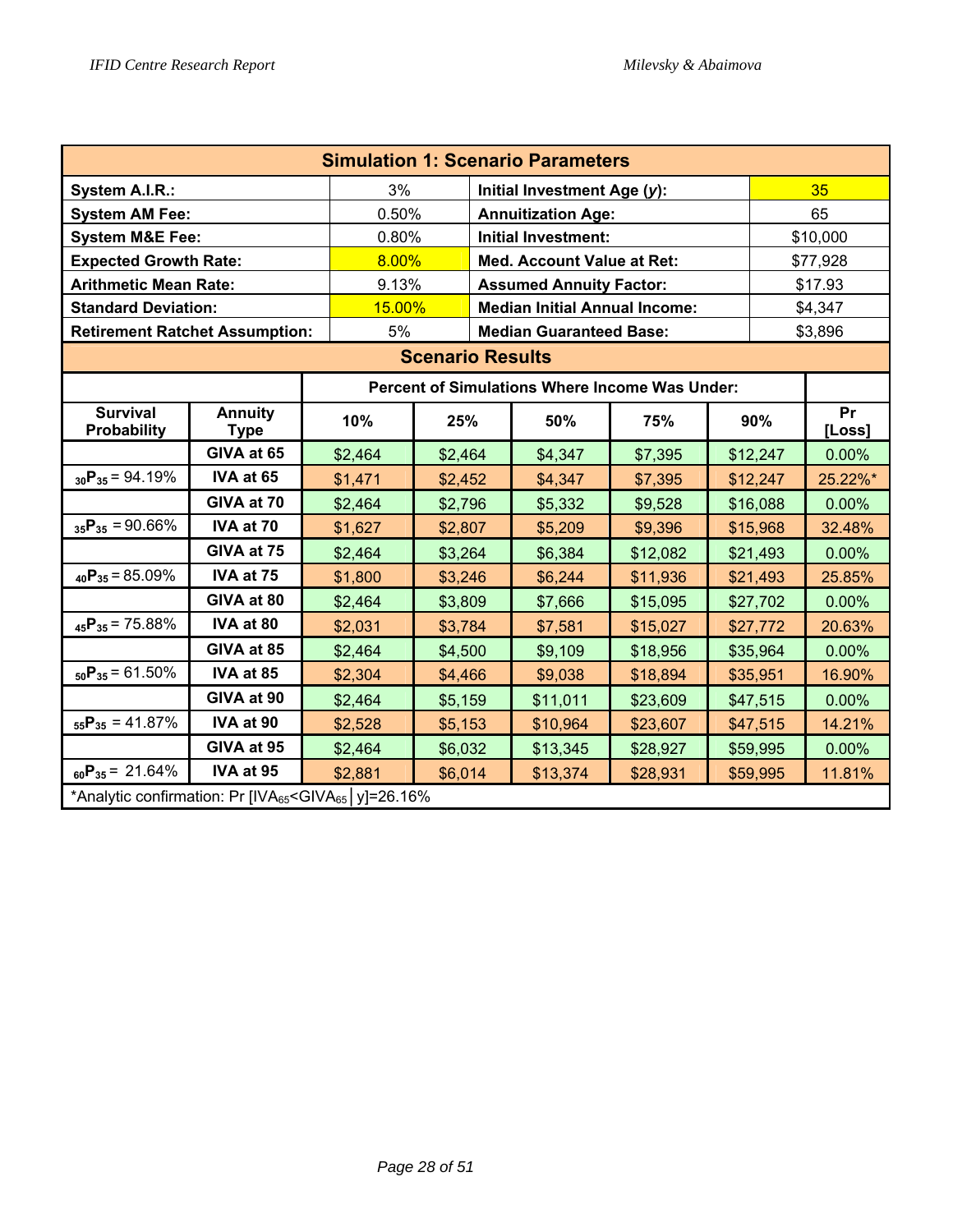| Simulation 1: Scenario Parameters | | | |
|---|---|---|---|
| **System A.I.R.:** | 3% | **Initial Investment Age (*y*):** | 35 |
| **System AM Fee:** | 0.50% | **Annuitization Age:** | 65 |
| **System M&E Fee:** | 0.80% | **Initial Investment:** | $10,000 |
| **Expected Growth Rate:** | 8.00% | **Med. Account Value at Ret:** | $77,928 |
| **Arithmetic Mean Rate:** | 9.13% | **Assumed Annuity Factor:** | $17.93 |
| **Standard Deviation:** | 15.00% | **Median Initial Annual Income:** | $4,347 |
| **Retirement Ratchet Assumption:** | 5% | **Median Guaranteed Base:** | $3,896 |

**Scenario Results**

| | | Percent of Simulations Where Income Was Under: | | | | | |
|---|---|---|---|---|---|---|---|
| **Survival Probability** | **Annuity Type** | **10%** | **25%** | **50%** | **75%** | **90%** | **Pr [Loss]** |
| | **GIVA at 65** | $2,464 | $2,464 | $4,347 | $7,395 | $12,247 | 0.00% |
| $_{30}P_{35}$ = 94.19% | **IVA at 65** | $1,471 | $2,452 | $4,347 | $7,395 | $12,247 | 25.22%* |
| | **GIVA at 70** | $2,464 | $2,796 | $5,332 | $9,528 | $16,088 | 0.00% |
| $_{35}P_{35}$ = 90.66% | **IVA at 70** | $1,627 | $2,807 | $5,209 | $9,396 | $15,968 | 32.48% |
| | **GIVA at 75** | $2,464 | $3,264 | $6,384 | $12,082 | $21,493 | 0.00% |
| $_{40}P_{35}$ = 85.09% | **IVA at 75** | $1,800 | $3,246 | $6,244 | $11,936 | $21,493 | 25.85% |
| | **GIVA at 80** | $2,464 | $3,809 | $7,666 | $15,095 | $27,702 | 0.00% |
| $_{45}P_{35}$ = 75.88% | **IVA at 80** | $2,031 | $3,784 | $7,581 | $15,027 | $27,772 | 20.63% |
| | **GIVA at 85** | $2,464 | $4,500 | $9,109 | $18,956 | $35,964 | 0.00% |
| $_{50}P_{35}$ = 61.50% | **IVA at 85** | $2,304 | $4,466 | $9,038 | $18,894 | $35,951 | 16.90% |
| | **GIVA at 90** | $2,464 | $5,159 | $11,011 | $23,609 | $47,515 | 0.00% |
| $_{55}P_{35}$ = 41.87% | **IVA at 90** | $2,528 | $5,153 | $10,964 | $23,607 | $47,515 | 14.21% |
| | **GIVA at 95** | $2,464 | $6,032 | $13,345 | $28,927 | $59,995 | 0.00% |
| $_{60}P_{35}$ = 21.64% | **IVA at 95** | $2,881 | $6,014 | $13,374 | $28,931 | $59,995 | 11.81% |

*Analytic confirmation: Pr $[IVA_{65} < GIVA_{65} \mid y]$=26.16%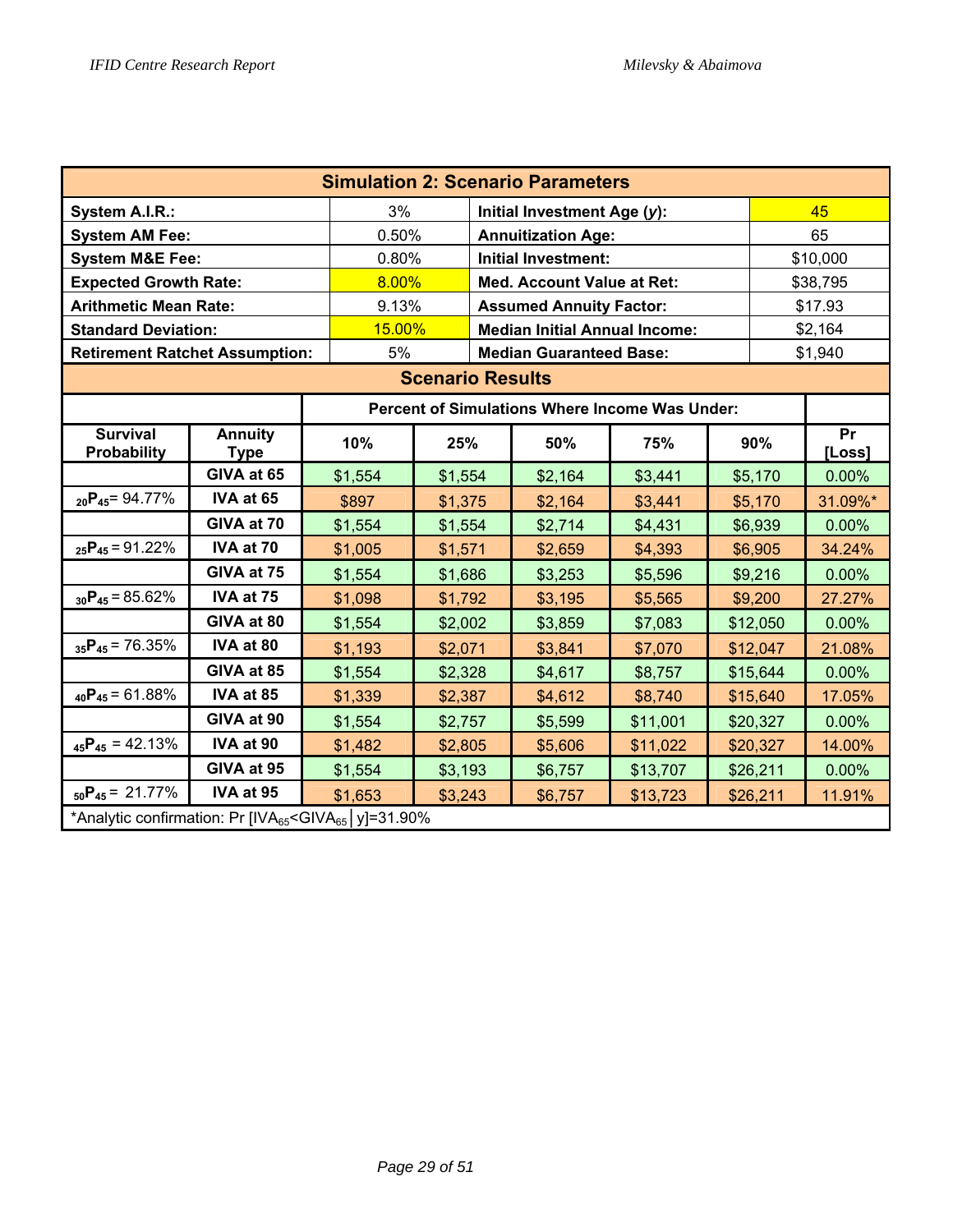| Simulation 2: Scenario Parameters | | | |
|---|---|---|---|
| **System A.I.R.:** | 3% | **Initial Investment Age (*y*):** | 45 |
| **System AM Fee:** | 0.50% | **Annuitization Age:** | 65 |
| **System M&E Fee:** | 0.80% | **Initial Investment:** | $10,000 |
| **Expected Growth Rate:** | 8.00% | **Med. Account Value at Ret:** | $38,795 |
| **Arithmetic Mean Rate:** | 9.13% | **Assumed Annuity Factor:** | $17.93 |
| **Standard Deviation:** | 15.00% | **Median Initial Annual Income:** | $2,164 |
| **Retirement Ratchet Assumption:** | 5% | **Median Guaranteed Base:** | $1,940 |

**Scenario Results**

| Survival Probability | Annuity Type | Percent of Simulations Where Income Was Under: 10% | 25% | 50% | 75% | 90% | Pr [Loss] |
|---|---|---|---|---|---|---|---|
| | **GIVA at 65** | $1,554 | $1,554 | $2,164 | $3,441 | $5,170 | 0.00% |
| ${}_{20}P_{45}$ = 94.77% | **IVA at 65** | $897 | $1,375 | $2,164 | $3,441 | $5,170 | 31.09%* |
| | **GIVA at 70** | $1,554 | $1,554 | $2,714 | $4,431 | $6,939 | 0.00% |
| ${}_{25}P_{45}$ = 91.22% | **IVA at 70** | $1,005 | $1,571 | $2,659 | $4,393 | $6,905 | 34.24% |
| | **GIVA at 75** | $1,554 | $1,686 | $3,253 | $5,596 | $9,216 | 0.00% |
| ${}_{30}P_{45}$ = 85.62% | **IVA at 75** | $1,098 | $1,792 | $3,195 | $5,565 | $9,200 | 27.27% |
| | **GIVA at 80** | $1,554 | $2,002 | $3,859 | $7,083 | $12,050 | 0.00% |
| ${}_{35}P_{45}$ = 76.35% | **IVA at 80** | $1,193 | $2,071 | $3,841 | $7,070 | $12,047 | 21.08% |
| | **GIVA at 85** | $1,554 | $2,328 | $4,617 | $8,757 | $15,644 | 0.00% |
| ${}_{40}P_{45}$ = 61.88% | **IVA at 85** | $1,339 | $2,387 | $4,612 | $8,740 | $15,640 | 17.05% |
| | **GIVA at 90** | $1,554 | $2,757 | $5,599 | $11,001 | $20,327 | 0.00% |
| ${}_{45}P_{45}$ = 42.13% | **IVA at 90** | $1,482 | $2,805 | $5,606 | $11,022 | $20,327 | 14.00% |
| | **GIVA at 95** | $1,554 | $3,193 | $6,757 | $13,707 | $26,211 | 0.00% |
| ${}_{50}P_{45}$ = 21.77% | **IVA at 95** | $1,653 | $3,243 | $6,757 | $13,723 | $26,211 | 11.91% |

*Analytic confirmation: Pr $[IVA_{65} < GIVA_{65} \mid y]$=31.90%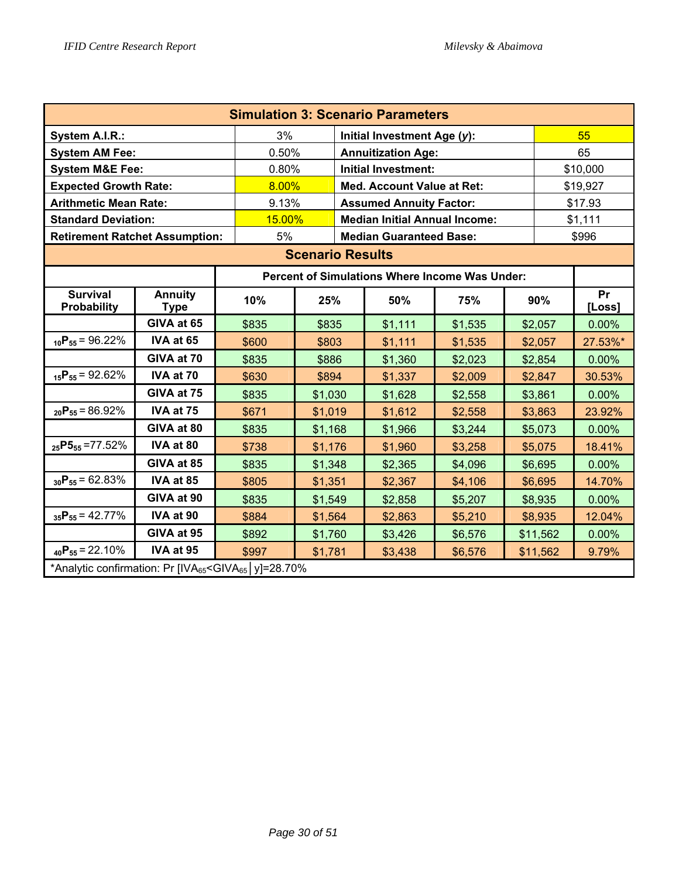## Simulation 3: Scenario Parameters

| | | | |
|---|---|---|---|
| **System A.I.R.:** | 3% | **Initial Investment Age ($y$):** | 55 |
| **System AM Fee:** | 0.50% | **Annuitization Age:** | 65 |
| **System M&E Fee:** | 0.80% | **Initial Investment:** | $10,000 |
| **Expected Growth Rate:** | 8.00% | **Med. Account Value at Ret:** | $19,927 |
| **Arithmetic Mean Rate:** | 9.13% | **Assumed Annuity Factor:** | $17.93 |
| **Standard Deviation:** | 15.00% | **Median Initial Annual Income:** | $1,111 |
| **Retirement Ratchet Assumption:** | 5% | **Median Guaranteed Base:** | $996 |

## Scenario Results

| | | Percent of Simulations Where Income Was Under: | | | | | |
|---|---|---|---|---|---|---|---|
| **Survival Probability** | **Annuity Type** | **10%** | **25%** | **50%** | **75%** | **90%** | **Pr [Loss]** |
| | **GIVA at 65** | $835 | $835 | $1,111 | $1,535 | $2,057 | 0.00% |
| ${}_{10}P_{55}$ = 96.22% | **IVA at 65** | $600 | $803 | $1,111 | $1,535 | $2,057 | 27.53%* |
| | **GIVA at 70** | $835 | $886 | $1,360 | $2,023 | $2,854 | 0.00% |
| ${}_{15}P_{55}$ = 92.62% | **IVA at 70** | $630 | $894 | $1,337 | $2,009 | $2,847 | 30.53% |
| | **GIVA at 75** | $835 | $1,030 | $1,628 | $2,558 | $3,861 | 0.00% |
| ${}_{20}P_{55}$ = 86.92% | **IVA at 75** | $671 | $1,019 | $1,612 | $2,558 | $3,863 | 23.92% |
| | **GIVA at 80** | $835 | $1,168 | $1,966 | $3,244 | $5,073 | 0.00% |
| ${}_{25}P5_{55}$ =77.52% | **IVA at 80** | $738 | $1,176 | $1,960 | $3,258 | $5,075 | 18.41% |
| | **GIVA at 85** | $835 | $1,348 | $2,365 | $4,096 | $6,695 | 0.00% |
| ${}_{30}P_{55}$ = 62.83% | **IVA at 85** | $805 | $1,351 | $2,367 | $4,106 | $6,695 | 14.70% |
| | **GIVA at 90** | $835 | $1,549 | $2,858 | $5,207 | $8,935 | 0.00% |
| ${}_{35}P_{55}$ = 42.77% | **IVA at 90** | $884 | $1,564 | $2,863 | $5,210 | $8,935 | 12.04% |
| | **GIVA at 95** | $892 | $1,760 | $3,426 | $6,576 | $11,562 | 0.00% |
| ${}_{40}P_{55}$ = 22.10% | **IVA at 95** | $997 | $1,781 | $3,438 | $6,576 | $11,562 | 9.79% |

*Analytic confirmation: $Pr[IVA_{65}<GIVA_{65} | y]$=28.70%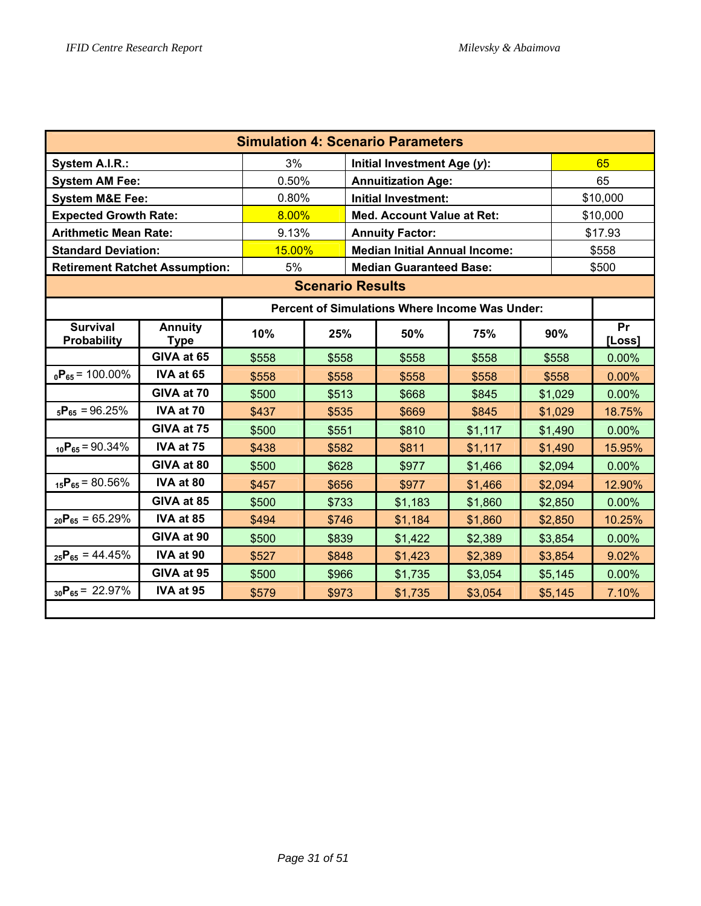## Simulation 4: Scenario Parameters

| | | | |
|---|---|---|---|
| **System A.I.R.:** | 3% | **Initial Investment Age (*y*):** | 65 |
| **System AM Fee:** | 0.50% | **Annuitization Age:** | 65 |
| **System M&E Fee:** | 0.80% | **Initial Investment:** | $10,000 |
| **Expected Growth Rate:** | 8.00% | **Med. Account Value at Ret:** | $10,000 |
| **Arithmetic Mean Rate:** | 9.13% | **Annuity Factor:** | $17.93 |
| **Standard Deviation:** | 15.00% | **Median Initial Annual Income:** | $558 |
| **Retirement Ratchet Assumption:** | 5% | **Median Guaranteed Base:** | $500 |

## Scenario Results

| | | Percent of Simulations Where Income Was Under: | | | | | |
|---|---|---|---|---|---|---|---|
| **Survival Probability** | **Annuity Type** | **10%** | **25%** | **50%** | **75%** | **90%** | **Pr [Loss]** |
| | **GIVA at 65** | $558 | $558 | $558 | $558 | $558 | 0.00% |
| $_{0}P_{65}$ = 100.00% | **IVA at 65** | $558 | $558 | $558 | $558 | $558 | 0.00% |
| | **GIVA at 70** | $500 | $513 | $668 | $845 | $1,029 | 0.00% |
| $_{5}P_{65}$ = 96.25% | **IVA at 70** | $437 | $535 | $669 | $845 | $1,029 | 18.75% |
| | **GIVA at 75** | $500 | $551 | $810 | $1,117 | $1,490 | 0.00% |
| $_{10}P_{65}$ = 90.34% | **IVA at 75** | $438 | $582 | $811 | $1,117 | $1,490 | 15.95% |
| | **GIVA at 80** | $500 | $628 | $977 | $1,466 | $2,094 | 0.00% |
| $_{15}P_{65}$ = 80.56% | **IVA at 80** | $457 | $656 | $977 | $1,466 | $2,094 | 12.90% |
| | **GIVA at 85** | $500 | $733 | $1,183 | $1,860 | $2,850 | 0.00% |
| $_{20}P_{65}$ = 65.29% | **IVA at 85** | $494 | $746 | $1,184 | $1,860 | $2,850 | 10.25% |
| | **GIVA at 90** | $500 | $839 | $1,422 | $2,389 | $3,854 | 0.00% |
| $_{25}P_{65}$ = 44.45% | **IVA at 90** | $527 | $848 | $1,423 | $2,389 | $3,854 | 9.02% |
| | **GIVA at 95** | $500 | $966 | $1,735 | $3,054 | $5,145 | 0.00% |
| $_{30}P_{65}$ = 22.97% | **IVA at 95** | $579 | $973 | $1,735 | $3,054 | $5,145 | 7.10% |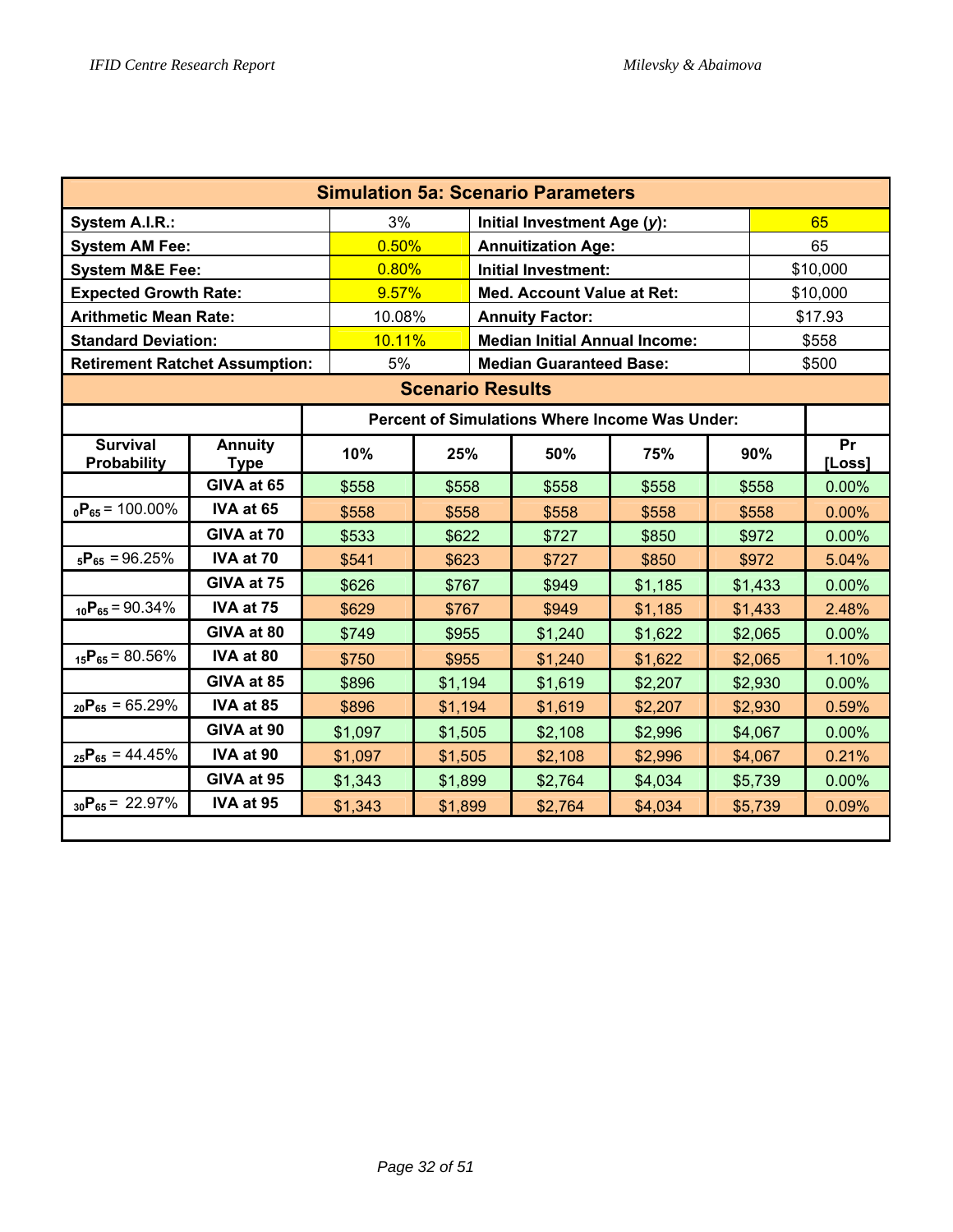**Simulation 5a: Scenario Parameters**

| | | | |
|---|---|---|---|
| **System A.I.R.:** | 3% | **Initial Investment Age (*y*):** | 65 |
| **System AM Fee:** | 0.50% | **Annuitization Age:** | 65 |
| **System M&E Fee:** | 0.80% | **Initial Investment:** | $10,000 |
| **Expected Growth Rate:** | 9.57% | **Med. Account Value at Ret:** | $10,000 |
| **Arithmetic Mean Rate:** | 10.08% | **Annuity Factor:** | $17.93 |
| **Standard Deviation:** | 10.11% | **Median Initial Annual Income:** | $558 |
| **Retirement Ratchet Assumption:** | 5% | **Median Guaranteed Base:** | $500 |

**Scenario Results**

| | | Percent of Simulations Where Income Was Under: | | | | | |
|---|---|---|---|---|---|---|---|
| **Survival Probability** | **Annuity Type** | **10%** | **25%** | **50%** | **75%** | **90%** | **Pr [Loss]** |
| | GIVA at 65 | $558 | $558 | $558 | $558 | $558 | 0.00% |
| $_{0}P_{65}$ = 100.00% | IVA at 65 | $558 | $558 | $558 | $558 | $558 | 0.00% |
| | GIVA at 70 | $533 | $622 | $727 | $850 | $972 | 0.00% |
| $_{5}P_{65}$ = 96.25% | IVA at 70 | $541 | $623 | $727 | $850 | $972 | 5.04% |
| | GIVA at 75 | $626 | $767 | $949 | $1,185 | $1,433 | 0.00% |
| $_{10}P_{65}$ = 90.34% | IVA at 75 | $629 | $767 | $949 | $1,185 | $1,433 | 2.48% |
| | GIVA at 80 | $749 | $955 | $1,240 | $1,622 | $2,065 | 0.00% |
| $_{15}P_{65}$ = 80.56% | IVA at 80 | $750 | $955 | $1,240 | $1,622 | $2,065 | 1.10% |
| | GIVA at 85 | $896 | $1,194 | $1,619 | $2,207 | $2,930 | 0.00% |
| $_{20}P_{65}$ = 65.29% | IVA at 85 | $896 | $1,194 | $1,619 | $2,207 | $2,930 | 0.59% |
| | GIVA at 90 | $1,097 | $1,505 | $2,108 | $2,996 | $4,067 | 0.00% |
| $_{25}P_{65}$ = 44.45% | IVA at 90 | $1,097 | $1,505 | $2,108 | $2,996 | $4,067 | 0.21% |
| | GIVA at 95 | $1,343 | $1,899 | $2,764 | $4,034 | $5,739 | 0.00% |
| $_{30}P_{65}$ = 22.97% | IVA at 95 | $1,343 | $1,899 | $2,764 | $4,034 | $5,739 | 0.09% |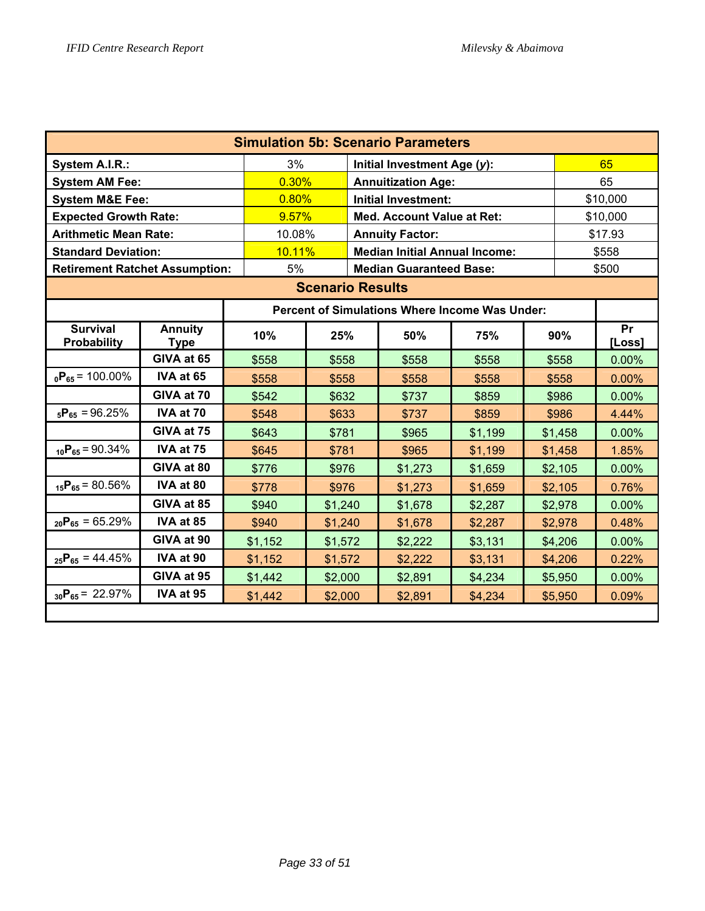## Simulation 5b: Scenario Parameters

| | | | |
|---|---|---|---|
| **System A.I.R.:** | 3% | **Initial Investment Age (*y*):** | 65 |
| **System AM Fee:** | 0.30% | **Annuitization Age:** | 65 |
| **System M&E Fee:** | 0.80% | **Initial Investment:** | $10,000 |
| **Expected Growth Rate:** | 9.57% | **Med. Account Value at Ret:** | $10,000 |
| **Arithmetic Mean Rate:** | 10.08% | **Annuity Factor:** | $17.93 |
| **Standard Deviation:** | 10.11% | **Median Initial Annual Income:** | $558 |
| **Retirement Ratchet Assumption:** | 5% | **Median Guaranteed Base:** | $500 |

## Scenario Results

| | | Percent of Simulations Where Income Was Under: | | | | | |
|---|---|---|---|---|---|---|---|
| **Survival Probability** | **Annuity Type** | **10%** | **25%** | **50%** | **75%** | **90%** | **Pr [Loss]** |
| | **GIVA at 65** | $558 | $558 | $558 | $558 | $558 | 0.00% |
| ${}_0P_{65}$ = 100.00% | **IVA at 65** | $558 | $558 | $558 | $558 | $558 | 0.00% |
| | **GIVA at 70** | $542 | $632 | $737 | $859 | $986 | 0.00% |
| ${}_5P_{65}$ = 96.25% | **IVA at 70** | $548 | $633 | $737 | $859 | $986 | 4.44% |
| | **GIVA at 75** | $643 | $781 | $965 | $1,199 | $1,458 | 0.00% |
| ${}_{10}P_{65}$ = 90.34% | **IVA at 75** | $645 | $781 | $965 | $1,199 | $1,458 | 1.85% |
| | **GIVA at 80** | $776 | $976 | $1,273 | $1,659 | $2,105 | 0.00% |
| ${}_{15}P_{65}$ = 80.56% | **IVA at 80** | $778 | $976 | $1,273 | $1,659 | $2,105 | 0.76% |
| | **GIVA at 85** | $940 | $1,240 | $1,678 | $2,287 | $2,978 | 0.00% |
| ${}_{20}P_{65}$ = 65.29% | **IVA at 85** | $940 | $1,240 | $1,678 | $2,287 | $2,978 | 0.48% |
| | **GIVA at 90** | $1,152 | $1,572 | $2,222 | $3,131 | $4,206 | 0.00% |
| ${}_{25}P_{65}$ = 44.45% | **IVA at 90** | $1,152 | $1,572 | $2,222 | $3,131 | $4,206 | 0.22% |
| | **GIVA at 95** | $1,442 | $2,000 | $2,891 | $4,234 | $5,950 | 0.00% |
| ${}_{30}P_{65}$ = 22.97% | **IVA at 95** | $1,442 | $2,000 | $2,891 | $4,234 | $5,950 | 0.09% |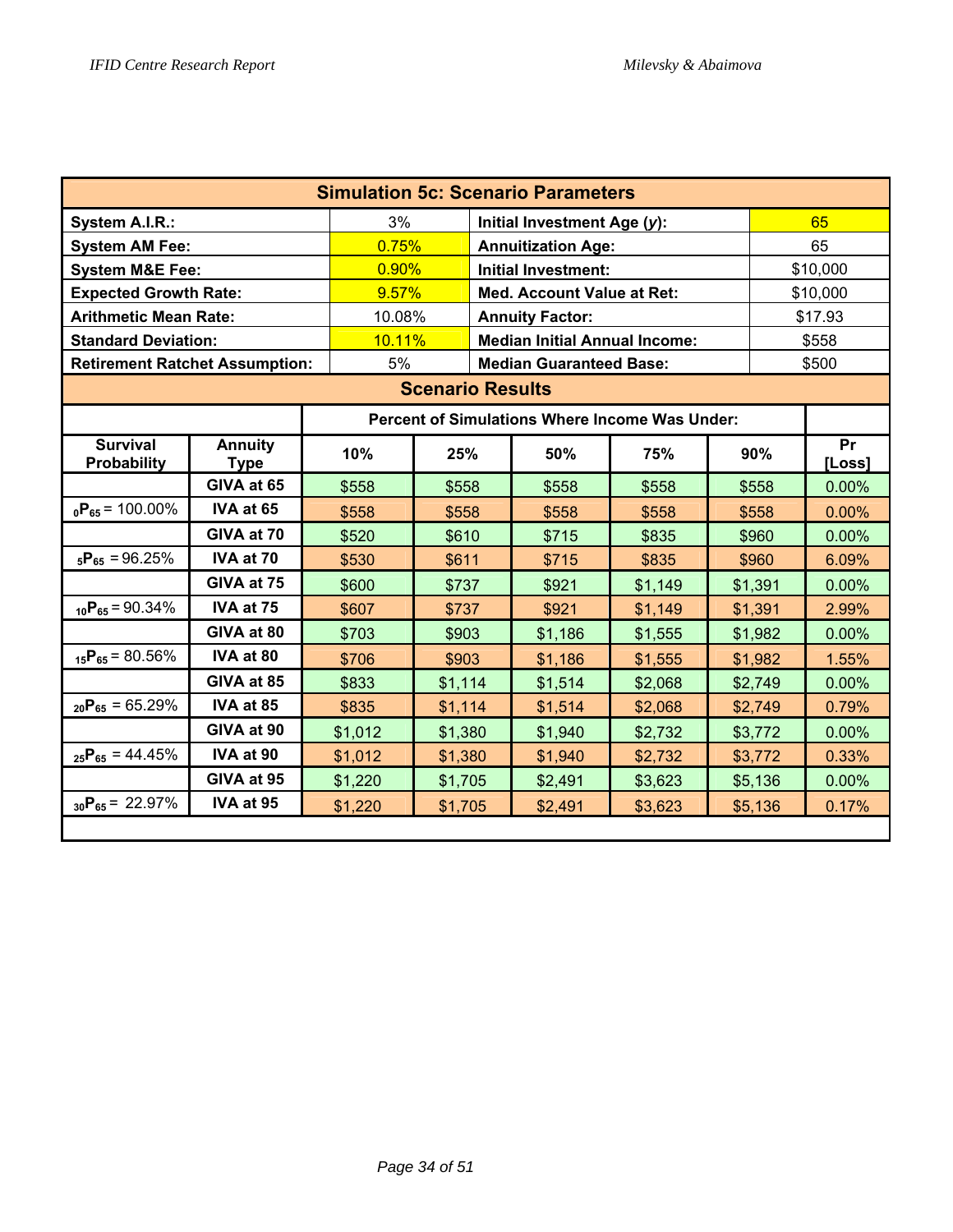**Simulation 5c: Scenario Parameters**

| | | | |
|---|---|---|---|
| **System A.I.R.:** | 3% | **Initial Investment Age (*y*):** | 65 |
| **System AM Fee:** | 0.75% | **Annuitization Age:** | 65 |
| **System M&E Fee:** | 0.90% | **Initial Investment:** | $10,000 |
| **Expected Growth Rate:** | 9.57% | **Med. Account Value at Ret:** | $10,000 |
| **Arithmetic Mean Rate:** | 10.08% | **Annuity Factor:** | $17.93 |
| **Standard Deviation:** | 10.11% | **Median Initial Annual Income:** | $558 |
| **Retirement Ratchet Assumption:** | 5% | **Median Guaranteed Base:** | $500 |

**Scenario Results**

| | | Percent of Simulations Where Income Was Under: | | | | | |
|---|---|---|---|---|---|---|---|
| **Survival Probability** | **Annuity Type** | **10%** | **25%** | **50%** | **75%** | **90%** | **Pr [Loss]** |
| | **GIVA at 65** | $558 | $558 | $558 | $558 | $558 | 0.00% |
| ${}_{0}P_{65}$ = 100.00% | **IVA at 65** | $558 | $558 | $558 | $558 | $558 | 0.00% |
| | **GIVA at 70** | $520 | $610 | $715 | $835 | $960 | 0.00% |
| ${}_{5}P_{65}$ = 96.25% | **IVA at 70** | $530 | $611 | $715 | $835 | $960 | 6.09% |
| | **GIVA at 75** | $600 | $737 | $921 | $1,149 | $1,391 | 0.00% |
| ${}_{10}P_{65}$ = 90.34% | **IVA at 75** | $607 | $737 | $921 | $1,149 | $1,391 | 2.99% |
| | **GIVA at 80** | $703 | $903 | $1,186 | $1,555 | $1,982 | 0.00% |
| ${}_{15}P_{65}$ = 80.56% | **IVA at 80** | $706 | $903 | $1,186 | $1,555 | $1,982 | 1.55% |
| | **GIVA at 85** | $833 | $1,114 | $1,514 | $2,068 | $2,749 | 0.00% |
| ${}_{20}P_{65}$ = 65.29% | **IVA at 85** | $835 | $1,114 | $1,514 | $2,068 | $2,749 | 0.79% |
| | **GIVA at 90** | $1,012 | $1,380 | $1,940 | $2,732 | $3,772 | 0.00% |
| ${}_{25}P_{65}$ = 44.45% | **IVA at 90** | $1,012 | $1,380 | $1,940 | $2,732 | $3,772 | 0.33% |
| | **GIVA at 95** | $1,220 | $1,705 | $2,491 | $3,623 | $5,136 | 0.00% |
| ${}_{30}P_{65}$ = 22.97% | **IVA at 95** | $1,220 | $1,705 | $2,491 | $3,623 | $5,136 | 0.17% |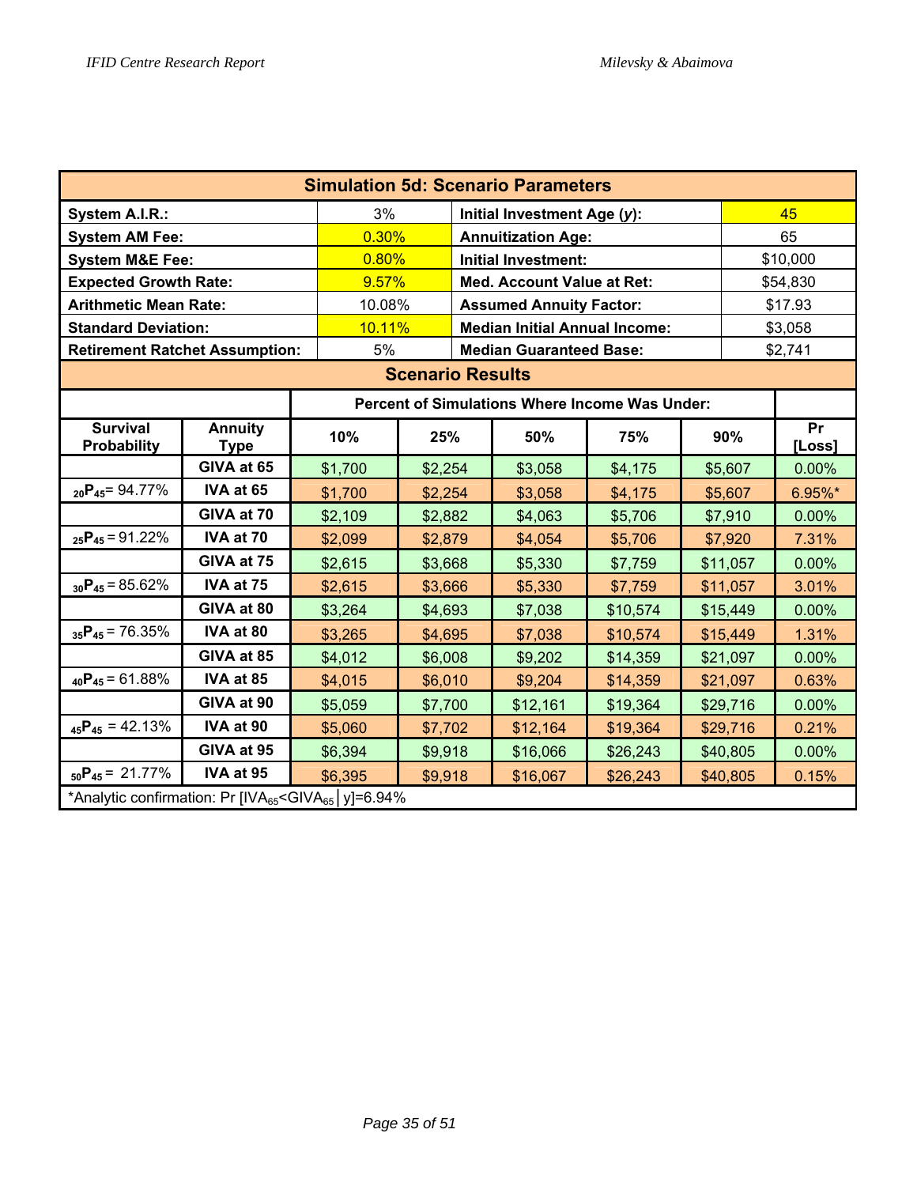| Simulation 5d: Scenario Parameters | | | |
|---|---|---|---|
| **System A.I.R.:** | 3% | **Initial Investment Age (*y*):** | 45 |
| **System AM Fee:** | 0.30% | **Annuitization Age:** | 65 |
| **System M&E Fee:** | 0.80% | **Initial Investment:** | $10,000 |
| **Expected Growth Rate:** | 9.57% | **Med. Account Value at Ret:** | $54,830 |
| **Arithmetic Mean Rate:** | 10.08% | **Assumed Annuity Factor:** | $17.93 |
| **Standard Deviation:** | 10.11% | **Median Initial Annual Income:** | $3,058 |
| **Retirement Ratchet Assumption:** | 5% | **Median Guaranteed Base:** | $2,741 |

**Scenario Results**

| | | Percent of Simulations Where Income Was Under: | | | | | |
|---|---|---|---|---|---|---|---|
| **Survival Probability** | **Annuity Type** | **10%** | **25%** | **50%** | **75%** | **90%** | **Pr [Loss]** |
| | **GIVA at 65** | $1,700 | $2,254 | $3,058 | $4,175 | $5,607 | 0.00% |
| ${}_{20}P_{45}$ = 94.77% | **IVA at 65** | $1,700 | $2,254 | $3,058 | $4,175 | $5,607 | 6.95%* |
| | **GIVA at 70** | $2,109 | $2,882 | $4,063 | $5,706 | $7,910 | 0.00% |
| ${}_{25}P_{45}$ = 91.22% | **IVA at 70** | $2,099 | $2,879 | $4,054 | $5,706 | $7,920 | 7.31% |
| | **GIVA at 75** | $2,615 | $3,668 | $5,330 | $7,759 | $11,057 | 0.00% |
| ${}_{30}P_{45}$ = 85.62% | **IVA at 75** | $2,615 | $3,666 | $5,330 | $7,759 | $11,057 | 3.01% |
| | **GIVA at 80** | $3,264 | $4,693 | $7,038 | $10,574 | $15,449 | 0.00% |
| ${}_{35}P_{45}$ = 76.35% | **IVA at 80** | $3,265 | $4,695 | $7,038 | $10,574 | $15,449 | 1.31% |
| | **GIVA at 85** | $4,012 | $6,008 | $9,202 | $14,359 | $21,097 | 0.00% |
| ${}_{40}P_{45}$ = 61.88% | **IVA at 85** | $4,015 | $6,010 | $9,204 | $14,359 | $21,097 | 0.63% |
| | **GIVA at 90** | $5,059 | $7,700 | $12,161 | $19,364 | $29,716 | 0.00% |
| ${}_{45}P_{45}$ = 42.13% | **IVA at 90** | $5,060 | $7,702 | $12,164 | $19,364 | $29,716 | 0.21% |
| | **GIVA at 95** | $6,394 | $9,918 | $16,066 | $26,243 | $40,805 | 0.00% |
| ${}_{50}P_{45}$ = 21.77% | **IVA at 95** | $6,395 | $9,918 | $16,067 | $26,243 | $40,805 | 0.15% |

*Analytic confirmation: Pr [$IVA_{65}$<$GIVA_{65}$ | y]=6.94%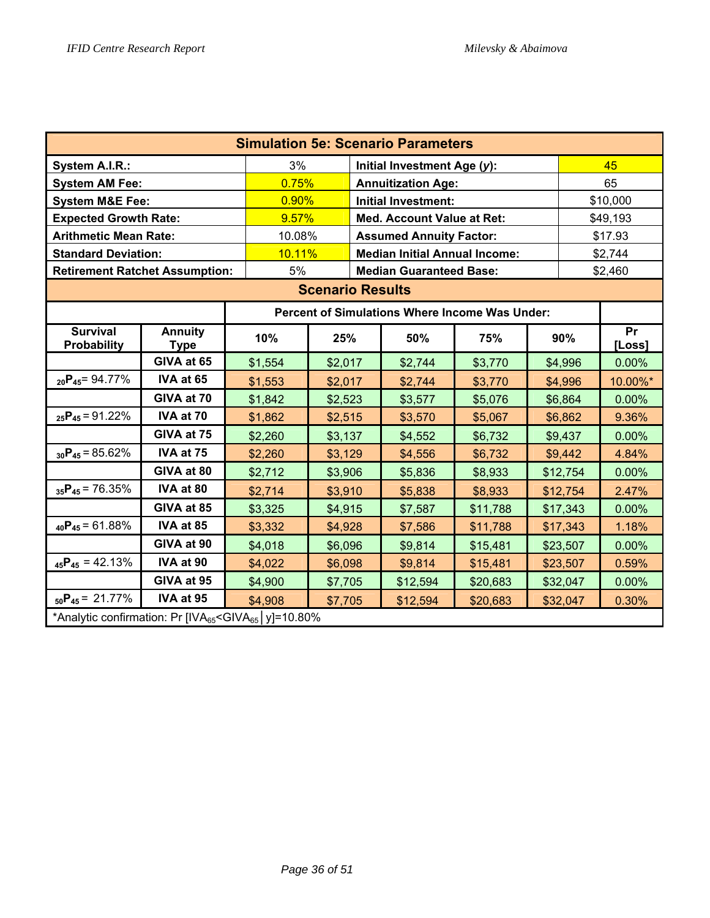## Simulation 5e: Scenario Parameters

| | | | |
|---|---|---|---|
| **System A.I.R.:** | 3% | **Initial Investment Age (*y*):** | 45 |
| **System AM Fee:** | 0.75% | **Annuitization Age:** | 65 |
| **System M&E Fee:** | 0.90% | **Initial Investment:** | $10,000 |
| **Expected Growth Rate:** | 9.57% | **Med. Account Value at Ret:** | $49,193 |
| **Arithmetic Mean Rate:** | 10.08% | **Assumed Annuity Factor:** | $17.93 |
| **Standard Deviation:** | 10.11% | **Median Initial Annual Income:** | $2,744 |
| **Retirement Ratchet Assumption:** | 5% | **Median Guaranteed Base:** | $2,460 |

## Scenario Results

| | | Percent of Simulations Where Income Was Under: | | | | | |
|---|---|---|---|---|---|---|---|
| **Survival Probability** | **Annuity Type** | **10%** | **25%** | **50%** | **75%** | **90%** | **Pr [Loss]** |
| | **GIVA at 65** | $1,554 | $2,017 | $2,744 | $3,770 | $4,996 | 0.00% |
| ${}_{20}P_{45}$= 94.77% | **IVA at 65** | $1,553 | $2,017 | $2,744 | $3,770 | $4,996 | 10.00%* |
| | **GIVA at 70** | $1,842 | $2,523 | $3,577 | $5,076 | $6,864 | 0.00% |
| ${}_{25}P_{45}$ = 91.22% | **IVA at 70** | $1,862 | $2,515 | $3,570 | $5,067 | $6,862 | 9.36% |
| | **GIVA at 75** | $2,260 | $3,137 | $4,552 | $6,732 | $9,437 | 0.00% |
| ${}_{30}P_{45}$ = 85.62% | **IVA at 75** | $2,260 | $3,129 | $4,556 | $6,732 | $9,442 | 4.84% |
| | **GIVA at 80** | $2,712 | $3,906 | $5,836 | $8,933 | $12,754 | 0.00% |
| ${}_{35}P_{45}$ = 76.35% | **IVA at 80** | $2,714 | $3,910 | $5,838 | $8,933 | $12,754 | 2.47% |
| | **GIVA at 85** | $3,325 | $4,915 | $7,587 | $11,788 | $17,343 | 0.00% |
| ${}_{40}P_{45}$ = 61.88% | **IVA at 85** | $3,332 | $4,928 | $7,586 | $11,788 | $17,343 | 1.18% |
| | **GIVA at 90** | $4,018 | $6,096 | $9,814 | $15,481 | $23,507 | 0.00% |
| ${}_{45}P_{45}$ = 42.13% | **IVA at 90** | $4,022 | $6,098 | $9,814 | $15,481 | $23,507 | 0.59% |
| | **GIVA at 95** | $4,900 | $7,705 | $12,594 | $20,683 | $32,047 | 0.00% |
| ${}_{50}P_{45}$ = 21.77% | **IVA at 95** | $4,908 | $7,705 | $12,594 | $20,683 | $32,047 | 0.30% |

*Analytic confirmation: Pr [$IVA_{65}$<$GIVA_{65}$ | y]=10.80%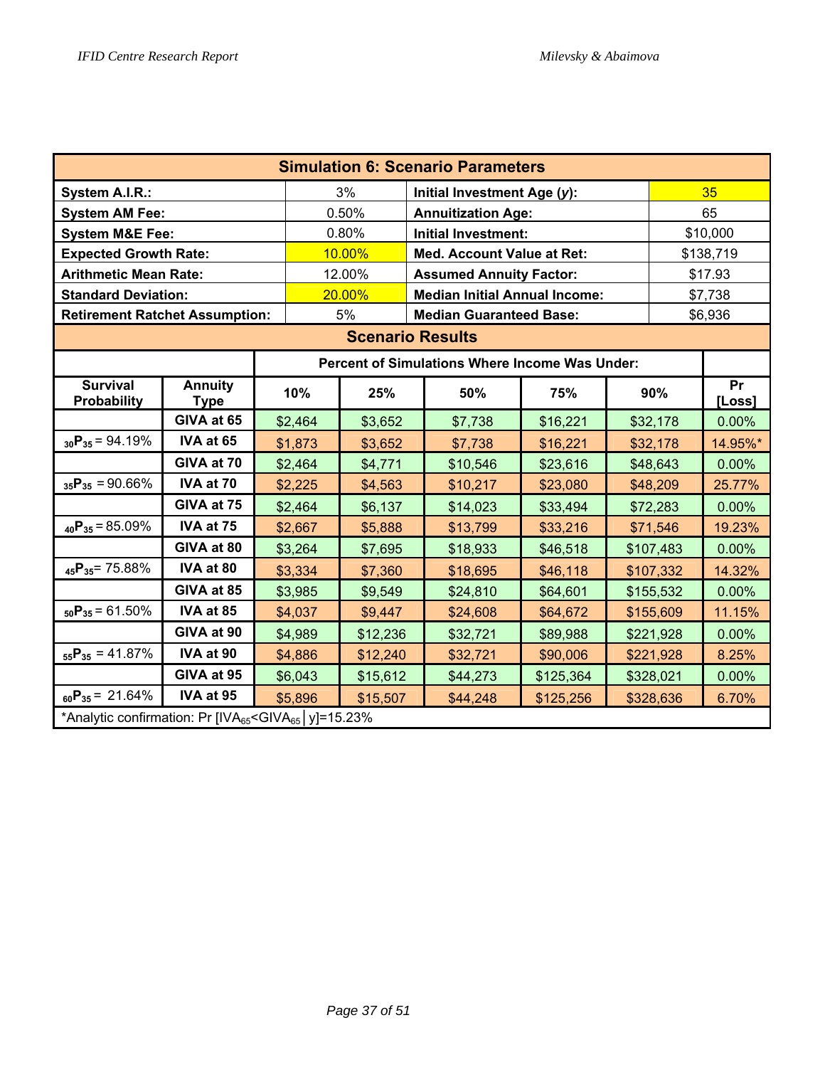| Simulation 6: Scenario Parameters | | | |
|---|---|---|---|
| **System A.I.R.:** | 3% | **Initial Investment Age ($y$):** | 35 |
| **System AM Fee:** | 0.50% | **Annuitization Age:** | 65 |
| **System M&E Fee:** | 0.80% | **Initial Investment:** | $10,000 |
| **Expected Growth Rate:** | 10.00% | **Med. Account Value at Ret:** | $138,719 |
| **Arithmetic Mean Rate:** | 12.00% | **Assumed Annuity Factor:** | $17.93 |
| **Standard Deviation:** | 20.00% | **Median Initial Annual Income:** | $7,738 |
| **Retirement Ratchet Assumption:** | 5% | **Median Guaranteed Base:** | $6,936 |

**Scenario Results**

| | | Percent of Simulations Where Income Was Under: | | | | | |
|---|---|---|---|---|---|---|---|
| **Survival Probability** | **Annuity Type** | **10%** | **25%** | **50%** | **75%** | **90%** | **Pr [Loss]** |
| | **GIVA at 65** | $2,464 | $3,652 | $7,738 | $16,221 | $32,178 | 0.00% |
| ${}_{30}P_{35}$ = 94.19% | **IVA at 65** | $1,873 | $3,652 | $7,738 | $16,221 | $32,178 | 14.95%* |
| | **GIVA at 70** | $2,464 | $4,771 | $10,546 | $23,616 | $48,643 | 0.00% |
| ${}_{35}P_{35}$ = 90.66% | **IVA at 70** | $2,225 | $4,563 | $10,217 | $23,080 | $48,209 | 25.77% |
| | **GIVA at 75** | $2,464 | $6,137 | $14,023 | $33,494 | $72,283 | 0.00% |
| ${}_{40}P_{35}$ = 85.09% | **IVA at 75** | $2,667 | $5,888 | $13,799 | $33,216 | $71,546 | 19.23% |
| | **GIVA at 80** | $3,264 | $7,695 | $18,933 | $46,518 | $107,483 | 0.00% |
| ${}_{45}P_{35}$= 75.88% | **IVA at 80** | $3,334 | $7,360 | $18,695 | $46,118 | $107,332 | 14.32% |
| | **GIVA at 85** | $3,985 | $9,549 | $24,810 | $64,601 | $155,532 | 0.00% |
| ${}_{50}P_{35}$ = 61.50% | **IVA at 85** | $4,037 | $9,447 | $24,608 | $64,672 | $155,609 | 11.15% |
| | **GIVA at 90** | $4,989 | $12,236 | $32,721 | $89,988 | $221,928 | 0.00% |
| ${}_{55}P_{35}$ = 41.87% | **IVA at 90** | $4,886 | $12,240 | $32,721 | $90,006 | $221,928 | 8.25% |
| | **GIVA at 95** | $6,043 | $15,612 | $44,273 | $125,364 | $328,021 | 0.00% |
| ${}_{60}P_{35}$ = 21.64% | **IVA at 95** | $5,896 | $15,507 | $44,248 | $125,256 | $328,636 | 6.70% |

*Analytic confirmation: Pr [$IVA_{65}$<$GIVA_{65}$ | y]=15.23%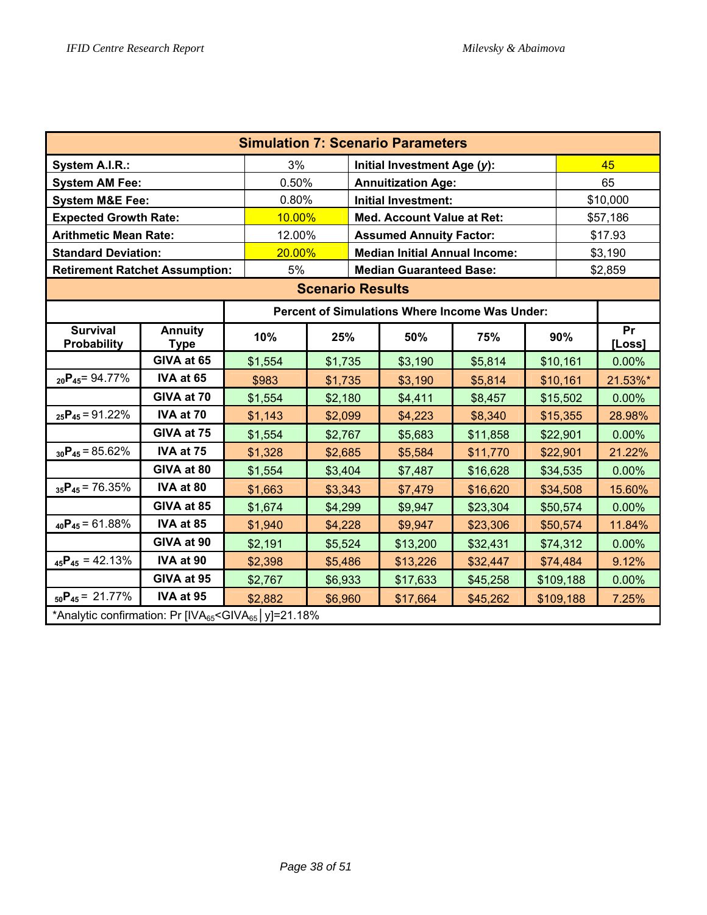## Simulation 7: Scenario Parameters

| | | | |
|---|---|---|---|
| **System A.I.R.:** | 3% | **Initial Investment Age (*y*):** | 45 |
| **System AM Fee:** | 0.50% | **Annuitization Age:** | 65 |
| **System M&E Fee:** | 0.80% | **Initial Investment:** | \$10,000 |
| **Expected Growth Rate:** | 10.00% | **Med. Account Value at Ret:** | \$57,186 |
| **Arithmetic Mean Rate:** | 12.00% | **Assumed Annuity Factor:** | \$17.93 |
| **Standard Deviation:** | 20.00% | **Median Initial Annual Income:** | \$3,190 |
| **Retirement Ratchet Assumption:** | 5% | **Median Guaranteed Base:** | \$2,859 |

## Scenario Results

| | | Percent of Simulations Where Income Was Under: | | | | | |
|---|---|---|---|---|---|---|---|
| **Survival Probability** | **Annuity Type** | **10%** | **25%** | **50%** | **75%** | **90%** | **Pr [Loss]** |
| | **GIVA at 65** | \$1,554 | \$1,735 | \$3,190 | \$5,814 | \$10,161 | 0.00% |
| $_{20}P_{45}$ = 94.77% | **IVA at 65** | \$983 | \$1,735 | \$3,190 | \$5,814 | \$10,161 | 21.53%* |
| | **GIVA at 70** | \$1,554 | \$2,180 | \$4,411 | \$8,457 | \$15,502 | 0.00% |
| $_{25}P_{45}$ = 91.22% | **IVA at 70** | \$1,143 | \$2,099 | \$4,223 | \$8,340 | \$15,355 | 28.98% |
| | **GIVA at 75** | \$1,554 | \$2,767 | \$5,683 | \$11,858 | \$22,901 | 0.00% |
| $_{30}P_{45}$ = 85.62% | **IVA at 75** | \$1,328 | \$2,685 | \$5,584 | \$11,770 | \$22,901 | 21.22% |
| | **GIVA at 80** | \$1,554 | \$3,404 | \$7,487 | \$16,628 | \$34,535 | 0.00% |
| $_{35}P_{45}$ = 76.35% | **IVA at 80** | \$1,663 | \$3,343 | \$7,479 | \$16,620 | \$34,508 | 15.60% |
| | **GIVA at 85** | \$1,674 | \$4,299 | \$9,947 | \$23,304 | \$50,574 | 0.00% |
| $_{40}P_{45}$ = 61.88% | **IVA at 85** | \$1,940 | \$4,228 | \$9,947 | \$23,306 | \$50,574 | 11.84% |
| | **GIVA at 90** | \$2,191 | \$5,524 | \$13,200 | \$32,431 | \$74,312 | 0.00% |
| $_{45}P_{45}$ = 42.13% | **IVA at 90** | \$2,398 | \$5,486 | \$13,226 | \$32,447 | \$74,484 | 9.12% |
| | **GIVA at 95** | \$2,767 | \$6,933 | \$17,633 | \$45,258 | \$109,188 | 0.00% |
| $_{50}P_{45}$ = 21.77% | **IVA at 95** | \$2,882 | \$6,960 | \$17,664 | \$45,262 | \$109,188 | 7.25% |

*Analytic confirmation: $\Pr[IVA_{65}<GIVA_{65} \mid y]$=21.18%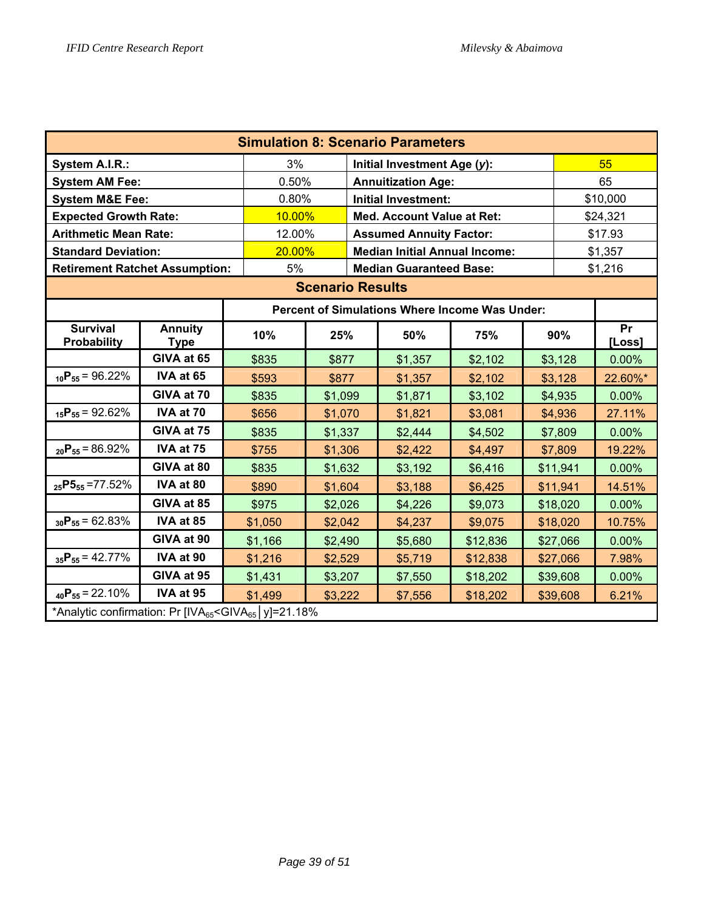| Simulation 8: Scenario Parameters | | | |
|---|---|---|---|
| **System A.I.R.:** | 3% | **Initial Investment Age (*y*):** | 55 |
| **System AM Fee:** | 0.50% | **Annuitization Age:** | 65 |
| **System M&E Fee:** | 0.80% | **Initial Investment:** | $10,000 |
| **Expected Growth Rate:** | 10.00% | **Med. Account Value at Ret:** | $24,321 |
| **Arithmetic Mean Rate:** | 12.00% | **Assumed Annuity Factor:** | $17.93 |
| **Standard Deviation:** | 20.00% | **Median Initial Annual Income:** | $1,357 |
| **Retirement Ratchet Assumption:** | 5% | **Median Guaranteed Base:** | $1,216 |

**Scenario Results**

| | | Percent of Simulations Where Income Was Under: | | | | | |
|---|---|---|---|---|---|---|---|
| **Survival Probability** | **Annuity Type** | **10%** | **25%** | **50%** | **75%** | **90%** | **Pr [Loss]** |
| | **GIVA at 65** | $835 | $877 | $1,357 | $2,102 | $3,128 | 0.00% |
| ${}_{10}P_{55}$ = 96.22% | **IVA at 65** | $593 | $877 | $1,357 | $2,102 | $3,128 | 22.60%* |
| | **GIVA at 70** | $835 | $1,099 | $1,871 | $3,102 | $4,935 | 0.00% |
| ${}_{15}P_{55}$ = 92.62% | **IVA at 70** | $656 | $1,070 | $1,821 | $3,081 | $4,936 | 27.11% |
| | **GIVA at 75** | $835 | $1,337 | $2,444 | $4,502 | $7,809 | 0.00% |
| ${}_{20}P_{55}$ = 86.92% | **IVA at 75** | $755 | $1,306 | $2,422 | $4,497 | $7,809 | 19.22% |
| | **GIVA at 80** | $835 | $1,632 | $3,192 | $6,416 | $11,941 | 0.00% |
| ${}_{25}P5_{55}$ =77.52% | **IVA at 80** | $890 | $1,604 | $3,188 | $6,425 | $11,941 | 14.51% |
| | **GIVA at 85** | $975 | $2,026 | $4,226 | $9,073 | $18,020 | 0.00% |
| ${}_{30}P_{55}$ = 62.83% | **IVA at 85** | $1,050 | $2,042 | $4,237 | $9,075 | $18,020 | 10.75% |
| | **GIVA at 90** | $1,166 | $2,490 | $5,680 | $12,836 | $27,066 | 0.00% |
| ${}_{35}P_{55}$ = 42.77% | **IVA at 90** | $1,216 | $2,529 | $5,719 | $12,838 | $27,066 | 7.98% |
| | **GIVA at 95** | $1,431 | $3,207 | $7,550 | $18,202 | $39,608 | 0.00% |
| ${}_{40}P_{55}$ = 22.10% | **IVA at 95** | $1,499 | $3,222 | $7,556 | $18,202 | $39,608 | 6.21% |

*Analytic confirmation: Pr [$IVA_{65}$<$GIVA_{65}$ | y]=21.18%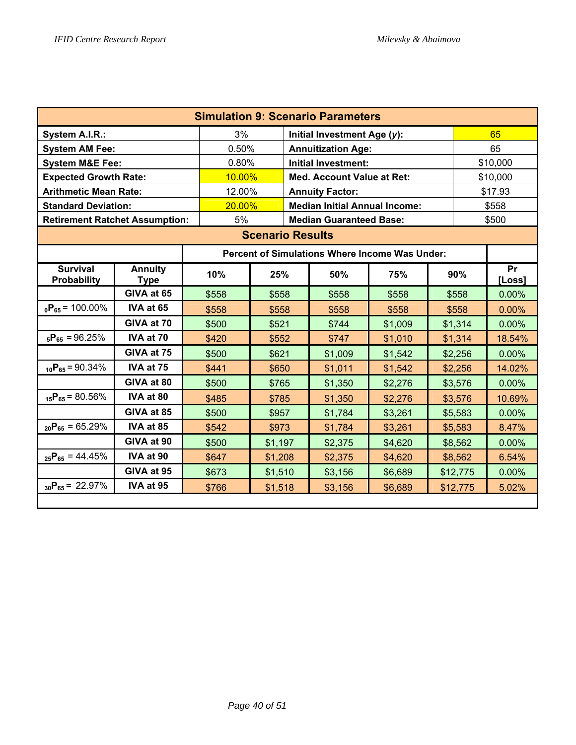| Simulation 9: Scenario Parameters | | | |
|---|---|---|---|
| **System A.I.R.:** | 3% | **Initial Investment Age (*y*):** | 65 |
| **System AM Fee:** | 0.50% | **Annuitization Age:** | 65 |
| **System M&E Fee:** | 0.80% | **Initial Investment:** | $10,000 |
| **Expected Growth Rate:** | 10.00% | **Med. Account Value at Ret:** | $10,000 |
| **Arithmetic Mean Rate:** | 12.00% | **Annuity Factor:** | $17.93 |
| **Standard Deviation:** | 20.00% | **Median Initial Annual Income:** | $558 |
| **Retirement Ratchet Assumption:** | 5% | **Median Guaranteed Base:** | $500 |

**Scenario Results**

| | | Percent of Simulations Where Income Was Under: | | | | | |
|---|---|---|---|---|---|---|---|
| **Survival Probability** | **Annuity Type** | **10%** | **25%** | **50%** | **75%** | **90%** | **Pr [Loss]** |
| | **GIVA at 65** | $558 | $558 | $558 | $558 | $558 | 0.00% |
| ${}_{0}P_{65}$ = 100.00% | **IVA at 65** | $558 | $558 | $558 | $558 | $558 | 0.00% |
| | **GIVA at 70** | $500 | $521 | $744 | $1,009 | $1,314 | 0.00% |
| ${}_{5}P_{65}$ = 96.25% | **IVA at 70** | $420 | $552 | $747 | $1,010 | $1,314 | 18.54% |
| | **GIVA at 75** | $500 | $621 | $1,009 | $1,542 | $2,256 | 0.00% |
| ${}_{10}P_{65}$ = 90.34% | **IVA at 75** | $441 | $650 | $1,011 | $1,542 | $2,256 | 14.02% |
| | **GIVA at 80** | $500 | $765 | $1,350 | $2,276 | $3,576 | 0.00% |
| ${}_{15}P_{65}$ = 80.56% | **IVA at 80** | $485 | $785 | $1,350 | $2,276 | $3,576 | 10.69% |
| | **GIVA at 85** | $500 | $957 | $1,784 | $3,261 | $5,583 | 0.00% |
| ${}_{20}P_{65}$ = 65.29% | **IVA at 85** | $542 | $973 | $1,784 | $3,261 | $5,583 | 8.47% |
| | **GIVA at 90** | $500 | $1,197 | $2,375 | $4,620 | $8,562 | 0.00% |
| ${}_{25}P_{65}$ = 44.45% | **IVA at 90** | $647 | $1,208 | $2,375 | $4,620 | $8,562 | 6.54% |
| | **GIVA at 95** | $673 | $1,510 | $3,156 | $6,689 | $12,775 | 0.00% |
| ${}_{30}P_{65}$ = 22.97% | **IVA at 95** | $766 | $1,518 | $3,156 | $6,689 | $12,775 | 5.02% |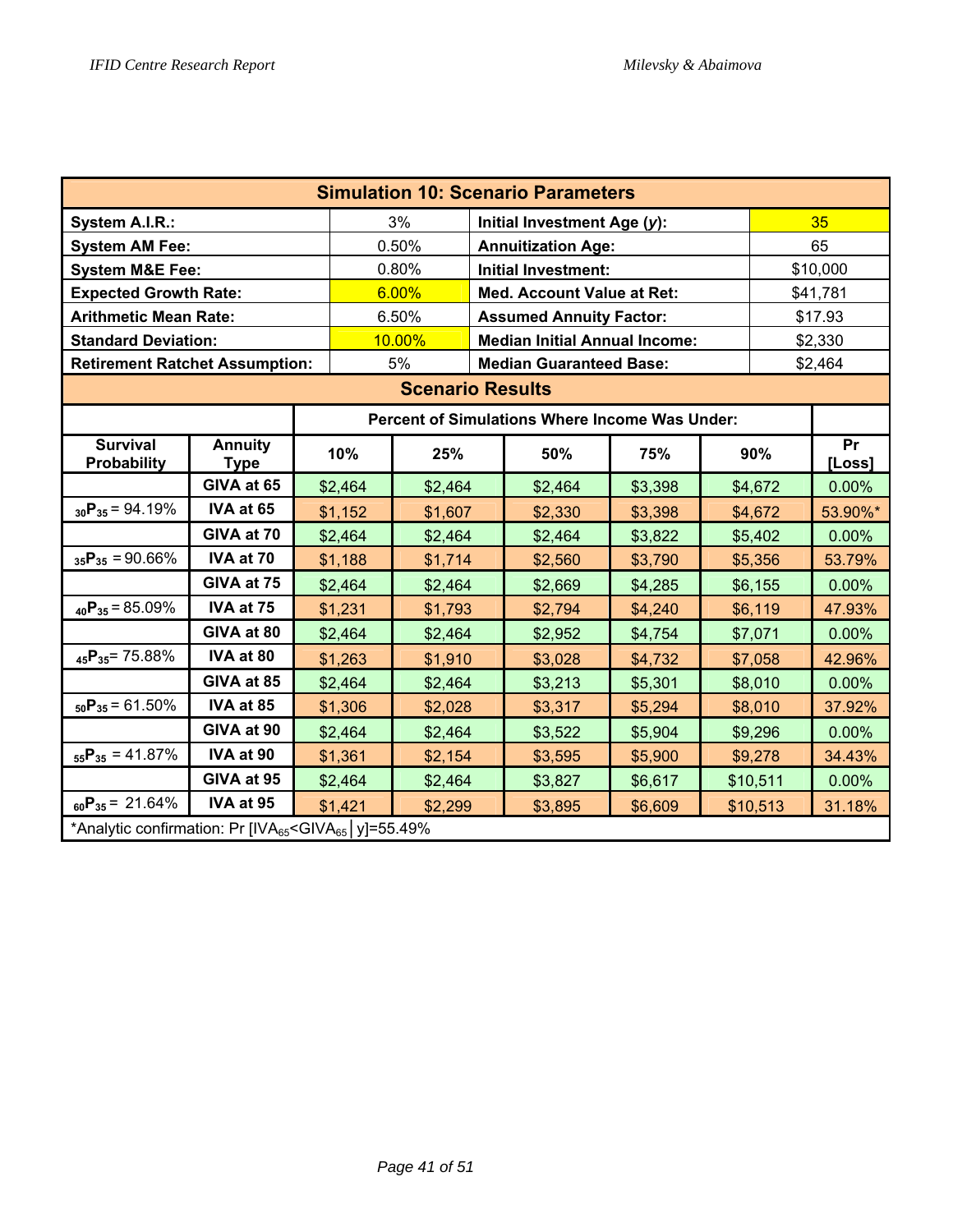## Simulation 10: Scenario Parameters

| | | | |
|---|---|---|---|
| **System A.I.R.:** | 3% | **Initial Investment Age (*y*):** | 35 |
| **System AM Fee:** | 0.50% | **Annuitization Age:** | 65 |
| **System M&E Fee:** | 0.80% | **Initial Investment:** | $10,000 |
| **Expected Growth Rate:** | 6.00% | **Med. Account Value at Ret:** | $41,781 |
| **Arithmetic Mean Rate:** | 6.50% | **Assumed Annuity Factor:** | $17.93 |
| **Standard Deviation:** | 10.00% | **Median Initial Annual Income:** | $2,330 |
| **Retirement Ratchet Assumption:** | 5% | **Median Guaranteed Base:** | $2,464 |

## Scenario Results

| | | Percent of Simulations Where Income Was Under: | | | | | |
|---|---|---|---|---|---|---|---|
| **Survival Probability** | **Annuity Type** | **10%** | **25%** | **50%** | **75%** | **90%** | **Pr [Loss]** |
| | **GIVA at 65** | $2,464 | $2,464 | $2,464 | $3,398 | $4,672 | 0.00% |
| ${}_{30}\mathbf{P}_{35}$ = 94.19% | **IVA at 65** | $1,152 | $1,607 | $2,330 | $3,398 | $4,672 | 53.90%* |
| | **GIVA at 70** | $2,464 | $2,464 | $2,464 | $3,822 | $5,402 | 0.00% |
| ${}_{35}\mathbf{P}_{35}$ = 90.66% | **IVA at 70** | $1,188 | $1,714 | $2,560 | $3,790 | $5,356 | 53.79% |
| | **GIVA at 75** | $2,464 | $2,464 | $2,669 | $4,285 | $6,155 | 0.00% |
| ${}_{40}\mathbf{P}_{35}$ = 85.09% | **IVA at 75** | $1,231 | $1,793 | $2,794 | $4,240 | $6,119 | 47.93% |
| | **GIVA at 80** | $2,464 | $2,464 | $2,952 | $4,754 | $7,071 | 0.00% |
| ${}_{45}\mathbf{P}_{35}$ = 75.88% | **IVA at 80** | $1,263 | $1,910 | $3,028 | $4,732 | $7,058 | 42.96% |
| | **GIVA at 85** | $2,464 | $2,464 | $3,213 | $5,301 | $8,010 | 0.00% |
| ${}_{50}\mathbf{P}_{35}$ = 61.50% | **IVA at 85** | $1,306 | $2,028 | $3,317 | $5,294 | $8,010 | 37.92% |
| | **GIVA at 90** | $2,464 | $2,464 | $3,522 | $5,904 | $9,296 | 0.00% |
| ${}_{55}\mathbf{P}_{35}$ = 41.87% | **IVA at 90** | $1,361 | $2,154 | $3,595 | $5,900 | $9,278 | 34.43% |
| | **GIVA at 95** | $2,464 | $2,464 | $3,827 | $6,617 | $10,511 | 0.00% |
| ${}_{60}\mathbf{P}_{35}$ = 21.64% | **IVA at 95** | $1,421 | $2,299 | $3,895 | $6,609 | $10,513 | 31.18% |

*Analytic confirmation: Pr $[IVA_{65}<GIVA_{65} \mid y]$=55.49%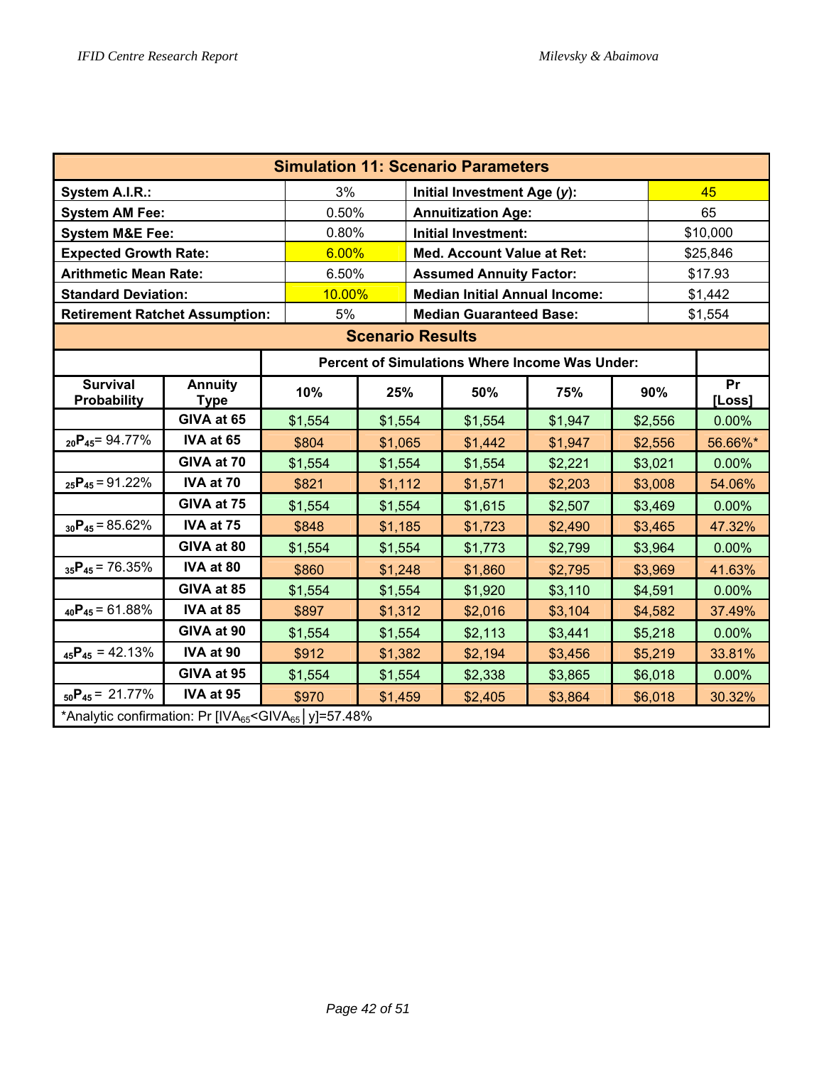| **Simulation 11: Scenario Parameters** | | | |
|---|---|---|---|
| **System A.I.R.:** | 3% | **Initial Investment Age (*y*):** | 45 |
| **System AM Fee:** | 0.50% | **Annuitization Age:** | 65 |
| **System M&E Fee:** | 0.80% | **Initial Investment:** | $10,000 |
| **Expected Growth Rate:** | 6.00% | **Med. Account Value at Ret:** | $25,846 |
| **Arithmetic Mean Rate:** | 6.50% | **Assumed Annuity Factor:** | $17.93 |
| **Standard Deviation:** | 10.00% | **Median Initial Annual Income:** | $1,442 |
| **Retirement Ratchet Assumption:** | 5% | **Median Guaranteed Base:** | $1,554 |

**Scenario Results**

| | | **Percent of Simulations Where Income Was Under:** | | | | | |
|---|---|---|---|---|---|---|---|
| **Survival Probability** | **Annuity Type** | **10%** | **25%** | **50%** | **75%** | **90%** | **Pr [Loss]** |
| | **GIVA at 65** | $1,554 | $1,554 | $1,554 | $1,947 | $2,556 | 0.00% |
| ${}_{20}P_{45}$= 94.77% | **IVA at 65** | $804 | $1,065 | $1,442 | $1,947 | $2,556 | 56.66%* |
| | **GIVA at 70** | $1,554 | $1,554 | $1,554 | $2,221 | $3,021 | 0.00% |
| ${}_{25}P_{45}$ = 91.22% | **IVA at 70** | $821 | $1,112 | $1,571 | $2,203 | $3,008 | 54.06% |
| | **GIVA at 75** | $1,554 | $1,554 | $1,615 | $2,507 | $3,469 | 0.00% |
| ${}_{30}P_{45}$ = 85.62% | **IVA at 75** | $848 | $1,185 | $1,723 | $2,490 | $3,465 | 47.32% |
| | **GIVA at 80** | $1,554 | $1,554 | $1,773 | $2,799 | $3,964 | 0.00% |
| ${}_{35}P_{45}$ = 76.35% | **IVA at 80** | $860 | $1,248 | $1,860 | $2,795 | $3,969 | 41.63% |
| | **GIVA at 85** | $1,554 | $1,554 | $1,920 | $3,110 | $4,591 | 0.00% |
| ${}_{40}P_{45}$ = 61.88% | **IVA at 85** | $897 | $1,312 | $2,016 | $3,104 | $4,582 | 37.49% |
| | **GIVA at 90** | $1,554 | $1,554 | $2,113 | $3,441 | $5,218 | 0.00% |
| ${}_{45}P_{45}$ = 42.13% | **IVA at 90** | $912 | $1,382 | $2,194 | $3,456 | $5,219 | 33.81% |
| | **GIVA at 95** | $1,554 | $1,554 | $2,338 | $3,865 | $6,018 | 0.00% |
| ${}_{50}P_{45}$ = 21.77% | **IVA at 95** | $970 | $1,459 | $2,405 | $3,864 | $6,018 | 30.32% |

*Analytic confirmation: Pr [$IVA_{65}$<$GIVA_{65}$ | y]=57.48%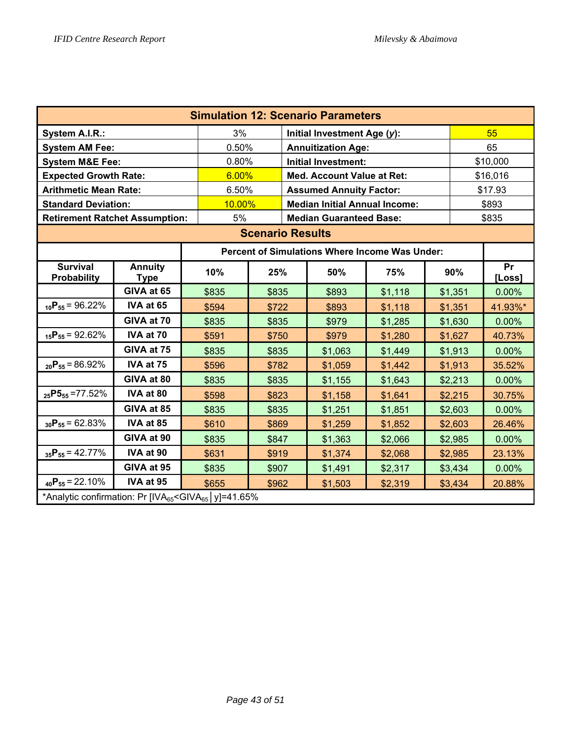| **Simulation 12: Scenario Parameters** | | | |
|---|---|---|---|
| **System A.I.R.:** | 3% | **Initial Investment Age (*y*):** | 55 |
| **System AM Fee:** | 0.50% | **Annuitization Age:** | 65 |
| **System M&E Fee:** | 0.80% | **Initial Investment:** | $10,000 |
| **Expected Growth Rate:** | 6.00% | **Med. Account Value at Ret:** | $16,016 |
| **Arithmetic Mean Rate:** | 6.50% | **Assumed Annuity Factor:** | $17.93 |
| **Standard Deviation:** | 10.00% | **Median Initial Annual Income:** | $893 |
| **Retirement Ratchet Assumption:** | 5% | **Median Guaranteed Base:** | $835 |

**Scenario Results**

| | | Percent of Simulations Where Income Was Under: | | | | | |
|---|---|---|---|---|---|---|---|
| **Survival Probability** | **Annuity Type** | **10%** | **25%** | **50%** | **75%** | **90%** | **Pr [Loss]** |
| | **GIVA at 65** | $835 | $835 | $893 | $1,118 | $1,351 | 0.00% |
| $_{10}P_{55}$ = 96.22% | **IVA at 65** | $594 | $722 | $893 | $1,118 | $1,351 | 41.93%* |
| | **GIVA at 70** | $835 | $835 | $979 | $1,285 | $1,630 | 0.00% |
| $_{15}P_{55}$ = 92.62% | **IVA at 70** | $591 | $750 | $979 | $1,280 | $1,627 | 40.73% |
| | **GIVA at 75** | $835 | $835 | $1,063 | $1,449 | $1,913 | 0.00% |
| $_{20}P_{55}$ = 86.92% | **IVA at 75** | $596 | $782 | $1,059 | $1,442 | $1,913 | 35.52% |
| | **GIVA at 80** | $835 | $835 | $1,155 | $1,643 | $2,213 | 0.00% |
| $_{25}P5_{55}$ =77.52% | **IVA at 80** | $598 | $823 | $1,158 | $1,641 | $2,215 | 30.75% |
| | **GIVA at 85** | $835 | $835 | $1,251 | $1,851 | $2,603 | 0.00% |
| $_{30}P_{55}$ = 62.83% | **IVA at 85** | $610 | $869 | $1,259 | $1,852 | $2,603 | 26.46% |
| | **GIVA at 90** | $835 | $847 | $1,363 | $2,066 | $2,985 | 0.00% |
| $_{35}P_{55}$ = 42.77% | **IVA at 90** | $631 | $919 | $1,374 | $2,068 | $2,985 | 23.13% |
| | **GIVA at 95** | $835 | $907 | $1,491 | $2,317 | $3,434 | 0.00% |
| $_{40}P_{55}$ = 22.10% | **IVA at 95** | $655 | $962 | $1,503 | $2,319 | $3,434 | 20.88% |

*Analytic confirmation: Pr [$IVA_{65}$<$GIVA_{65}$ | y]=41.65%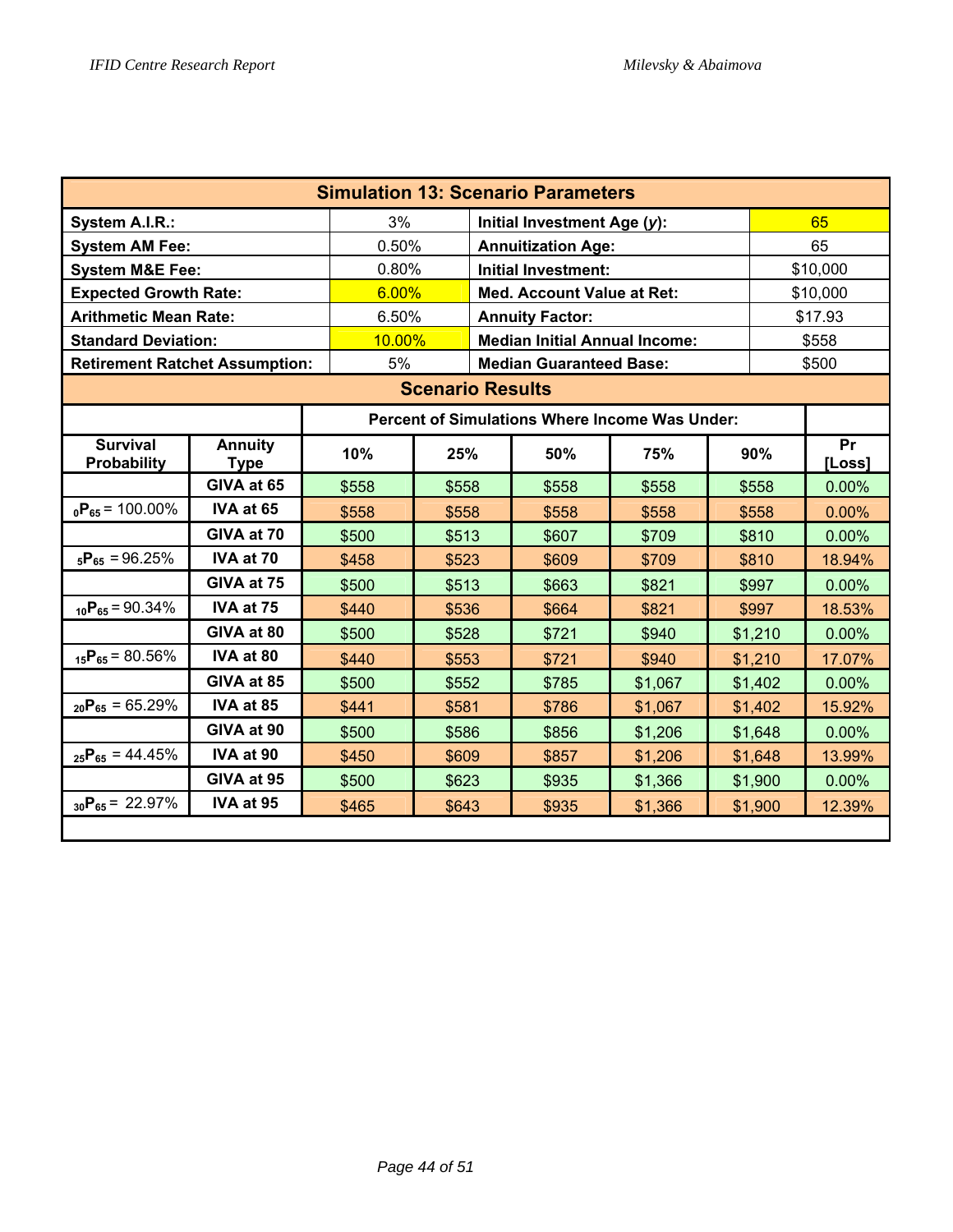**Simulation 13: Scenario Parameters**

| | | | |
|---|---|---|---|
| **System A.I.R.:** | 3% | **Initial Investment Age (*y*):** | 65 |
| **System AM Fee:** | 0.50% | **Annuitization Age:** | 65 |
| **System M&E Fee:** | 0.80% | **Initial Investment:** | $10,000 |
| **Expected Growth Rate:** | 6.00% | **Med. Account Value at Ret:** | $10,000 |
| **Arithmetic Mean Rate:** | 6.50% | **Annuity Factor:** | $17.93 |
| **Standard Deviation:** | 10.00% | **Median Initial Annual Income:** | $558 |
| **Retirement Ratchet Assumption:** | 5% | **Median Guaranteed Base:** | $500 |

**Scenario Results**

| | | Percent of Simulations Where Income Was Under: | | | | | |
|---|---|---|---|---|---|---|---|
| **Survival Probability** | **Annuity Type** | **10%** | **25%** | **50%** | **75%** | **90%** | **Pr [Loss]** |
| | **GIVA at 65** | $558 | $558 | $558 | $558 | $558 | 0.00% |
| ${}_{0}P_{65}$ = 100.00% | **IVA at 65** | $558 | $558 | $558 | $558 | $558 | 0.00% |
| | **GIVA at 70** | $500 | $513 | $607 | $709 | $810 | 0.00% |
| ${}_{5}P_{65}$ = 96.25% | **IVA at 70** | $458 | $523 | $609 | $709 | $810 | 18.94% |
| | **GIVA at 75** | $500 | $513 | $663 | $821 | $997 | 0.00% |
| ${}_{10}P_{65}$ = 90.34% | **IVA at 75** | $440 | $536 | $664 | $821 | $997 | 18.53% |
| | **GIVA at 80** | $500 | $528 | $721 | $940 | $1,210 | 0.00% |
| ${}_{15}P_{65}$ = 80.56% | **IVA at 80** | $440 | $553 | $721 | $940 | $1,210 | 17.07% |
| | **GIVA at 85** | $500 | $552 | $785 | $1,067 | $1,402 | 0.00% |
| ${}_{20}P_{65}$ = 65.29% | **IVA at 85** | $441 | $581 | $786 | $1,067 | $1,402 | 15.92% |
| | **GIVA at 90** | $500 | $586 | $856 | $1,206 | $1,648 | 0.00% |
| ${}_{25}P_{65}$ = 44.45% | **IVA at 90** | $450 | $609 | $857 | $1,206 | $1,648 | 13.99% |
| | **GIVA at 95** | $500 | $623 | $935 | $1,366 | $1,900 | 0.00% |
| ${}_{30}P_{65}$ = 22.97% | **IVA at 95** | $465 | $643 | $935 | $1,366 | $1,900 | 12.39% |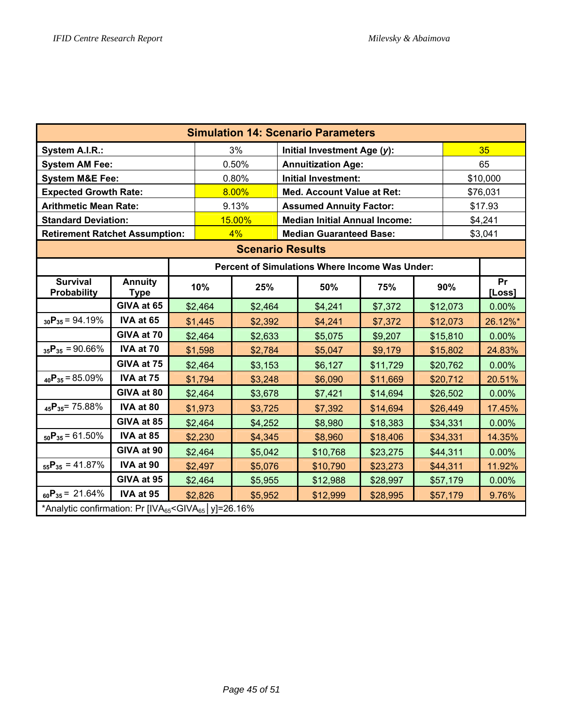| Simulation 14: Scenario Parameters | | | |
|---|---|---|---|
| **System A.I.R.:** | 3% | **Initial Investment Age (*y*):** | 35 |
| **System AM Fee:** | 0.50% | **Annuitization Age:** | 65 |
| **System M&E Fee:** | 0.80% | **Initial Investment:** | $10,000 |
| **Expected Growth Rate:** | 8.00% | **Med. Account Value at Ret:** | $76,031 |
| **Arithmetic Mean Rate:** | 9.13% | **Assumed Annuity Factor:** | $17.93 |
| **Standard Deviation:** | 15.00% | **Median Initial Annual Income:** | $4,241 |
| **Retirement Ratchet Assumption:** | 4% | **Median Guaranteed Base:** | $3,041 |

**Scenario Results**

| Survival Probability | Annuity Type | Percent of Simulations Where Income Was Under: | | | | | |
|---|---|---|---|---|---|---|---|
| | | **10%** | **25%** | **50%** | **75%** | **90%** | **Pr [Loss]** |
| | **GIVA at 65** | $2,464 | $2,464 | $4,241 | $7,372 | $12,073 | 0.00% |
| ${}_{30}P_{35}$ = 94.19% | **IVA at 65** | $1,445 | $2,392 | $4,241 | $7,372 | $12,073 | 26.12%* |
| | **GIVA at 70** | $2,464 | $2,633 | $5,075 | $9,207 | $15,810 | 0.00% |
| ${}_{35}P_{35}$ = 90.66% | **IVA at 70** | $1,598 | $2,784 | $5,047 | $9,179 | $15,802 | 24.83% |
| | **GIVA at 75** | $2,464 | $3,153 | $6,127 | $11,729 | $20,762 | 0.00% |
| ${}_{40}P_{35}$ = 85.09% | **IVA at 75** | $1,794 | $3,248 | $6,090 | $11,669 | $20,712 | 20.51% |
| | **GIVA at 80** | $2,464 | $3,678 | $7,421 | $14,694 | $26,502 | 0.00% |
| ${}_{45}P_{35}$= 75.88% | **IVA at 80** | $1,973 | $3,725 | $7,392 | $14,694 | $26,449 | 17.45% |
| | **GIVA at 85** | $2,464 | $4,252 | $8,980 | $18,383 | $34,331 | 0.00% |
| ${}_{50}P_{35}$ = 61.50% | **IVA at 85** | $2,230 | $4,345 | $8,960 | $18,406 | $34,331 | 14.35% |
| | **GIVA at 90** | $2,464 | $5,042 | $10,768 | $23,275 | $44,311 | 0.00% |
| ${}_{55}P_{35}$ = 41.87% | **IVA at 90** | $2,497 | $5,076 | $10,790 | $23,273 | $44,311 | 11.92% |
| | **GIVA at 95** | $2,464 | $5,955 | $12,988 | $28,997 | $57,179 | 0.00% |
| ${}_{60}P_{35}$ = 21.64% | **IVA at 95** | $2,826 | $5,952 | $12,999 | $28,995 | $57,179 | 9.76% |

*Analytic confirmation: Pr [$IVA_{65}$<$GIVA_{65}$ | y]=26.16%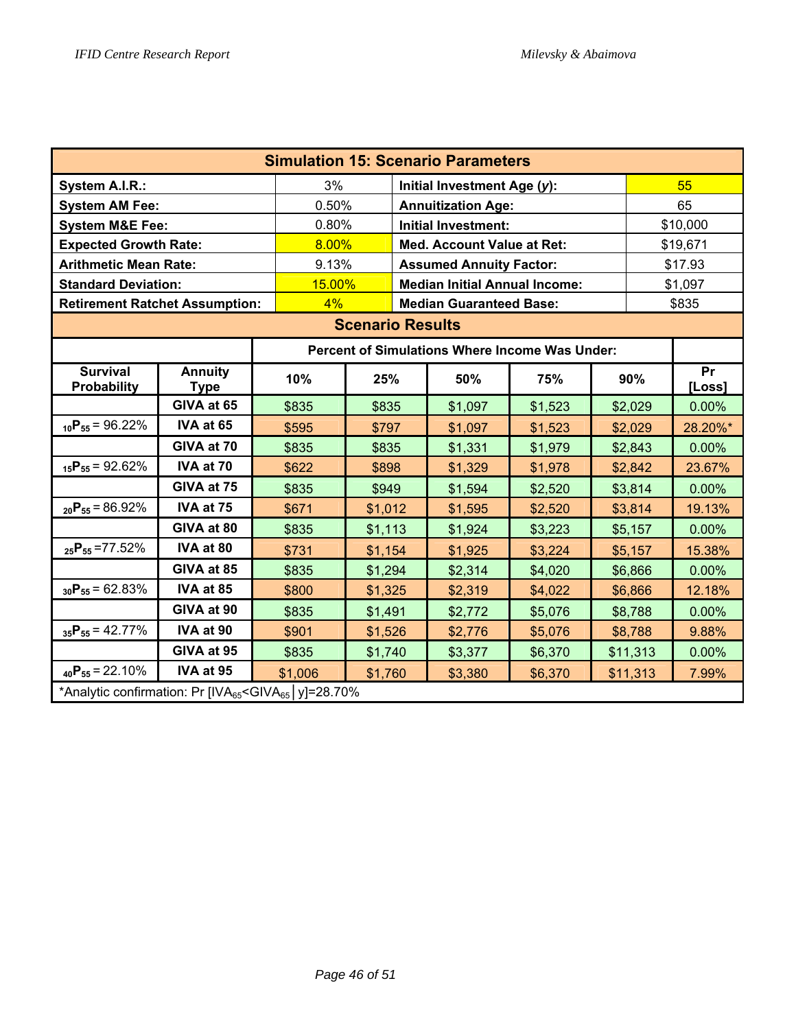## Simulation 15: Scenario Parameters

| | | | |
|---|---|---|---|
| **System A.I.R.:** | 3% | **Initial Investment Age (*y*):** | 55 |
| **System AM Fee:** | 0.50% | **Annuitization Age:** | 65 |
| **System M&E Fee:** | 0.80% | **Initial Investment:** | $10,000 |
| **Expected Growth Rate:** | 8.00% | **Med. Account Value at Ret:** | $19,671 |
| **Arithmetic Mean Rate:** | 9.13% | **Assumed Annuity Factor:** | $17.93 |
| **Standard Deviation:** | 15.00% | **Median Initial Annual Income:** | $1,097 |
| **Retirement Ratchet Assumption:** | 4% | **Median Guaranteed Base:** | $835 |

## Scenario Results

| | | Percent of Simulations Where Income Was Under: | | | | | |
|---|---|---|---|---|---|---|---|
| **Survival Probability** | **Annuity Type** | **10%** | **25%** | **50%** | **75%** | **90%** | **Pr [Loss]** |
| | **GIVA at 65** | $835 | $835 | $1,097 | $1,523 | $2,029 | 0.00% |
| ${}_{10}P_{55}$ = 96.22% | **IVA at 65** | $595 | $797 | $1,097 | $1,523 | $2,029 | 28.20%* |
| | **GIVA at 70** | $835 | $835 | $1,331 | $1,979 | $2,843 | 0.00% |
| ${}_{15}P_{55}$ = 92.62% | **IVA at 70** | $622 | $898 | $1,329 | $1,978 | $2,842 | 23.67% |
| | **GIVA at 75** | $835 | $949 | $1,594 | $2,520 | $3,814 | 0.00% |
| ${}_{20}P_{55}$ = 86.92% | **IVA at 75** | $671 | $1,012 | $1,595 | $2,520 | $3,814 | 19.13% |
| | **GIVA at 80** | $835 | $1,113 | $1,924 | $3,223 | $5,157 | 0.00% |
| ${}_{25}P_{55}$ =77.52% | **IVA at 80** | $731 | $1,154 | $1,925 | $3,224 | $5,157 | 15.38% |
| | **GIVA at 85** | $835 | $1,294 | $2,314 | $4,020 | $6,866 | 0.00% |
| ${}_{30}P_{55}$ = 62.83% | **IVA at 85** | $800 | $1,325 | $2,319 | $4,022 | $6,866 | 12.18% |
| | **GIVA at 90** | $835 | $1,491 | $2,772 | $5,076 | $8,788 | 0.00% |
| ${}_{35}P_{55}$ = 42.77% | **IVA at 90** | $901 | $1,526 | $2,776 | $5,076 | $8,788 | 9.88% |
| | **GIVA at 95** | $835 | $1,740 | $3,377 | $6,370 | $11,313 | 0.00% |
| ${}_{40}P_{55}$ = 22.10% | **IVA at 95** | $1,006 | $1,760 | $3,380 | $6,370 | $11,313 | 7.99% |

*Analytic confirmation: Pr $[IVA_{65} < GIVA_{65} | y]$=28.70%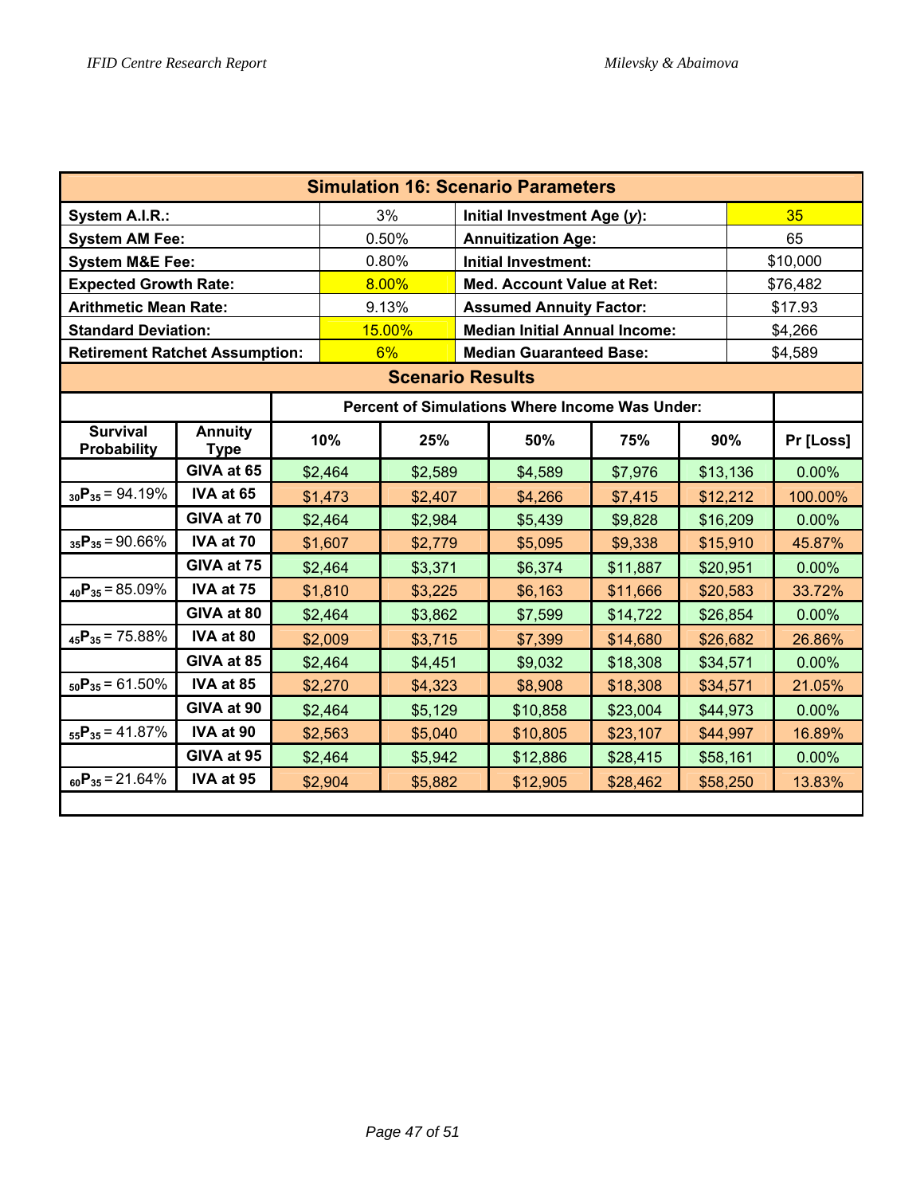## Simulation 16: Scenario Parameters

| | | | |
|---|---|---|---|
| **System A.I.R.:** | 3% | **Initial Investment Age (*y*):** | 35 |
| **System AM Fee:** | 0.50% | **Annuitization Age:** | 65 |
| **System M&E Fee:** | 0.80% | **Initial Investment:** | $10,000 |
| **Expected Growth Rate:** | 8.00% | **Med. Account Value at Ret:** | $76,482 |
| **Arithmetic Mean Rate:** | 9.13% | **Assumed Annuity Factor:** | $17.93 |
| **Standard Deviation:** | 15.00% | **Median Initial Annual Income:** | $4,266 |
| **Retirement Ratchet Assumption:** | 6% | **Median Guaranteed Base:** | $4,589 |

## Scenario Results

| | | Percent of Simulations Where Income Was Under: | | | | | |
|---|---|---|---|---|---|---|---|
| **Survival Probability** | **Annuity Type** | **10%** | **25%** | **50%** | **75%** | **90%** | **Pr [Loss]** |
| | **GIVA at 65** | $2,464 | $2,589 | $4,589 | $7,976 | $13,136 | 0.00% |
| ${}_{30}P_{35}$ = 94.19% | **IVA at 65** | $1,473 | $2,407 | $4,266 | $7,415 | $12,212 | 100.00% |
| | **GIVA at 70** | $2,464 | $2,984 | $5,439 | $9,828 | $16,209 | 0.00% |
| ${}_{35}P_{35}$ = 90.66% | **IVA at 70** | $1,607 | $2,779 | $5,095 | $9,338 | $15,910 | 45.87% |
| | **GIVA at 75** | $2,464 | $3,371 | $6,374 | $11,887 | $20,951 | 0.00% |
| ${}_{40}P_{35}$ = 85.09% | **IVA at 75** | $1,810 | $3,225 | $6,163 | $11,666 | $20,583 | 33.72% |
| | **GIVA at 80** | $2,464 | $3,862 | $7,599 | $14,722 | $26,854 | 0.00% |
| ${}_{45}P_{35}$ = 75.88% | **IVA at 80** | $2,009 | $3,715 | $7,399 | $14,680 | $26,682 | 26.86% |
| | **GIVA at 85** | $2,464 | $4,451 | $9,032 | $18,308 | $34,571 | 0.00% |
| ${}_{50}P_{35}$ = 61.50% | **IVA at 85** | $2,270 | $4,323 | $8,908 | $18,308 | $34,571 | 21.05% |
| | **GIVA at 90** | $2,464 | $5,129 | $10,858 | $23,004 | $44,973 | 0.00% |
| ${}_{55}P_{35}$ = 41.87% | **IVA at 90** | $2,563 | $5,040 | $10,805 | $23,107 | $44,997 | 16.89% |
| | **GIVA at 95** | $2,464 | $5,942 | $12,886 | $28,415 | $58,161 | 0.00% |
| ${}_{60}P_{35}$ = 21.64% | **IVA at 95** | $2,904 | $5,882 | $12,905 | $28,462 | $58,250 | 13.83% |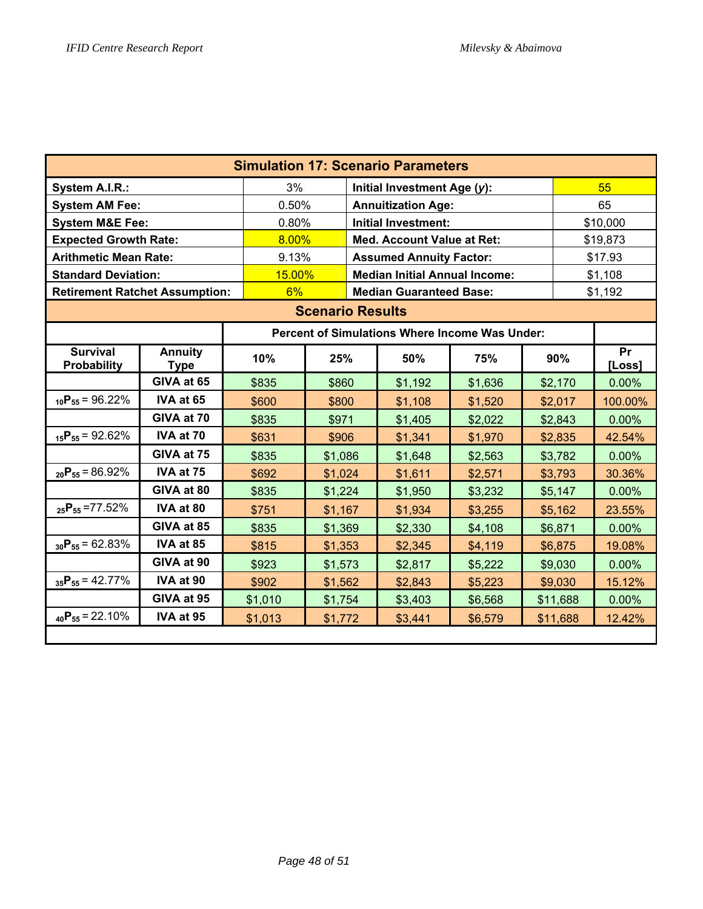| Simulation 17: Scenario Parameters | | | |
|---|---|---|---|
| **System A.I.R.:** | 3% | **Initial Investment Age (*y*):** | 55 |
| **System AM Fee:** | 0.50% | **Annuitization Age:** | 65 |
| **System M&E Fee:** | 0.80% | **Initial Investment:** | $10,000 |
| **Expected Growth Rate:** | 8.00% | **Med. Account Value at Ret:** | $19,873 |
| **Arithmetic Mean Rate:** | 9.13% | **Assumed Annuity Factor:** | $17.93 |
| **Standard Deviation:** | 15.00% | **Median Initial Annual Income:** | $1,108 |
| **Retirement Ratchet Assumption:** | 6% | **Median Guaranteed Base:** | $1,192 |

**Scenario Results**

| | | Percent of Simulations Where Income Was Under: | | | | | |
|---|---|---|---|---|---|---|---|
| **Survival Probability** | **Annuity Type** | **10%** | **25%** | **50%** | **75%** | **90%** | **Pr [Loss]** |
| | **GIVA at 65** | $835 | $860 | $1,192 | $1,636 | $2,170 | 0.00% |
| ${}_{10}P_{55}$ = 96.22% | **IVA at 65** | $600 | $800 | $1,108 | $1,520 | $2,017 | 100.00% |
| | **GIVA at 70** | $835 | $971 | $1,405 | $2,022 | $2,843 | 0.00% |
| ${}_{15}P_{55}$ = 92.62% | **IVA at 70** | $631 | $906 | $1,341 | $1,970 | $2,835 | 42.54% |
| | **GIVA at 75** | $835 | $1,086 | $1,648 | $2,563 | $3,782 | 0.00% |
| ${}_{20}P_{55}$ = 86.92% | **IVA at 75** | $692 | $1,024 | $1,611 | $2,571 | $3,793 | 30.36% |
| | **GIVA at 80** | $835 | $1,224 | $1,950 | $3,232 | $5,147 | 0.00% |
| ${}_{25}P_{55}$ =77.52% | **IVA at 80** | $751 | $1,167 | $1,934 | $3,255 | $5,162 | 23.55% |
| | **GIVA at 85** | $835 | $1,369 | $2,330 | $4,108 | $6,871 | 0.00% |
| ${}_{30}P_{55}$ = 62.83% | **IVA at 85** | $815 | $1,353 | $2,345 | $4,119 | $6,875 | 19.08% |
| | **GIVA at 90** | $923 | $1,573 | $2,817 | $5,222 | $9,030 | 0.00% |
| ${}_{35}P_{55}$ = 42.77% | **IVA at 90** | $902 | $1,562 | $2,843 | $5,223 | $9,030 | 15.12% |
| | **GIVA at 95** | $1,010 | $1,754 | $3,403 | $6,568 | $11,688 | 0.00% |
| ${}_{40}P_{55}$ = 22.10% | **IVA at 95** | $1,013 | $1,772 | $3,441 | $6,579 | $11,688 | 12.42% |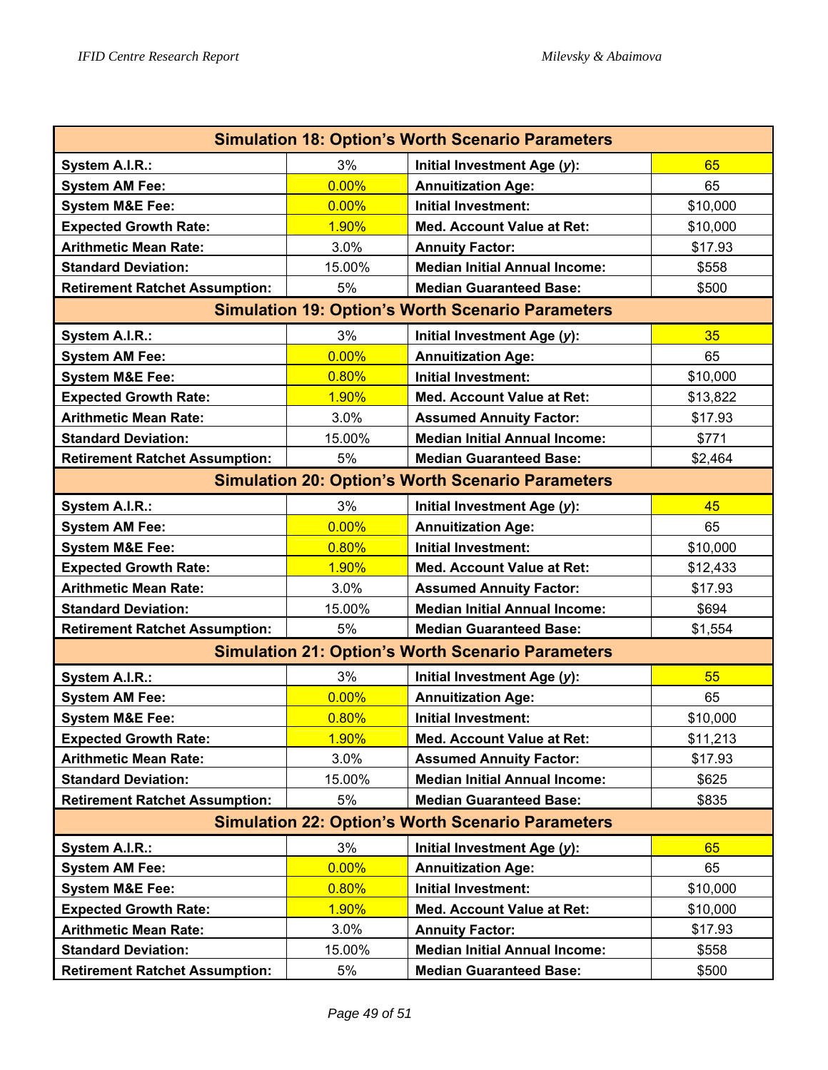| Simulation 18: Option's Worth Scenario Parameters | | | |
|---|---|---|---|
| **System A.I.R.:** | 3% | **Initial Investment Age (*y*):** | 65 |
| **System AM Fee:** | 0.00% | **Annuitization Age:** | 65 |
| **System M&E Fee:** | 0.00% | **Initial Investment:** | $10,000 |
| **Expected Growth Rate:** | 1.90% | **Med. Account Value at Ret:** | $10,000 |
| **Arithmetic Mean Rate:** | 3.0% | **Annuity Factor:** | $17.93 |
| **Standard Deviation:** | 15.00% | **Median Initial Annual Income:** | $558 |
| **Retirement Ratchet Assumption:** | 5% | **Median Guaranteed Base:** | $500 |

| Simulation 19: Option's Worth Scenario Parameters | | | |
|---|---|---|---|
| **System A.I.R.:** | 3% | **Initial Investment Age (*y*):** | 35 |
| **System AM Fee:** | 0.00% | **Annuitization Age:** | 65 |
| **System M&E Fee:** | 0.80% | **Initial Investment:** | $10,000 |
| **Expected Growth Rate:** | 1.90% | **Med. Account Value at Ret:** | $13,822 |
| **Arithmetic Mean Rate:** | 3.0% | **Assumed Annuity Factor:** | $17.93 |
| **Standard Deviation:** | 15.00% | **Median Initial Annual Income:** | $771 |
| **Retirement Ratchet Assumption:** | 5% | **Median Guaranteed Base:** | $2,464 |

| Simulation 20: Option's Worth Scenario Parameters | | | |
|---|---|---|---|
| **System A.I.R.:** | 3% | **Initial Investment Age (*y*):** | 45 |
| **System AM Fee:** | 0.00% | **Annuitization Age:** | 65 |
| **System M&E Fee:** | 0.80% | **Initial Investment:** | $10,000 |
| **Expected Growth Rate:** | 1.90% | **Med. Account Value at Ret:** | $12,433 |
| **Arithmetic Mean Rate:** | 3.0% | **Assumed Annuity Factor:** | $17.93 |
| **Standard Deviation:** | 15.00% | **Median Initial Annual Income:** | $694 |
| **Retirement Ratchet Assumption:** | 5% | **Median Guaranteed Base:** | $1,554 |

| Simulation 21: Option's Worth Scenario Parameters | | | |
|---|---|---|---|
| **System A.I.R.:** | 3% | **Initial Investment Age (*y*):** | 55 |
| **System AM Fee:** | 0.00% | **Annuitization Age:** | 65 |
| **System M&E Fee:** | 0.80% | **Initial Investment:** | $10,000 |
| **Expected Growth Rate:** | 1.90% | **Med. Account Value at Ret:** | $11,213 |
| **Arithmetic Mean Rate:** | 3.0% | **Assumed Annuity Factor:** | $17.93 |
| **Standard Deviation:** | 15.00% | **Median Initial Annual Income:** | $625 |
| **Retirement Ratchet Assumption:** | 5% | **Median Guaranteed Base:** | $835 |

| Simulation 22: Option's Worth Scenario Parameters | | | |
|---|---|---|---|
| **System A.I.R.:** | 3% | **Initial Investment Age (*y*):** | 65 |
| **System AM Fee:** | 0.00% | **Annuitization Age:** | 65 |
| **System M&E Fee:** | 0.80% | **Initial Investment:** | $10,000 |
| **Expected Growth Rate:** | 1.90% | **Med. Account Value at Ret:** | $10,000 |
| **Arithmetic Mean Rate:** | 3.0% | **Annuity Factor:** | $17.93 |
| **Standard Deviation:** | 15.00% | **Median Initial Annual Income:** | $558 |
| **Retirement Ratchet Assumption:** | 5% | **Median Guaranteed Base:** | $500 |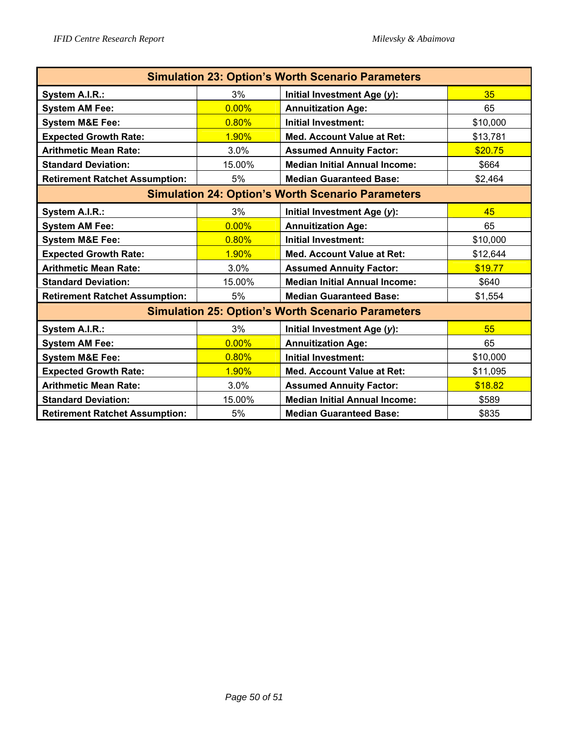| Simulation 23: Option's Worth Scenario Parameters | | | |
|---|---|---|---|
| **System A.I.R.:** | 3% | **Initial Investment Age (*y*):** | 35 |
| **System AM Fee:** | 0.00% | **Annuitization Age:** | 65 |
| **System M&E Fee:** | 0.80% | **Initial Investment:** | $10,000 |
| **Expected Growth Rate:** | 1.90% | **Med. Account Value at Ret:** | $13,781 |
| **Arithmetic Mean Rate:** | 3.0% | **Assumed Annuity Factor:** | $20.75 |
| **Standard Deviation:** | 15.00% | **Median Initial Annual Income:** | $664 |
| **Retirement Ratchet Assumption:** | 5% | **Median Guaranteed Base:** | $2,464 |

| Simulation 24: Option's Worth Scenario Parameters | | | |
|---|---|---|---|
| **System A.I.R.:** | 3% | **Initial Investment Age (*y*):** | 45 |
| **System AM Fee:** | 0.00% | **Annuitization Age:** | 65 |
| **System M&E Fee:** | 0.80% | **Initial Investment:** | $10,000 |
| **Expected Growth Rate:** | 1.90% | **Med. Account Value at Ret:** | $12,644 |
| **Arithmetic Mean Rate:** | 3.0% | **Assumed Annuity Factor:** | $19.77 |
| **Standard Deviation:** | 15.00% | **Median Initial Annual Income:** | $640 |
| **Retirement Ratchet Assumption:** | 5% | **Median Guaranteed Base:** | $1,554 |

| Simulation 25: Option's Worth Scenario Parameters | | | |
|---|---|---|---|
| **System A.I.R.:** | 3% | **Initial Investment Age (*y*):** | 55 |
| **System AM Fee:** | 0.00% | **Annuitization Age:** | 65 |
| **System M&E Fee:** | 0.80% | **Initial Investment:** | $10,000 |
| **Expected Growth Rate:** | 1.90% | **Med. Account Value at Ret:** | $11,095 |
| **Arithmetic Mean Rate:** | 3.0% | **Assumed Annuity Factor:** | $18.82 |
| **Standard Deviation:** | 15.00% | **Median Initial Annual Income:** | $589 |
| **Retirement Ratchet Assumption:** | 5% | **Median Guaranteed Base:** | $835 |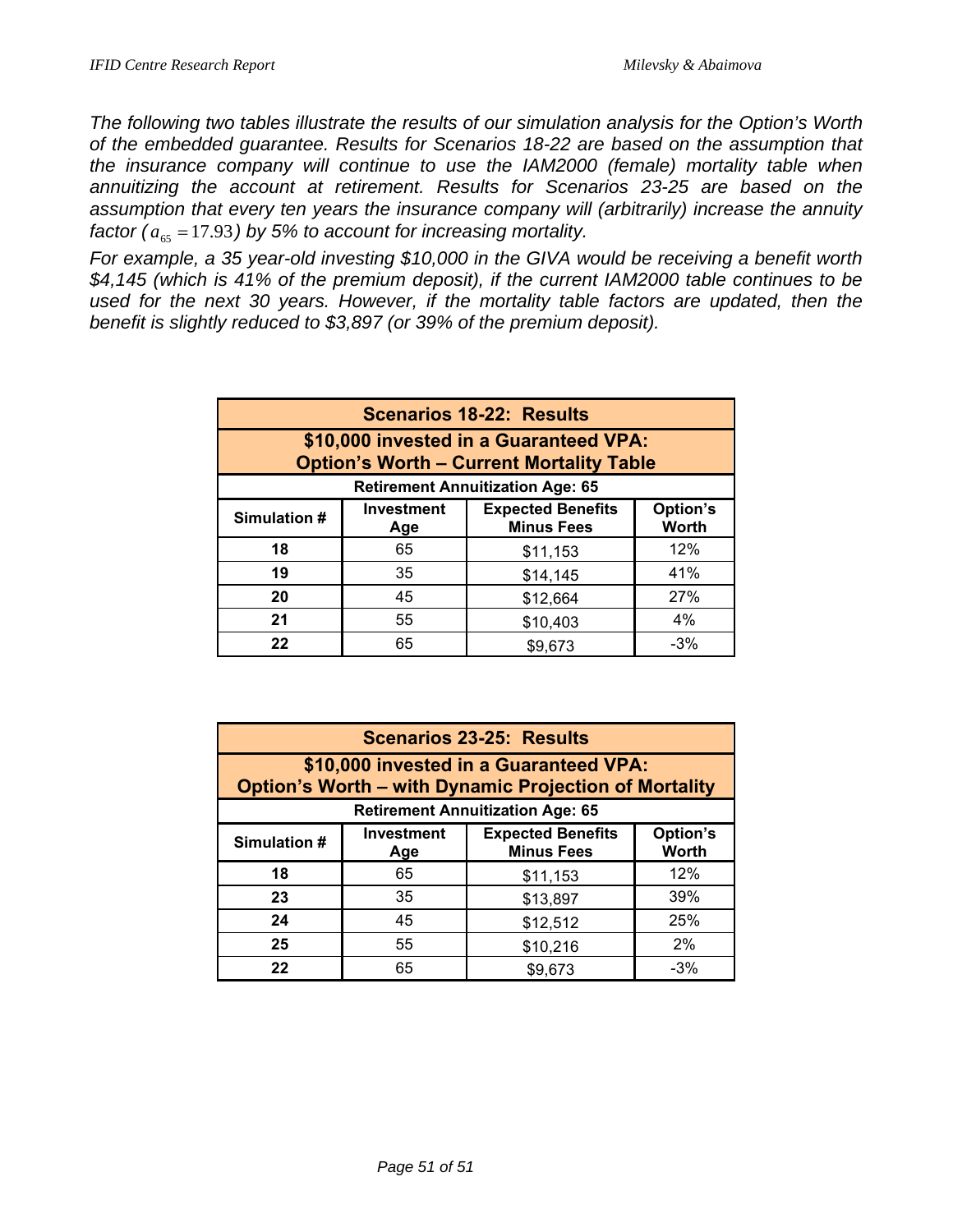*The following two tables illustrate the results of our simulation analysis for the Option's Worth of the embedded guarantee. Results for Scenarios 18-22 are based on the assumption that the insurance company will continue to use the IAM2000 (female) mortality table when annuitizing the account at retirement. Results for Scenarios 23-25 are based on the assumption that every ten years the insurance company will (arbitrarily) increase the annuity factor ($a_{65} = 17.93$) by 5% to account for increasing mortality.*

*For example, a 35 year-old investing $10,000 in the GIVA would be receiving a benefit worth $4,145 (which is 41% of the premium deposit), if the current IAM2000 table continues to be used for the next 30 years. However, if the mortality table factors are updated, then the benefit is slightly reduced to $3,897 (or 39% of the premium deposit).*

| **Scenarios 18-22: Results** | | | |
|---|---|---|---|
| **$10,000 invested in a Guaranteed VPA: Option's Worth – Current Mortality Table** | | | |
| **Retirement Annuitization Age: 65** | | | |
| **Simulation #** | **Investment Age** | **Expected Benefits Minus Fees** | **Option's Worth** |
| **18** | 65 | $11,153 | 12% |
| **19** | 35 | $14,145 | 41% |
| **20** | 45 | $12,664 | 27% |
| **21** | 55 | $10,403 | 4% |
| **22** | 65 | $9,673 | -3% |

| **Scenarios 23-25: Results** | | | |
|---|---|---|---|
| **$10,000 invested in a Guaranteed VPA: Option's Worth – with Dynamic Projection of Mortality** | | | |
| **Retirement Annuitization Age: 65** | | | |
| **Simulation #** | **Investment Age** | **Expected Benefits Minus Fees** | **Option's Worth** |
| **18** | 65 | $11,153 | 12% |
| **23** | 35 | $13,897 | 39% |
| **24** | 45 | $12,512 | 25% |
| **25** | 55 | $10,216 | 2% |
| **22** | 65 | $9,673 | -3% |